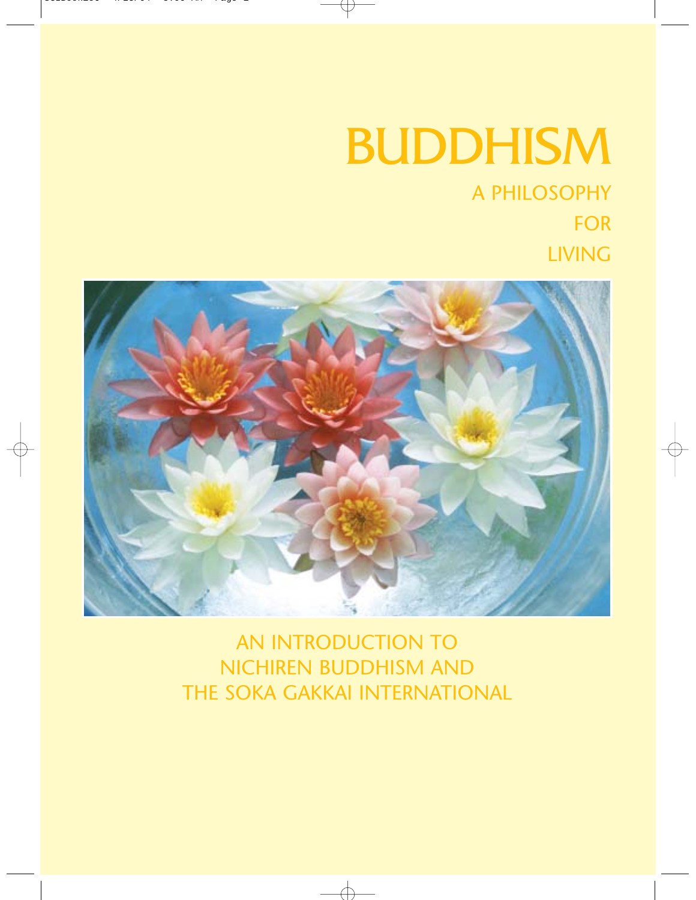# BUDDHISM

## A PHILOSOPHY FOR LIVING

AN INTRODUCTION TO NICHIREN BUDDHISM AND THE SOKA GAKKAI INTERNATIONAL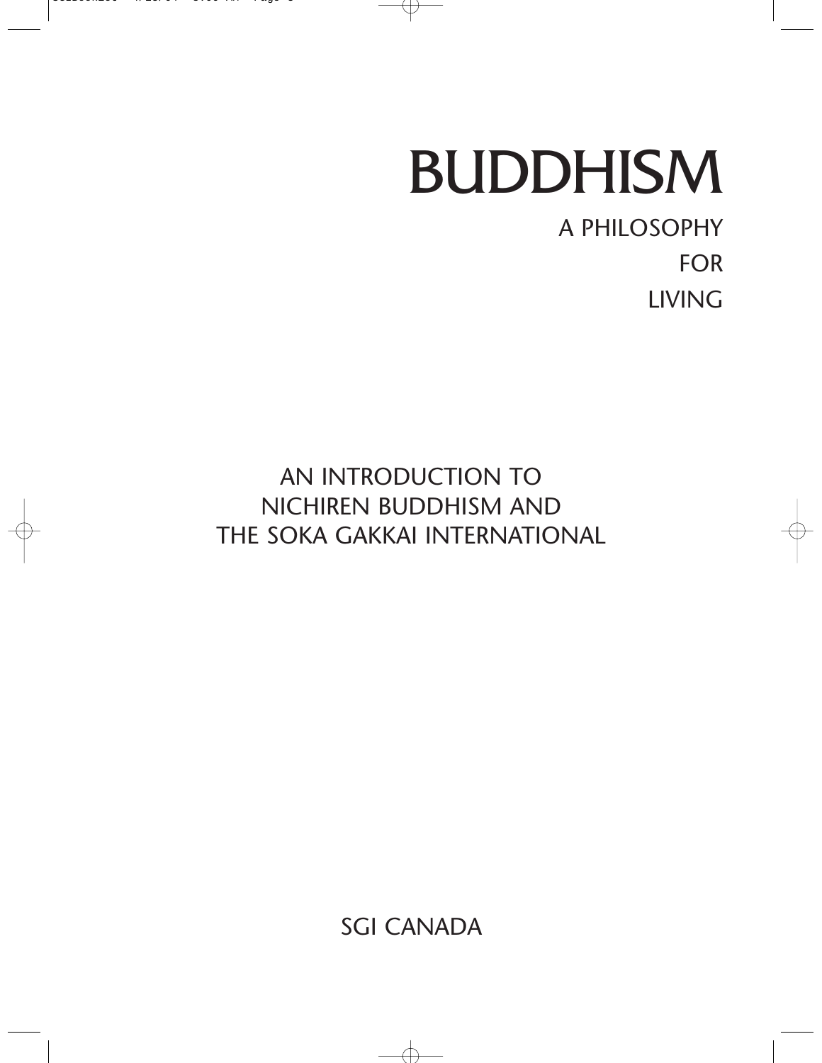# BUDDHISM

## A PHILOSOPHY FOR LIVING

AN INTRODUCTION TO NICHIREN BUDDHISM AND THE SOKA GAKKAI INTERNATIONAL

SGI CANADA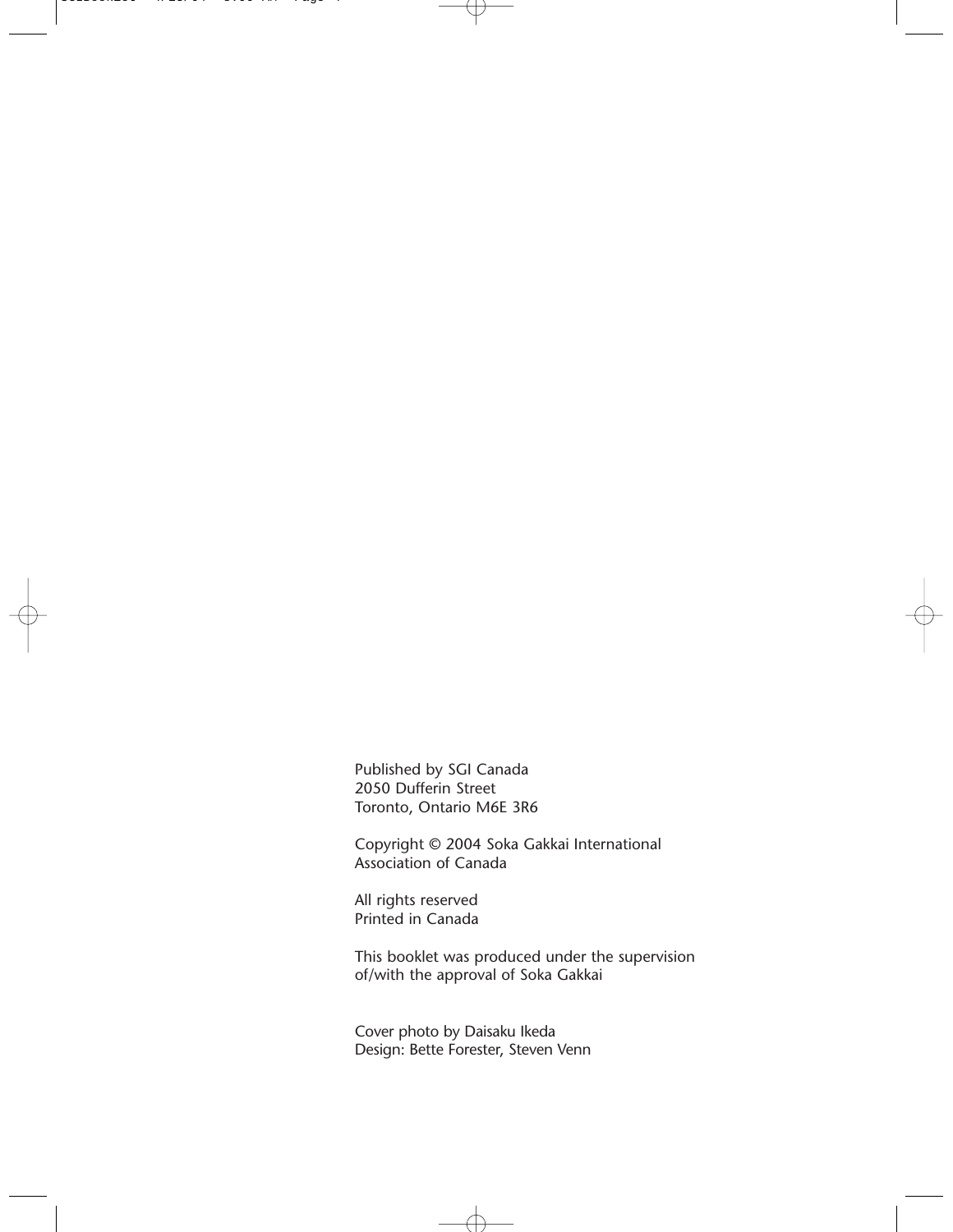Published by SGI Canada
2050 Dufferin Street
Toronto, Ontario M6E 3R6

Copyright © 2004 Soka Gakkai International
Association of Canada

All rights reserved
Printed in Canada

This booklet was produced under the supervision
of/with the approval of Soka Gakkai

Cover photo by Daisaku Ikeda
Design: Bette Forester, Steven Venn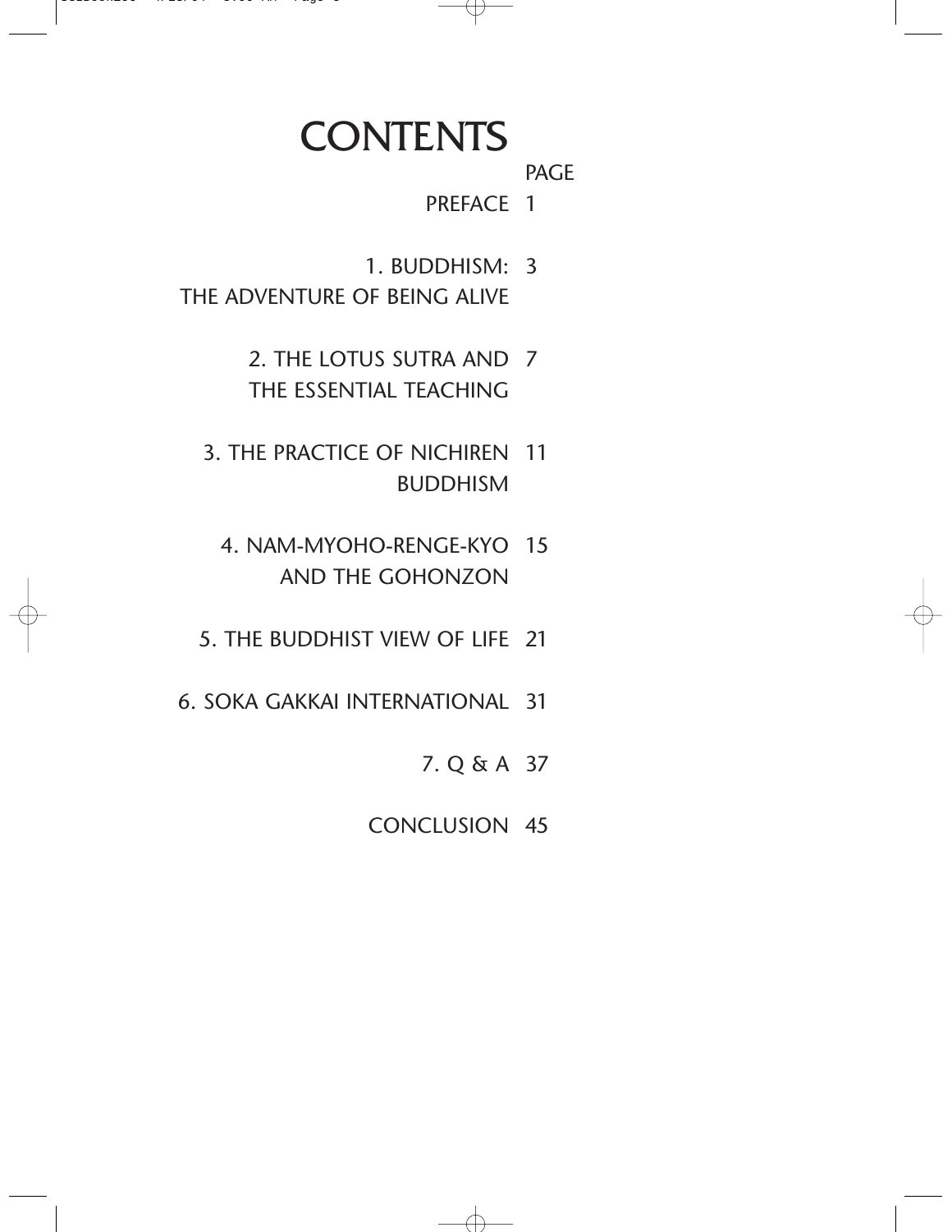# CONTENTS

| | PAGE |
|---|---|
| PREFACE | 1 |
| 1. BUDDHISM: THE ADVENTURE OF BEING ALIVE | 3 |
| 2. THE LOTUS SUTRA AND THE ESSENTIAL TEACHING | 7 |
| 3. THE PRACTICE OF NICHIREN BUDDHISM | 11 |
| 4. NAM-MYOHO-RENGE-KYO AND THE GOHONZON | 15 |
| 5. THE BUDDHIST VIEW OF LIFE | 21 |
| 6. SOKA GAKKAI INTERNATIONAL | 31 |
| 7. Q & A | 37 |
| CONCLUSION | 45 |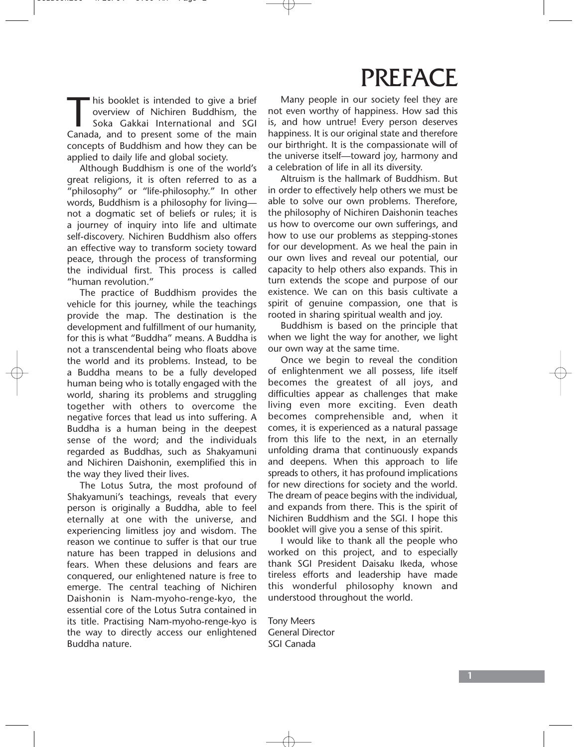# PREFACE

This booklet is intended to give a brief overview of Nichiren Buddhism, the Soka Gakkai International and SGI Canada, and to present some of the main concepts of Buddhism and how they can be applied to daily life and global society.

Although Buddhism is one of the world's great religions, it is often referred to as a "philosophy" or "life-philosophy." In other words, Buddhism is a philosophy for living—not a dogmatic set of beliefs or rules; it is a journey of inquiry into life and ultimate self-discovery. Nichiren Buddhism also offers an effective way to transform society toward peace, through the process of transforming the individual first. This process is called "human revolution."

The practice of Buddhism provides the vehicle for this journey, while the teachings provide the map. The destination is the development and fulfillment of our humanity, for this is what "Buddha" means. A Buddha is not a transcendental being who floats above the world and its problems. Instead, to be a Buddha means to be a fully developed human being who is totally engaged with the world, sharing its problems and struggling together with others to overcome the negative forces that lead us into suffering. A Buddha is a human being in the deepest sense of the word; and the individuals regarded as Buddhas, such as Shakyamuni and Nichiren Daishonin, exemplified this in the way they lived their lives.

The Lotus Sutra, the most profound of Shakyamuni's teachings, reveals that every person is originally a Buddha, able to feel eternally at one with the universe, and experiencing limitless joy and wisdom. The reason we continue to suffer is that our true nature has been trapped in delusions and fears. When these delusions and fears are conquered, our enlightened nature is free to emerge. The central teaching of Nichiren Daishonin is Nam-myoho-renge-kyo, the essential core of the Lotus Sutra contained in its title. Practising Nam-myoho-renge-kyo is the way to directly access our enlightened Buddha nature.

Many people in our society feel they are not even worthy of happiness. How sad this is, and how untrue! Every person deserves happiness. It is our original state and therefore our birthright. It is the compassionate will of the universe itself—toward joy, harmony and a celebration of life in all its diversity.

Altruism is the hallmark of Buddhism. But in order to effectively help others we must be able to solve our own problems. Therefore, the philosophy of Nichiren Daishonin teaches us how to overcome our own sufferings, and how to use our problems as stepping-stones for our development. As we heal the pain in our own lives and reveal our potential, our capacity to help others also expands. This in turn extends the scope and purpose of our existence. We can on this basis cultivate a spirit of genuine compassion, one that is rooted in sharing spiritual wealth and joy.

Buddhism is based on the principle that when we light the way for another, we light our own way at the same time.

Once we begin to reveal the condition of enlightenment we all possess, life itself becomes the greatest of all joys, and difficulties appear as challenges that make living even more exciting. Even death becomes comprehensible and, when it comes, it is experienced as a natural passage from this life to the next, in an eternally unfolding drama that continuously expands and deepens. When this approach to life spreads to others, it has profound implications for new directions for society and the world. The dream of peace begins with the individual, and expands from there. This is the spirit of Nichiren Buddhism and the SGI. I hope this booklet will give you a sense of this spirit.

I would like to thank all the people who worked on this project, and to especially thank SGI President Daisaku Ikeda, whose tireless efforts and leadership have made this wonderful philosophy known and understood throughout the world.

Tony Meers
General Director
SGI Canada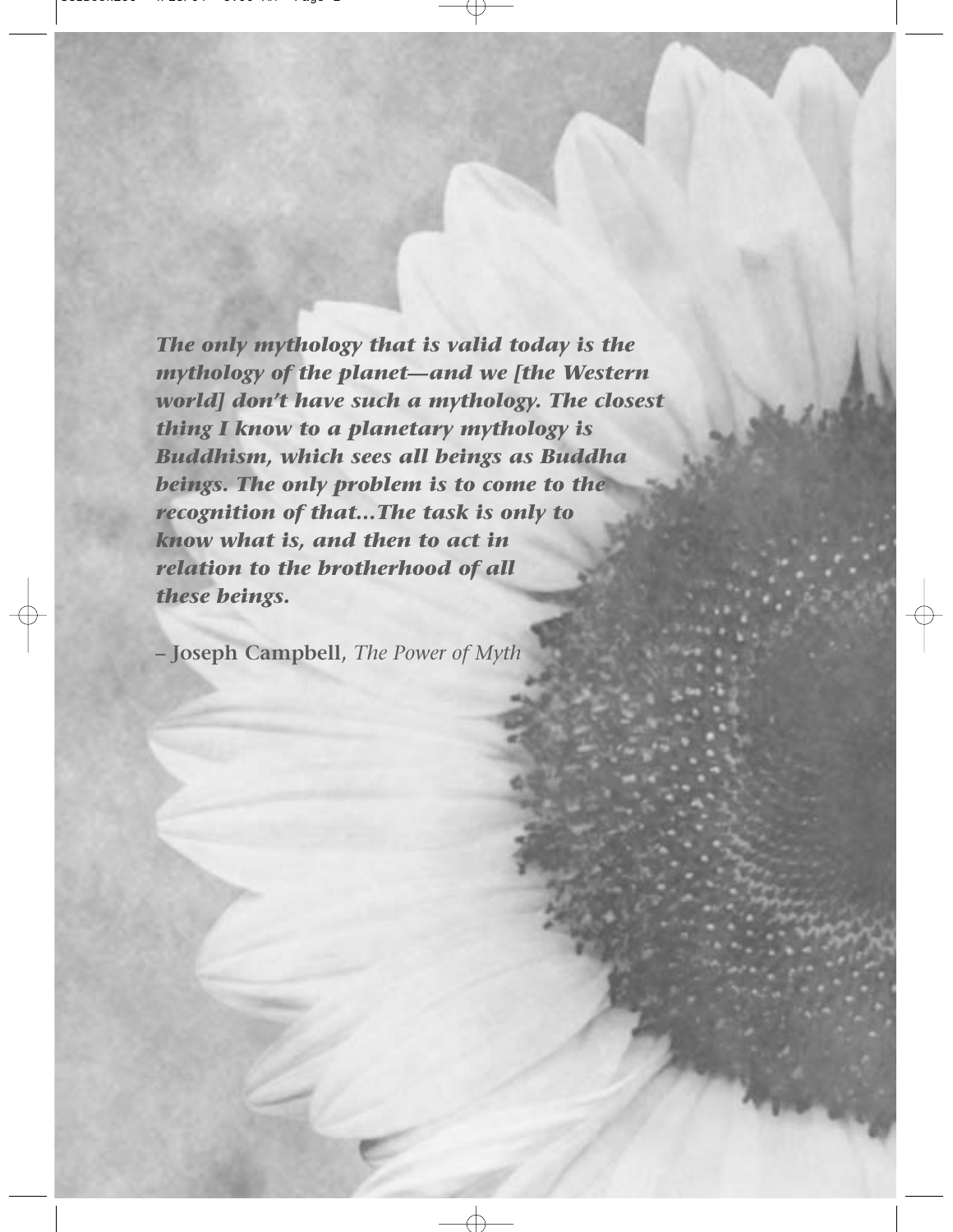***The only mythology that is valid today is the mythology of the planet—and we [the Western world] don't have such a mythology. The closest thing I know to a planetary mythology is Buddhism, which sees all beings as Buddha beings. The only problem is to come to the recognition of that…The task is only to know what is, and then to act in relation to the brotherhood of all these beings.***

**– Joseph Campbell,** *The Power of Myth*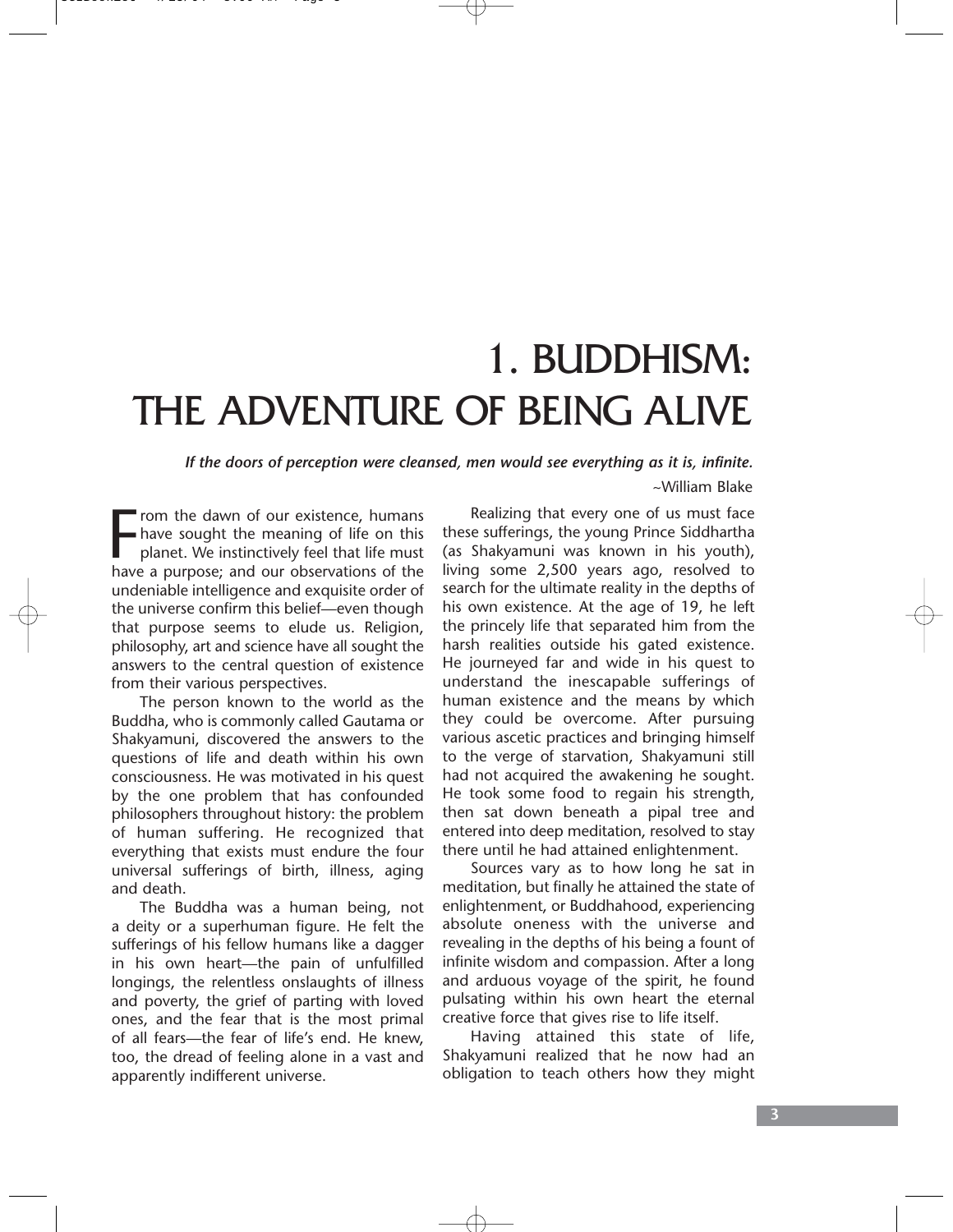# 1. BUDDHISM: THE ADVENTURE OF BEING ALIVE

***If the doors of perception were cleansed, men would see everything as it is, infinite.***

~William Blake

From the dawn of our existence, humans have sought the meaning of life on this planet. We instinctively feel that life must have a purpose; and our observations of the undeniable intelligence and exquisite order of the universe confirm this belief—even though that purpose seems to elude us. Religion, philosophy, art and science have all sought the answers to the central question of existence from their various perspectives.

The person known to the world as the Buddha, who is commonly called Gautama or Shakyamuni, discovered the answers to the questions of life and death within his own consciousness. He was motivated in his quest by the one problem that has confounded philosophers throughout history: the problem of human suffering. He recognized that everything that exists must endure the four universal sufferings of birth, illness, aging and death.

The Buddha was a human being, not a deity or a superhuman figure. He felt the sufferings of his fellow humans like a dagger in his own heart—the pain of unfulfilled longings, the relentless onslaughts of illness and poverty, the grief of parting with loved ones, and the fear that is the most primal of all fears—the fear of life's end. He knew, too, the dread of feeling alone in a vast and apparently indifferent universe.

Realizing that every one of us must face these sufferings, the young Prince Siddhartha (as Shakyamuni was known in his youth), living some 2,500 years ago, resolved to search for the ultimate reality in the depths of his own existence. At the age of 19, he left the princely life that separated him from the harsh realities outside his gated existence. He journeyed far and wide in his quest to understand the inescapable sufferings of human existence and the means by which they could be overcome. After pursuing various ascetic practices and bringing himself to the verge of starvation, Shakyamuni still had not acquired the awakening he sought. He took some food to regain his strength, then sat down beneath a pipal tree and entered into deep meditation, resolved to stay there until he had attained enlightenment.

Sources vary as to how long he sat in meditation, but finally he attained the state of enlightenment, or Buddhahood, experiencing absolute oneness with the universe and revealing in the depths of his being a fount of infinite wisdom and compassion. After a long and arduous voyage of the spirit, he found pulsating within his own heart the eternal creative force that gives rise to life itself.

Having attained this state of life, Shakyamuni realized that he now had an obligation to teach others how they might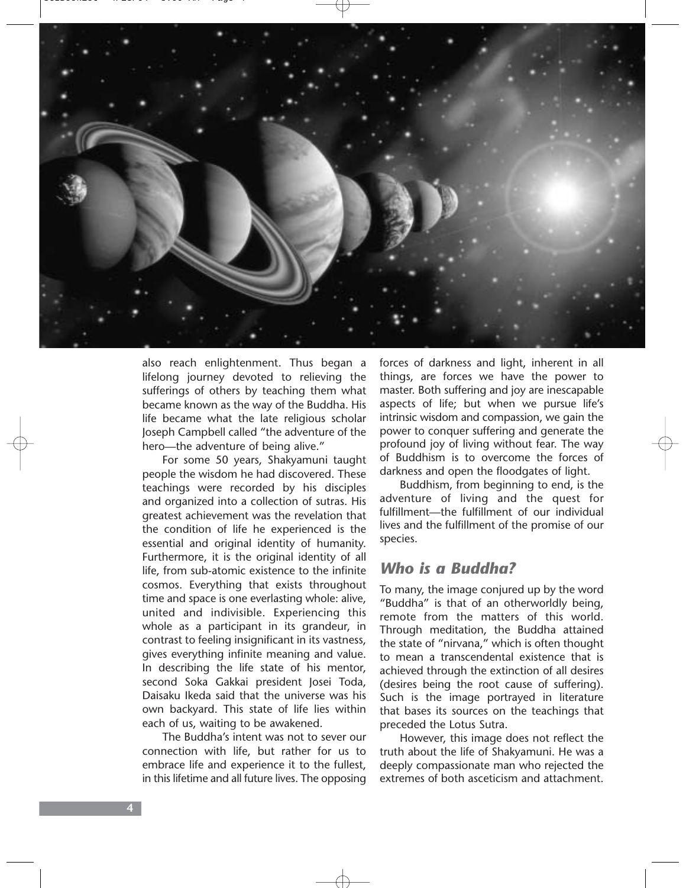also reach enlightenment. Thus began a lifelong journey devoted to relieving the sufferings of others by teaching them what became known as the way of the Buddha. His life became what the late religious scholar Joseph Campbell called "the adventure of the hero—the adventure of being alive."

For some 50 years, Shakyamuni taught people the wisdom he had discovered. These teachings were recorded by his disciples and organized into a collection of sutras. His greatest achievement was the revelation that the condition of life he experienced is the essential and original identity of humanity. Furthermore, it is the original identity of all life, from sub-atomic existence to the infinite cosmos. Everything that exists throughout time and space is one everlasting whole: alive, united and indivisible. Experiencing this whole as a participant in its grandeur, in contrast to feeling insignificant in its vastness, gives everything infinite meaning and value. In describing the life state of his mentor, second Soka Gakkai president Josei Toda, Daisaku Ikeda said that the universe was his own backyard. This state of life lies within each of us, waiting to be awakened.

The Buddha's intent was not to sever our connection with life, but rather for us to embrace life and experience it to the fullest, in this lifetime and all future lives. The opposing forces of darkness and light, inherent in all things, are forces we have the power to master. Both suffering and joy are inescapable aspects of life; but when we pursue life's intrinsic wisdom and compassion, we gain the power to conquer suffering and generate the profound joy of living without fear. The way of Buddhism is to overcome the forces of darkness and open the floodgates of light.

Buddhism, from beginning to end, is the adventure of living and the quest for fulfillment—the fulfillment of our individual lives and the fulfillment of the promise of our species.

## *Who is a Buddha?*

To many, the image conjured up by the word "Buddha" is that of an otherworldly being, remote from the matters of this world. Through meditation, the Buddha attained the state of "nirvana," which is often thought to mean a transcendental existence that is achieved through the extinction of all desires (desires being the root cause of suffering). Such is the image portrayed in literature that bases its sources on the teachings that preceded the Lotus Sutra.

However, this image does not reflect the truth about the life of Shakyamuni. He was a deeply compassionate man who rejected the extremes of both asceticism and attachment.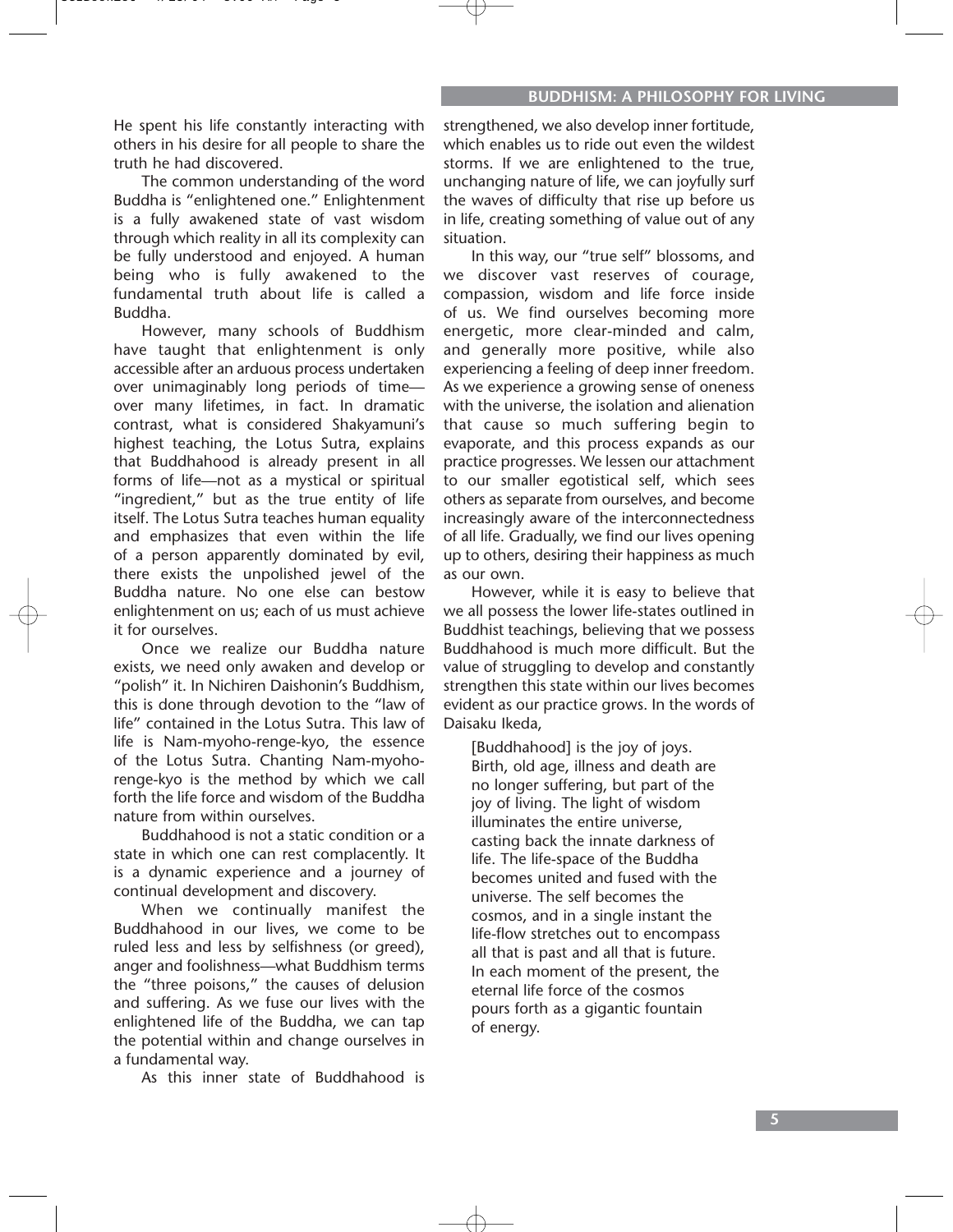He spent his life constantly interacting with others in his desire for all people to share the truth he had discovered.

The common understanding of the word Buddha is "enlightened one." Enlightenment is a fully awakened state of vast wisdom through which reality in all its complexity can be fully understood and enjoyed. A human being who is fully awakened to the fundamental truth about life is called a Buddha.

However, many schools of Buddhism have taught that enlightenment is only accessible after an arduous process undertaken over unimaginably long periods of time—over many lifetimes, in fact. In dramatic contrast, what is considered Shakyamuni's highest teaching, the Lotus Sutra, explains that Buddhahood is already present in all forms of life—not as a mystical or spiritual "ingredient," but as the true entity of life itself. The Lotus Sutra teaches human equality and emphasizes that even within the life of a person apparently dominated by evil, there exists the unpolished jewel of the Buddha nature. No one else can bestow enlightenment on us; each of us must achieve it for ourselves.

Once we realize our Buddha nature exists, we need only awaken and develop or "polish" it. In Nichiren Daishonin's Buddhism, this is done through devotion to the "law of life" contained in the Lotus Sutra. This law of life is Nam-myoho-renge-kyo, the essence of the Lotus Sutra. Chanting Nam-myoho-renge-kyo is the method by which we call forth the life force and wisdom of the Buddha nature from within ourselves.

Buddhahood is not a static condition or a state in which one can rest complacently. It is a dynamic experience and a journey of continual development and discovery.

When we continually manifest the Buddhahood in our lives, we come to be ruled less and less by selfishness (or greed), anger and foolishness—what Buddhism terms the "three poisons," the causes of delusion and suffering. As we fuse our lives with the enlightened life of the Buddha, we can tap the potential within and change ourselves in a fundamental way.

As this inner state of Buddhahood is strengthened, we also develop inner fortitude, which enables us to ride out even the wildest storms. If we are enlightened to the true, unchanging nature of life, we can joyfully surf the waves of difficulty that rise up before us in life, creating something of value out of any situation.

In this way, our "true self" blossoms, and we discover vast reserves of courage, compassion, wisdom and life force inside of us. We find ourselves becoming more energetic, more clear-minded and calm, and generally more positive, while also experiencing a feeling of deep inner freedom. As we experience a growing sense of oneness with the universe, the isolation and alienation that cause so much suffering begin to evaporate, and this process expands as our practice progresses. We lessen our attachment to our smaller egotistical self, which sees others as separate from ourselves, and become increasingly aware of the interconnectedness of all life. Gradually, we find our lives opening up to others, desiring their happiness as much as our own.

However, while it is easy to believe that we all possess the lower life-states outlined in Buddhist teachings, believing that we possess Buddhahood is much more difficult. But the value of struggling to develop and constantly strengthen this state within our lives becomes evident as our practice grows. In the words of Daisaku Ikeda,

> [Buddhahood] is the joy of joys. Birth, old age, illness and death are no longer suffering, but part of the joy of living. The light of wisdom illuminates the entire universe, casting back the innate darkness of life. The life-space of the Buddha becomes united and fused with the universe. The self becomes the cosmos, and in a single instant the life-flow stretches out to encompass all that is past and all that is future. In each moment of the present, the eternal life force of the cosmos pours forth as a gigantic fountain of energy.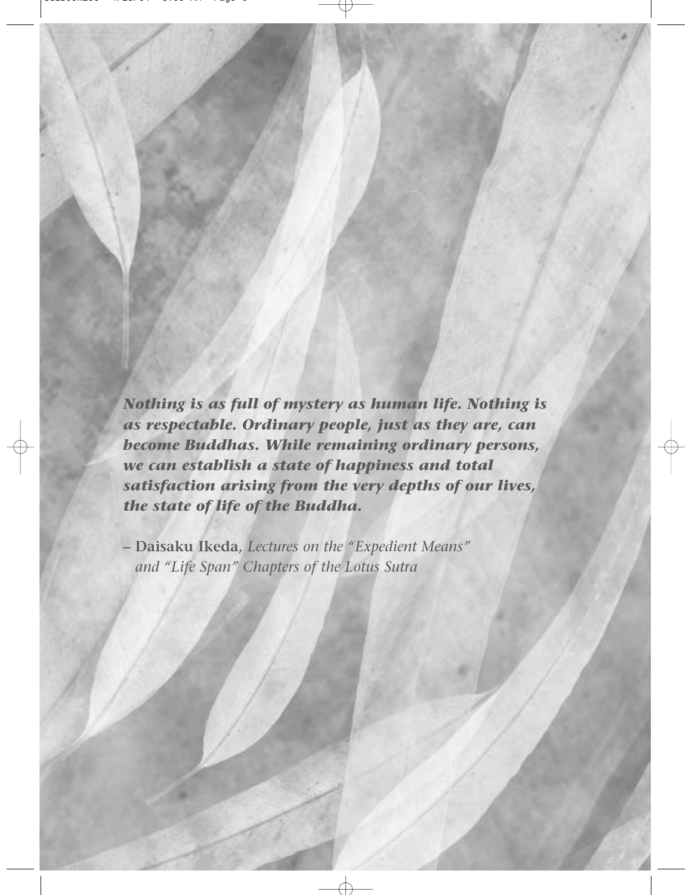***Nothing is as full of mystery as human life. Nothing is as respectable. Ordinary people, just as they are, can become Buddhas. While remaining ordinary persons, we can establish a state of happiness and total satisfaction arising from the very depths of our lives, the state of life of the Buddha.***

– **Daisaku Ikeda**, *Lectures on the "Expedient Means" and "Life Span" Chapters of the Lotus Sutra*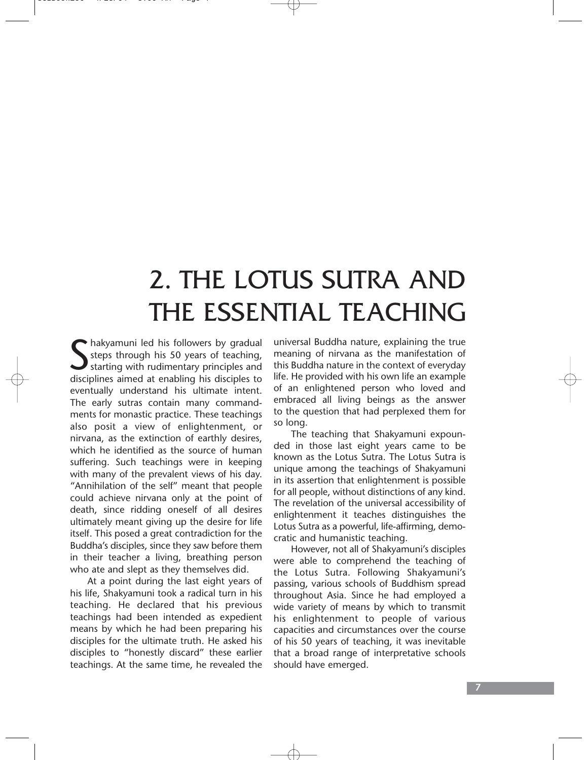# 2. THE LOTUS SUTRA AND THE ESSENTIAL TEACHING

Shakyamuni led his followers by gradual steps through his 50 years of teaching, starting with rudimentary principles and disciplines aimed at enabling his disciples to eventually understand his ultimate intent. The early sutras contain many commandments for monastic practice. These teachings also posit a view of enlightenment, or nirvana, as the extinction of earthly desires, which he identified as the source of human suffering. Such teachings were in keeping with many of the prevalent views of his day. "Annihilation of the self" meant that people could achieve nirvana only at the point of death, since ridding oneself of all desires ultimately meant giving up the desire for life itself. This posed a great contradiction for the Buddha's disciples, since they saw before them in their teacher a living, breathing person who ate and slept as they themselves did.

At a point during the last eight years of his life, Shakyamuni took a radical turn in his teaching. He declared that his previous teachings had been intended as expedient means by which he had been preparing his disciples for the ultimate truth. He asked his disciples to "honestly discard" these earlier teachings. At the same time, he revealed the universal Buddha nature, explaining the true meaning of nirvana as the manifestation of this Buddha nature in the context of everyday life. He provided with his own life an example of an enlightened person who loved and embraced all living beings as the answer to the question that had perplexed them for so long.

The teaching that Shakyamuni expounded in those last eight years came to be known as the Lotus Sutra. The Lotus Sutra is unique among the teachings of Shakyamuni in its assertion that enlightenment is possible for all people, without distinctions of any kind. The revelation of the universal accessibility of enlightenment it teaches distinguishes the Lotus Sutra as a powerful, life-affirming, democratic and humanistic teaching.

However, not all of Shakyamuni's disciples were able to comprehend the teaching of the Lotus Sutra. Following Shakyamuni's passing, various schools of Buddhism spread throughout Asia. Since he had employed a wide variety of means by which to transmit his enlightenment to people of various capacities and circumstances over the course of his 50 years of teaching, it was inevitable that a broad range of interpretative schools should have emerged.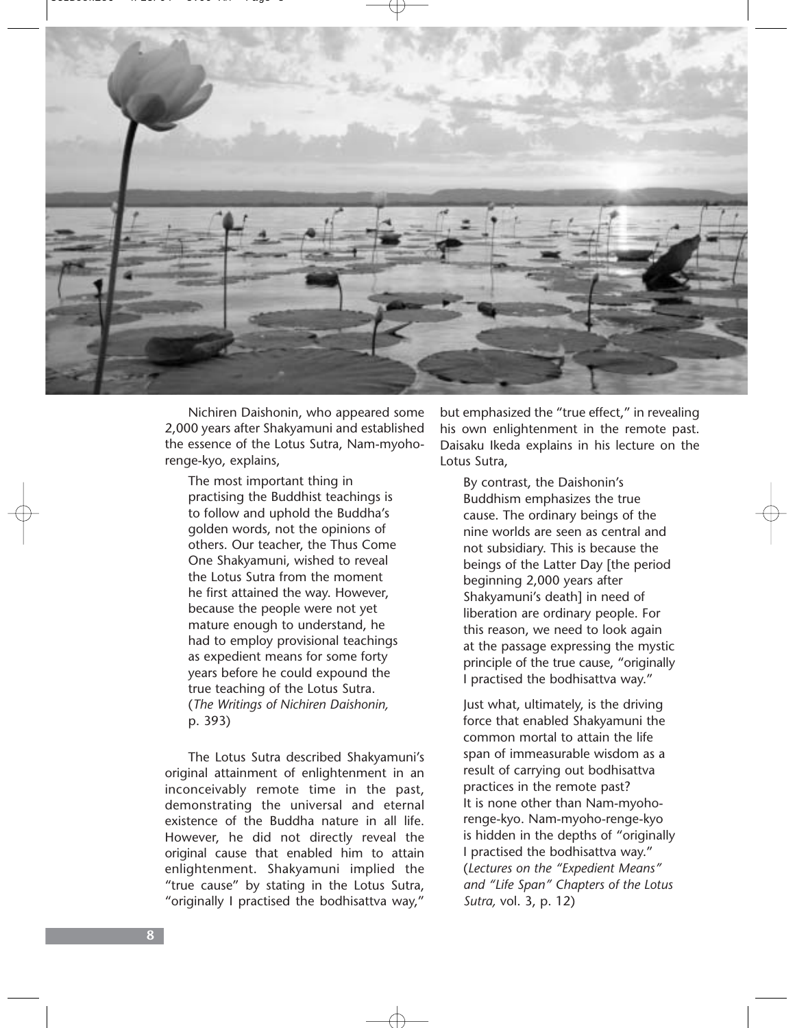Nichiren Daishonin, who appeared some 2,000 years after Shakyamuni and established the essence of the Lotus Sutra, Nam-myoho-renge-kyo, explains,

> The most important thing in practising the Buddhist teachings is to follow and uphold the Buddha's golden words, not the opinions of others. Our teacher, the Thus Come One Shakyamuni, wished to reveal the Lotus Sutra from the moment he first attained the way. However, because the people were not yet mature enough to understand, he had to employ provisional teachings as expedient means for some forty years before he could expound the true teaching of the Lotus Sutra. (*The Writings of Nichiren Daishonin,* p. 393)

The Lotus Sutra described Shakyamuni's original attainment of enlightenment in an inconceivably remote time in the past, demonstrating the universal and eternal existence of the Buddha nature in all life. However, he did not directly reveal the original cause that enabled him to attain enlightenment. Shakyamuni implied the "true cause" by stating in the Lotus Sutra, "originally I practised the bodhisattva way," but emphasized the "true effect," in revealing his own enlightenment in the remote past. Daisaku Ikeda explains in his lecture on the Lotus Sutra,

> By contrast, the Daishonin's Buddhism emphasizes the true cause. The ordinary beings of the nine worlds are seen as central and not subsidiary. This is because the beings of the Latter Day [the period beginning 2,000 years after Shakyamuni's death] in need of liberation are ordinary people. For this reason, we need to look again at the passage expressing the mystic principle of the true cause, "originally I practised the bodhisattva way."
>
> Just what, ultimately, is the driving force that enabled Shakyamuni the common mortal to attain the life span of immeasurable wisdom as a result of carrying out bodhisattva practices in the remote past? It is none other than Nam-myoho-renge-kyo. Nam-myoho-renge-kyo is hidden in the depths of "originally I practised the bodhisattva way." (*Lectures on the "Expedient Means" and "Life Span" Chapters of the Lotus Sutra,* vol. 3, p. 12)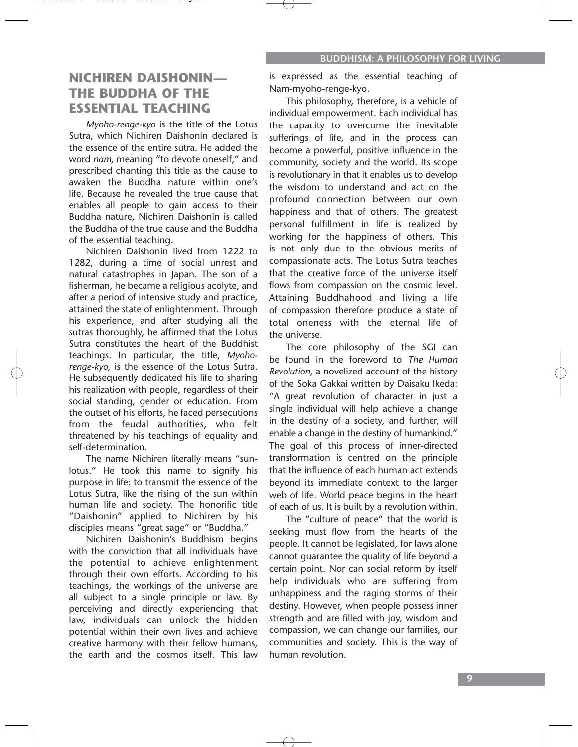## NICHIREN DAISHONIN—THE BUDDHA OF THE ESSENTIAL TEACHING

*Myoho-renge-kyo* is the title of the Lotus Sutra, which Nichiren Daishonin declared is the essence of the entire sutra. He added the word *nam*, meaning "to devote oneself," and prescribed chanting this title as the cause to awaken the Buddha nature within one's life. Because he revealed the true cause that enables all people to gain access to their Buddha nature, Nichiren Daishonin is called the Buddha of the true cause and the Buddha of the essential teaching.

Nichiren Daishonin lived from 1222 to 1282, during a time of social unrest and natural catastrophes in Japan. The son of a fisherman, he became a religious acolyte, and after a period of intensive study and practice, attained the state of enlightenment. Through his experience, and after studying all the sutras thoroughly, he affirmed that the Lotus Sutra constitutes the heart of the Buddhist teachings. In particular, the title, *Myoho-renge-kyo*, is the essence of the Lotus Sutra. He subsequently dedicated his life to sharing his realization with people, regardless of their social standing, gender or education. From the outset of his efforts, he faced persecutions from the feudal authorities, who felt threatened by his teachings of equality and self-determination.

The name Nichiren literally means "sun-lotus." He took this name to signify his purpose in life: to transmit the essence of the Lotus Sutra, like the rising of the sun within human life and society. The honorific title "Daishonin" applied to Nichiren by his disciples means "great sage" or "Buddha."

Nichiren Daishonin's Buddhism begins with the conviction that all individuals have the potential to achieve enlightenment through their own efforts. According to his teachings, the workings of the universe are all subject to a single principle or law. By perceiving and directly experiencing that law, individuals can unlock the hidden potential within their own lives and achieve creative harmony with their fellow humans, the earth and the cosmos itself. This law is expressed as the essential teaching of Nam-myoho-renge-kyo.

This philosophy, therefore, is a vehicle of individual empowerment. Each individual has the capacity to overcome the inevitable sufferings of life, and in the process can become a powerful, positive influence in the community, society and the world. Its scope is revolutionary in that it enables us to develop the wisdom to understand and act on the profound connection between our own happiness and that of others. The greatest personal fulfillment in life is realized by working for the happiness of others. This is not only due to the obvious merits of compassionate acts. The Lotus Sutra teaches that the creative force of the universe itself flows from compassion on the cosmic level. Attaining Buddhahood and living a life of compassion therefore produce a state of total oneness with the eternal life of the universe.

The core philosophy of the SGI can be found in the foreword to *The Human Revolution*, a novelized account of the history of the Soka Gakkai written by Daisaku Ikeda: "A great revolution of character in just a single individual will help achieve a change in the destiny of a society, and further, will enable a change in the destiny of humankind." The goal of this process of inner-directed transformation is centred on the principle that the influence of each human act extends beyond its immediate context to the larger web of life. World peace begins in the heart of each of us. It is built by a revolution within.

The "culture of peace" that the world is seeking must flow from the hearts of the people. It cannot be legislated, for laws alone cannot guarantee the quality of life beyond a certain point. Nor can social reform by itself help individuals who are suffering from unhappiness and the raging storms of their destiny. However, when people possess inner strength and are filled with joy, wisdom and compassion, we can change our families, our communities and society. This is the way of human revolution.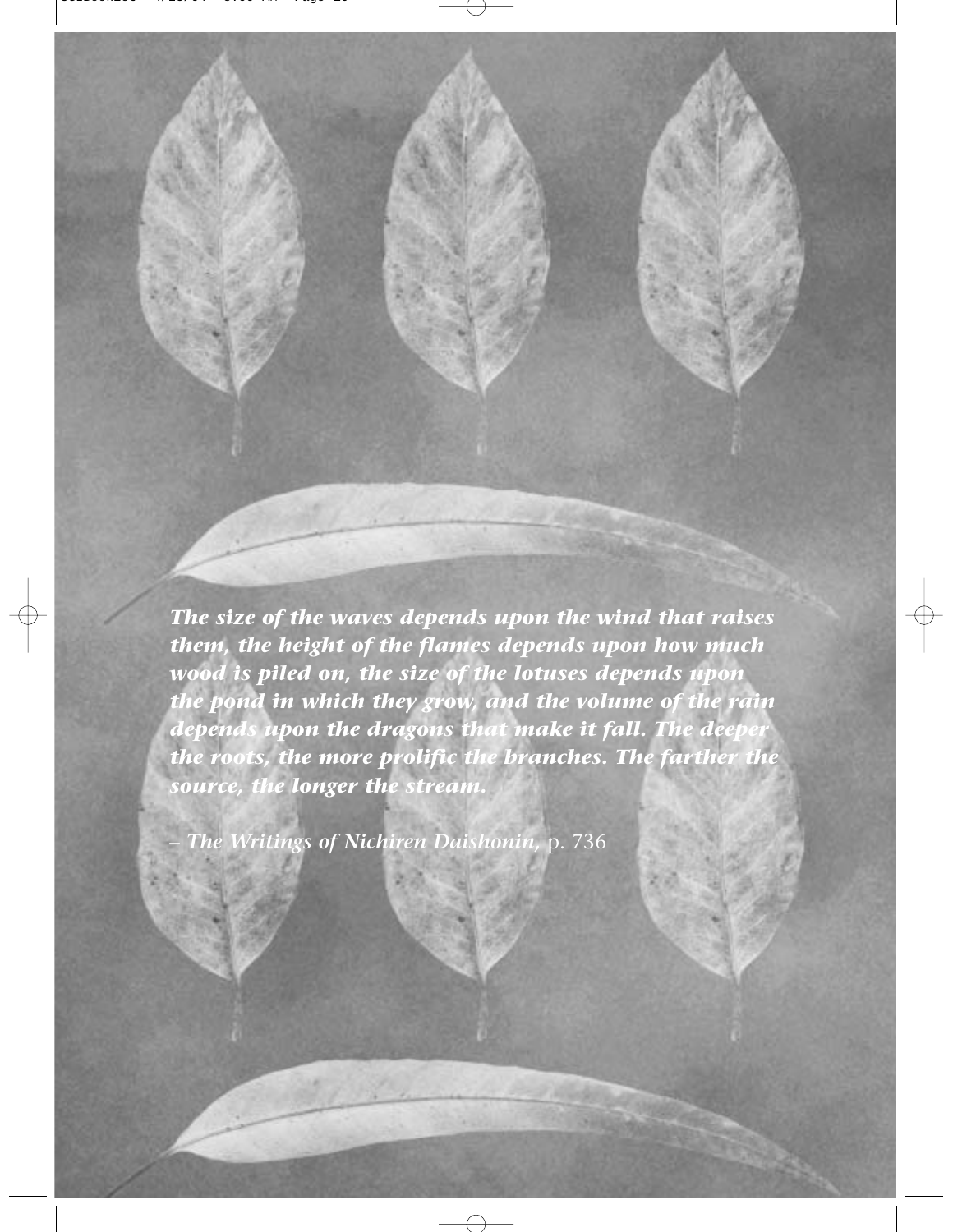*The size of the waves depends upon the wind that raises them, the height of the flames depends upon how much wood is piled on, the size of the lotuses depends upon the pond in which they grow, and the volume of the rain depends upon the dragons that make it fall. The deeper the roots, the more prolific the branches. The farther the source, the longer the stream.*

– *The Writings of Nichiren Daishonin,* p. 736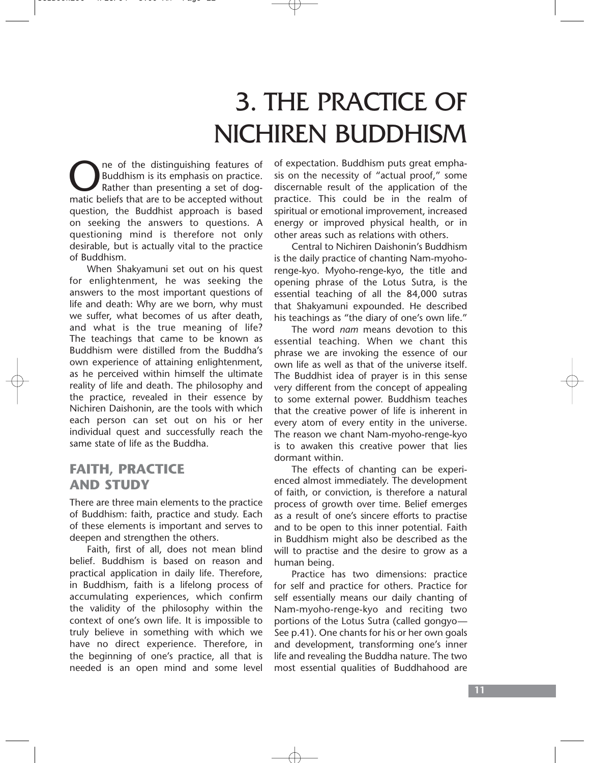# 3. THE PRACTICE OF NICHIREN BUDDHISM

One of the distinguishing features of Buddhism is its emphasis on practice. Rather than presenting a set of dogmatic beliefs that are to be accepted without question, the Buddhist approach is based on seeking the answers to questions. A questioning mind is therefore not only desirable, but is actually vital to the practice of Buddhism.

When Shakyamuni set out on his quest for enlightenment, he was seeking the answers to the most important questions of life and death: Why are we born, why must we suffer, what becomes of us after death, and what is the true meaning of life? The teachings that came to be known as Buddhism were distilled from the Buddha's own experience of attaining enlightenment, as he perceived within himself the ultimate reality of life and death. The philosophy and the practice, revealed in their essence by Nichiren Daishonin, are the tools with which each person can set out on his or her individual quest and successfully reach the same state of life as the Buddha.

## FAITH, PRACTICE AND STUDY

There are three main elements to the practice of Buddhism: faith, practice and study. Each of these elements is important and serves to deepen and strengthen the others.

Faith, first of all, does not mean blind belief. Buddhism is based on reason and practical application in daily life. Therefore, in Buddhism, faith is a lifelong process of accumulating experiences, which confirm the validity of the philosophy within the context of one's own life. It is impossible to truly believe in something with which we have no direct experience. Therefore, in the beginning of one's practice, all that is needed is an open mind and some level of expectation. Buddhism puts great emphasis on the necessity of "actual proof," some discernable result of the application of the practice. This could be in the realm of spiritual or emotional improvement, increased energy or improved physical health, or in other areas such as relations with others.

Central to Nichiren Daishonin's Buddhism is the daily practice of chanting Nam-myoho-renge-kyo. Myoho-renge-kyo, the title and opening phrase of the Lotus Sutra, is the essential teaching of all the 84,000 sutras that Shakyamuni expounded. He described his teachings as "the diary of one's own life."

The word *nam* means devotion to this essential teaching. When we chant this phrase we are invoking the essence of our own life as well as that of the universe itself. The Buddhist idea of prayer is in this sense very different from the concept of appealing to some external power. Buddhism teaches that the creative power of life is inherent in every atom of every entity in the universe. The reason we chant Nam-myoho-renge-kyo is to awaken this creative power that lies dormant within.

The effects of chanting can be experienced almost immediately. The development of faith, or conviction, is therefore a natural process of growth over time. Belief emerges as a result of one's sincere efforts to practise and to be open to this inner potential. Faith in Buddhism might also be described as the will to practise and the desire to grow as a human being.

Practice has two dimensions: practice for self and practice for others. Practice for self essentially means our daily chanting of Nam-myoho-renge-kyo and reciting two portions of the Lotus Sutra (called gongyo—See p.41). One chants for his or her own goals and development, transforming one's inner life and revealing the Buddha nature. The two most essential qualities of Buddhahood are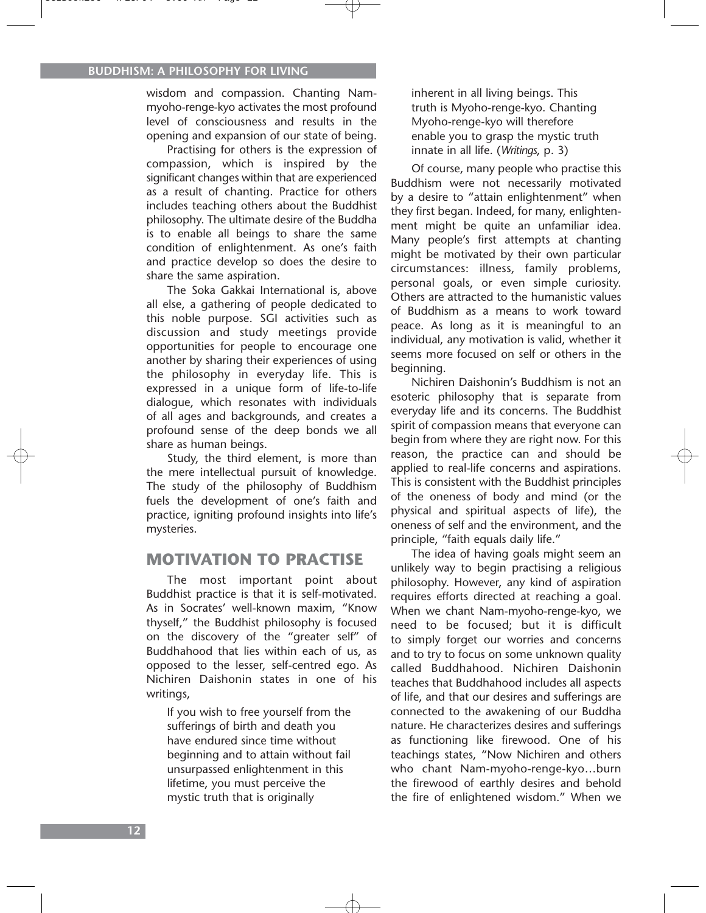wisdom and compassion. Chanting Nam-myoho-renge-kyo activates the most profound level of consciousness and results in the opening and expansion of our state of being.

Practising for others is the expression of compassion, which is inspired by the significant changes within that are experienced as a result of chanting. Practice for others includes teaching others about the Buddhist philosophy. The ultimate desire of the Buddha is to enable all beings to share the same condition of enlightenment. As one's faith and practice develop so does the desire to share the same aspiration.

The Soka Gakkai International is, above all else, a gathering of people dedicated to this noble purpose. SGI activities such as discussion and study meetings provide opportunities for people to encourage one another by sharing their experiences of using the philosophy in everyday life. This is expressed in a unique form of life-to-life dialogue, which resonates with individuals of all ages and backgrounds, and creates a profound sense of the deep bonds we all share as human beings.

Study, the third element, is more than the mere intellectual pursuit of knowledge. The study of the philosophy of Buddhism fuels the development of one's faith and practice, igniting profound insights into life's mysteries.

## MOTIVATION TO PRACTISE

The most important point about Buddhist practice is that it is self-motivated. As in Socrates' well-known maxim, "Know thyself," the Buddhist philosophy is focused on the discovery of the "greater self" of Buddhahood that lies within each of us, as opposed to the lesser, self-centred ego. As Nichiren Daishonin states in one of his writings,

> If you wish to free yourself from the sufferings of birth and death you have endured since time without beginning and to attain without fail unsurpassed enlightenment in this lifetime, you must perceive the mystic truth that is originally inherent in all living beings. This truth is Myoho-renge-kyo. Chanting Myoho-renge-kyo will therefore enable you to grasp the mystic truth innate in all life. (*Writings*, p. 3)

Of course, many people who practise this Buddhism were not necessarily motivated by a desire to "attain enlightenment" when they first began. Indeed, for many, enlightenment might be quite an unfamiliar idea. Many people's first attempts at chanting might be motivated by their own particular circumstances: illness, family problems, personal goals, or even simple curiosity. Others are attracted to the humanistic values of Buddhism as a means to work toward peace. As long as it is meaningful to an individual, any motivation is valid, whether it seems more focused on self or others in the beginning.

Nichiren Daishonin's Buddhism is not an esoteric philosophy that is separate from everyday life and its concerns. The Buddhist spirit of compassion means that everyone can begin from where they are right now. For this reason, the practice can and should be applied to real-life concerns and aspirations. This is consistent with the Buddhist principles of the oneness of body and mind (or the physical and spiritual aspects of life), the oneness of self and the environment, and the principle, "faith equals daily life."

The idea of having goals might seem an unlikely way to begin practising a religious philosophy. However, any kind of aspiration requires efforts directed at reaching a goal. When we chant Nam-myoho-renge-kyo, we need to be focused; but it is difficult to simply forget our worries and concerns and to try to focus on some unknown quality called Buddhahood. Nichiren Daishonin teaches that Buddhahood includes all aspects of life, and that our desires and sufferings are connected to the awakening of our Buddha nature. He characterizes desires and sufferings as functioning like firewood. One of his teachings states, "Now Nichiren and others who chant Nam-myoho-renge-kyo…burn the firewood of earthly desires and behold the fire of enlightened wisdom." When we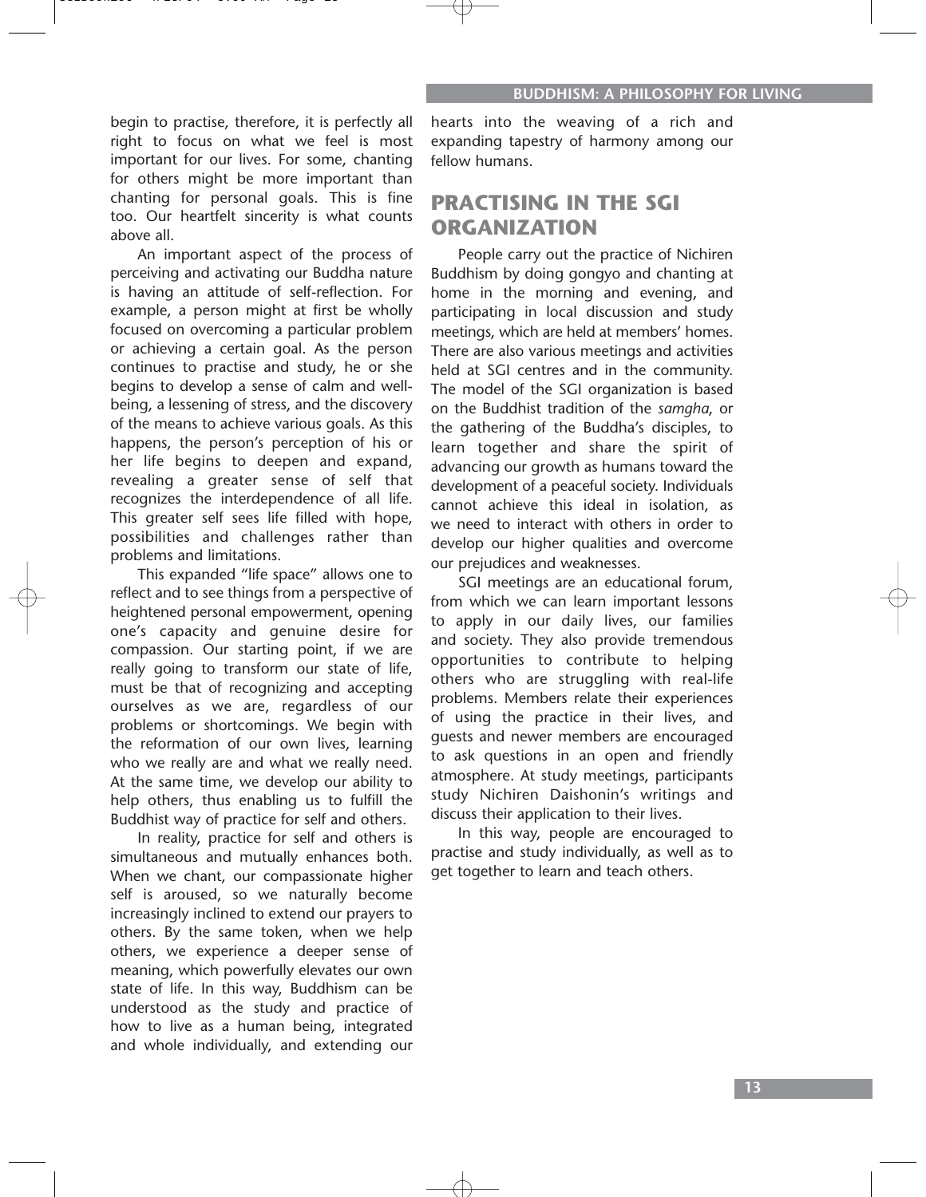begin to practise, therefore, it is perfectly all right to focus on what we feel is most important for our lives. For some, chanting for others might be more important than chanting for personal goals. This is fine too. Our heartfelt sincerity is what counts above all.

An important aspect of the process of perceiving and activating our Buddha nature is having an attitude of self-reflection. For example, a person might at first be wholly focused on overcoming a particular problem or achieving a certain goal. As the person continues to practise and study, he or she begins to develop a sense of calm and well-being, a lessening of stress, and the discovery of the means to achieve various goals. As this happens, the person's perception of his or her life begins to deepen and expand, revealing a greater sense of self that recognizes the interdependence of all life. This greater self sees life filled with hope, possibilities and challenges rather than problems and limitations.

This expanded "life space" allows one to reflect and to see things from a perspective of heightened personal empowerment, opening one's capacity and genuine desire for compassion. Our starting point, if we are really going to transform our state of life, must be that of recognizing and accepting ourselves as we are, regardless of our problems or shortcomings. We begin with the reformation of our own lives, learning who we really are and what we really need. At the same time, we develop our ability to help others, thus enabling us to fulfill the Buddhist way of practice for self and others.

In reality, practice for self and others is simultaneous and mutually enhances both. When we chant, our compassionate higher self is aroused, so we naturally become increasingly inclined to extend our prayers to others. By the same token, when we help others, we experience a deeper sense of meaning, which powerfully elevates our own state of life. In this way, Buddhism can be understood as the study and practice of how to live as a human being, integrated and whole individually, and extending our hearts into the weaving of a rich and expanding tapestry of harmony among our fellow humans.

## PRACTISING IN THE SGI ORGANIZATION

People carry out the practice of Nichiren Buddhism by doing gongyo and chanting at home in the morning and evening, and participating in local discussion and study meetings, which are held at members' homes. There are also various meetings and activities held at SGI centres and in the community. The model of the SGI organization is based on the Buddhist tradition of the *samgha*, or the gathering of the Buddha's disciples, to learn together and share the spirit of advancing our growth as humans toward the development of a peaceful society. Individuals cannot achieve this ideal in isolation, as we need to interact with others in order to develop our higher qualities and overcome our prejudices and weaknesses.

SGI meetings are an educational forum, from which we can learn important lessons to apply in our daily lives, our families and society. They also provide tremendous opportunities to contribute to helping others who are struggling with real-life problems. Members relate their experiences of using the practice in their lives, and guests and newer members are encouraged to ask questions in an open and friendly atmosphere. At study meetings, participants study Nichiren Daishonin's writings and discuss their application to their lives.

In this way, people are encouraged to practise and study individually, as well as to get together to learn and teach others.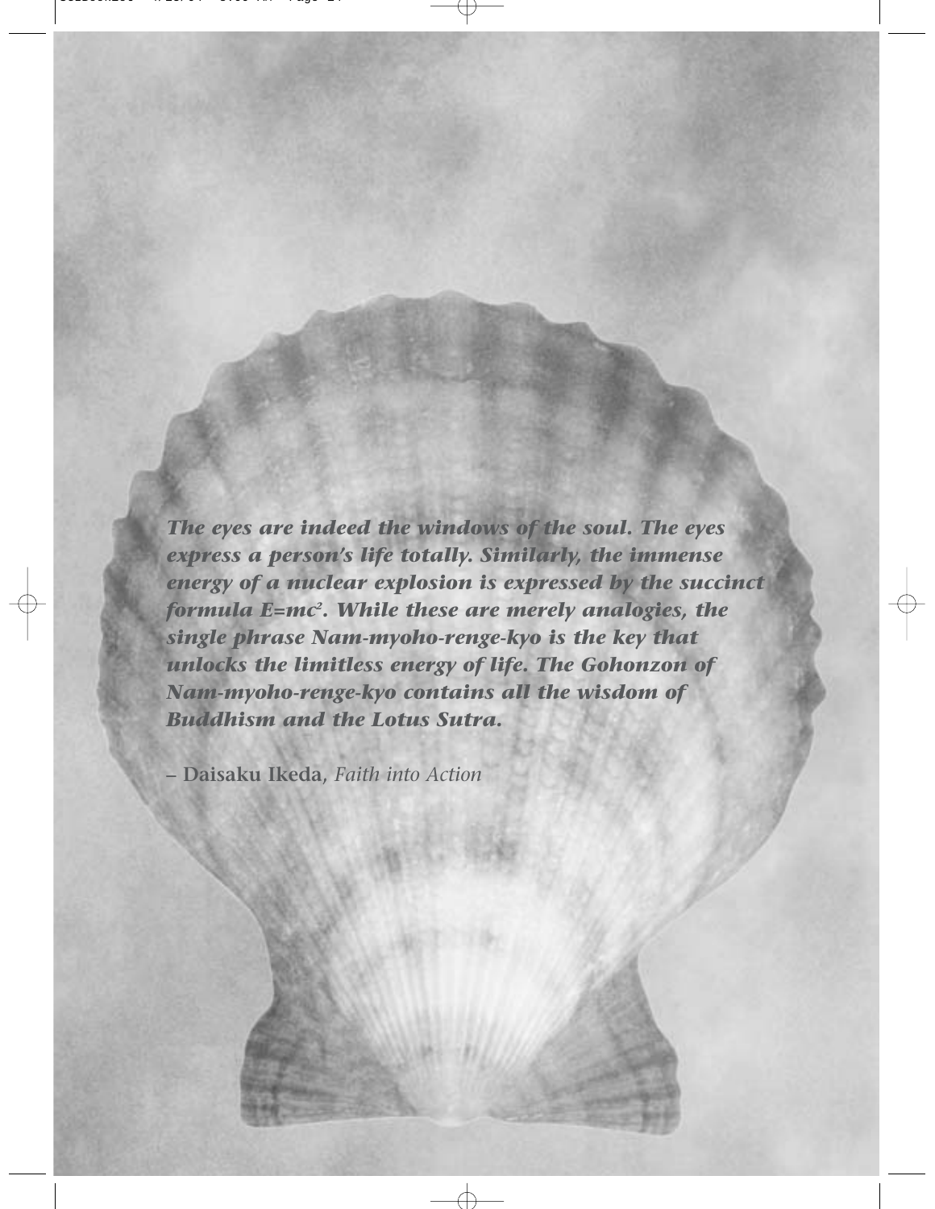***The eyes are indeed the windows of the soul. The eyes express a person's life totally. Similarly, the immense energy of a nuclear explosion is expressed by the succinct formula $E=mc^2$. While these are merely analogies, the single phrase Nam-myoho-renge-kyo is the key that unlocks the limitless energy of life. The Gohonzon of Nam-myoho-renge-kyo contains all the wisdom of Buddhism and the Lotus Sutra.***

– **Daisaku Ikeda**, *Faith into Action*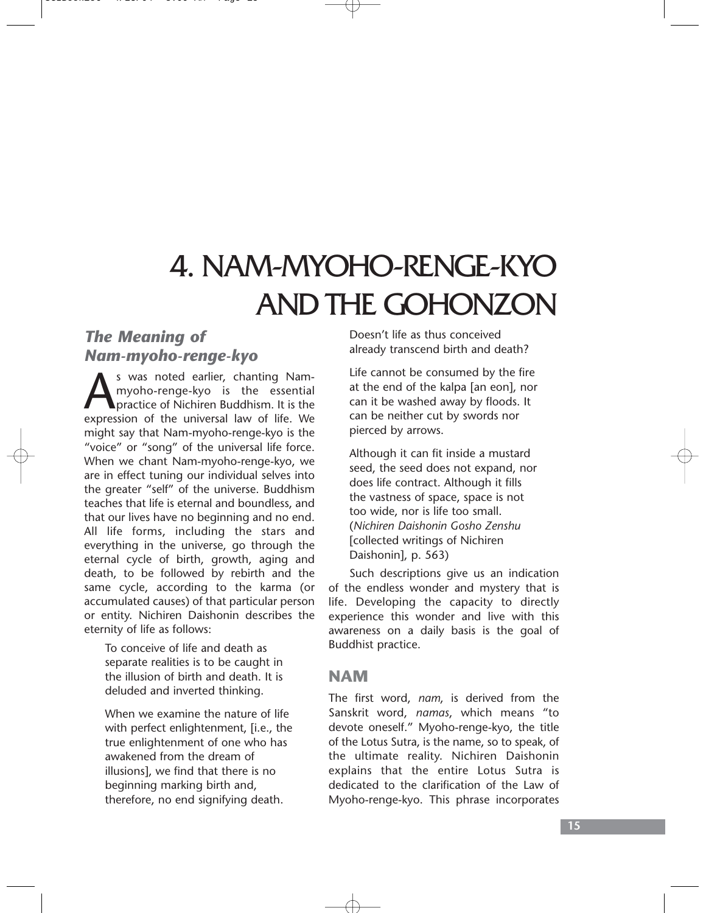# 4. NAM-MYOHO-RENGE-KYO AND THE GOHONZON

## *The Meaning of Nam-myoho-renge-kyo*

As was noted earlier, chanting Nam-myoho-renge-kyo is the essential practice of Nichiren Buddhism. It is the expression of the universal law of life. We might say that Nam-myoho-renge-kyo is the "voice" or "song" of the universal life force. When we chant Nam-myoho-renge-kyo, we are in effect tuning our individual selves into the greater "self" of the universe. Buddhism teaches that life is eternal and boundless, and that our lives have no beginning and no end. All life forms, including the stars and everything in the universe, go through the eternal cycle of birth, growth, aging and death, to be followed by rebirth and the same cycle, according to the karma (or accumulated causes) of that particular person or entity. Nichiren Daishonin describes the eternity of life as follows:

> To conceive of life and death as separate realities is to be caught in the illusion of birth and death. It is deluded and inverted thinking.
>
> When we examine the nature of life with perfect enlightenment, [i.e., the true enlightenment of one who has awakened from the dream of illusions], we find that there is no beginning marking birth and, therefore, no end signifying death. Doesn't life as thus conceived already transcend birth and death?
>
> Life cannot be consumed by the fire at the end of the kalpa [an eon], nor can it be washed away by floods. It can be neither cut by swords nor pierced by arrows.
>
> Although it can fit inside a mustard seed, the seed does not expand, nor does life contract. Although it fills the vastness of space, space is not too wide, nor is life too small. (*Nichiren Daishonin Gosho Zenshu* [collected writings of Nichiren Daishonin], p. 563)

Such descriptions give us an indication of the endless wonder and mystery that is life. Developing the capacity to directly experience this wonder and live with this awareness on a daily basis is the goal of Buddhist practice.

### NAM

The first word, *nam*, is derived from the Sanskrit word, *namas*, which means "to devote oneself." Myoho-renge-kyo, the title of the Lotus Sutra, is the name, so to speak, of the ultimate reality. Nichiren Daishonin explains that the entire Lotus Sutra is dedicated to the clarification of the Law of Myoho-renge-kyo. This phrase incorporates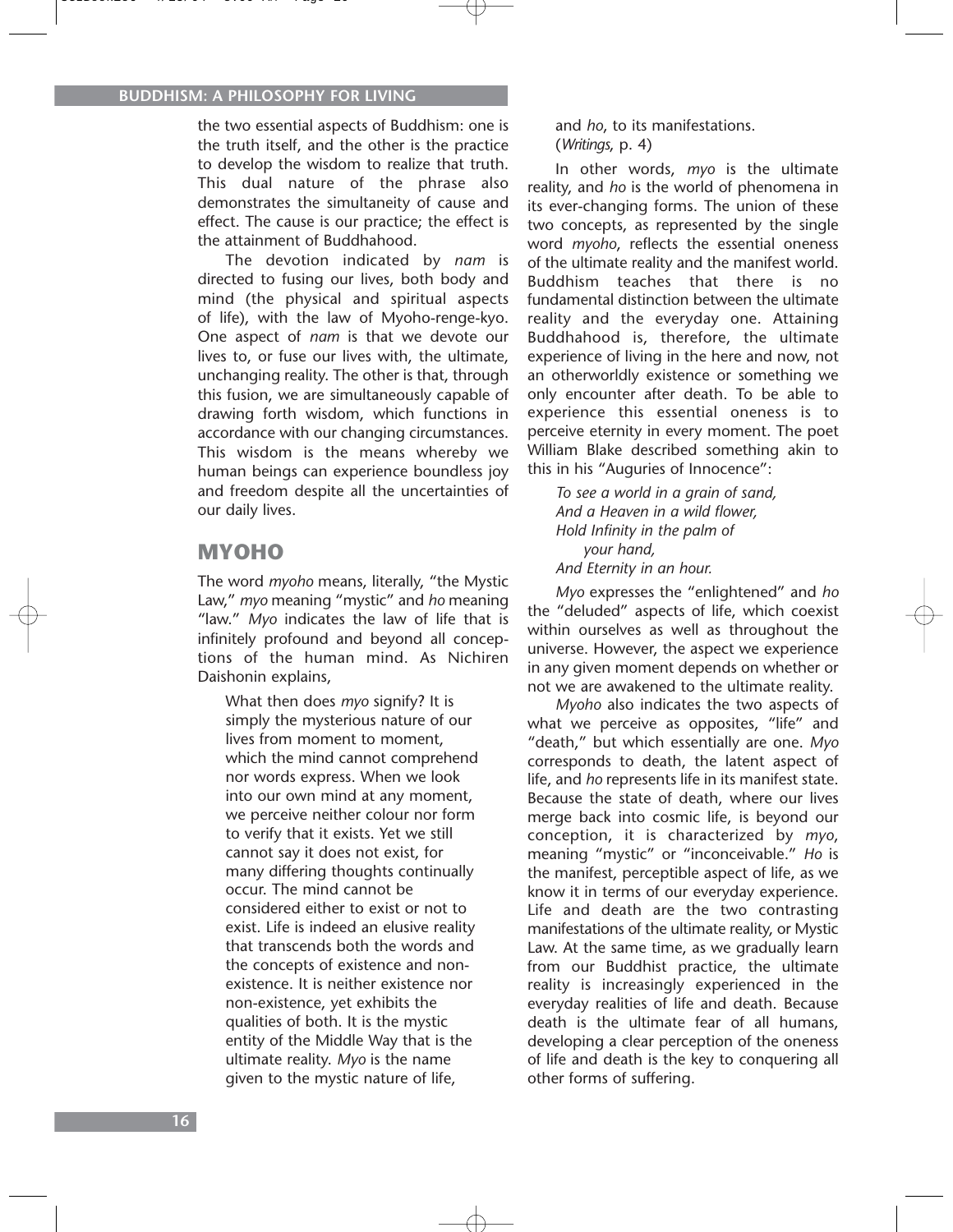the two essential aspects of Buddhism: one is the truth itself, and the other is the practice to develop the wisdom to realize that truth. This dual nature of the phrase also demonstrates the simultaneity of cause and effect. The cause is our practice; the effect is the attainment of Buddhahood.

The devotion indicated by *nam* is directed to fusing our lives, both body and mind (the physical and spiritual aspects of life), with the law of Myoho-renge-kyo. One aspect of *nam* is that we devote our lives to, or fuse our lives with, the ultimate, unchanging reality. The other is that, through this fusion, we are simultaneously capable of drawing forth wisdom, which functions in accordance with our changing circumstances. This wisdom is the means whereby we human beings can experience boundless joy and freedom despite all the uncertainties of our daily lives.

## MYOHO

The word *myoho* means, literally, "the Mystic Law," *myo* meaning "mystic" and *ho* meaning "law." *Myo* indicates the law of life that is infinitely profound and beyond all conceptions of the human mind. As Nichiren Daishonin explains,

> What then does *myo* signify? It is simply the mysterious nature of our lives from moment to moment, which the mind cannot comprehend nor words express. When we look into our own mind at any moment, we perceive neither colour nor form to verify that it exists. Yet we still cannot say it does not exist, for many differing thoughts continually occur. The mind cannot be considered either to exist or not to exist. Life is indeed an elusive reality that transcends both the words and the concepts of existence and non-existence. It is neither existence nor non-existence, yet exhibits the qualities of both. It is the mystic entity of the Middle Way that is the ultimate reality. *Myo* is the name given to the mystic nature of life, and *ho*, to its manifestations. (*Writings*, p. 4)

In other words, *myo* is the ultimate reality, and *ho* is the world of phenomena in its ever-changing forms. The union of these two concepts, as represented by the single word *myoho*, reflects the essential oneness of the ultimate reality and the manifest world. Buddhism teaches that there is no fundamental distinction between the ultimate reality and the everyday one. Attaining Buddhahood is, therefore, the ultimate experience of living in the here and now, not an otherworldly existence or something we only encounter after death. To be able to experience this essential oneness is to perceive eternity in every moment. The poet William Blake described something akin to this in his "Auguries of Innocence":

> *To see a world in a grain of sand,*
> *And a Heaven in a wild flower,*
> *Hold Infinity in the palm of your hand,*
> *And Eternity in an hour.*

*Myo* expresses the "enlightened" and *ho* the "deluded" aspects of life, which coexist within ourselves as well as throughout the universe. However, the aspect we experience in any given moment depends on whether or not we are awakened to the ultimate reality.

*Myoho* also indicates the two aspects of what we perceive as opposites, "life" and "death," but which essentially are one. *Myo* corresponds to death, the latent aspect of life, and *ho* represents life in its manifest state. Because the state of death, where our lives merge back into cosmic life, is beyond our conception, it is characterized by *myo*, meaning "mystic" or "inconceivable." *Ho* is the manifest, perceptible aspect of life, as we know it in terms of our everyday experience. Life and death are the two contrasting manifestations of the ultimate reality, or Mystic Law. At the same time, as we gradually learn from our Buddhist practice, the ultimate reality is increasingly experienced in the everyday realities of life and death. Because death is the ultimate fear of all humans, developing a clear perception of the oneness of life and death is the key to conquering all other forms of suffering.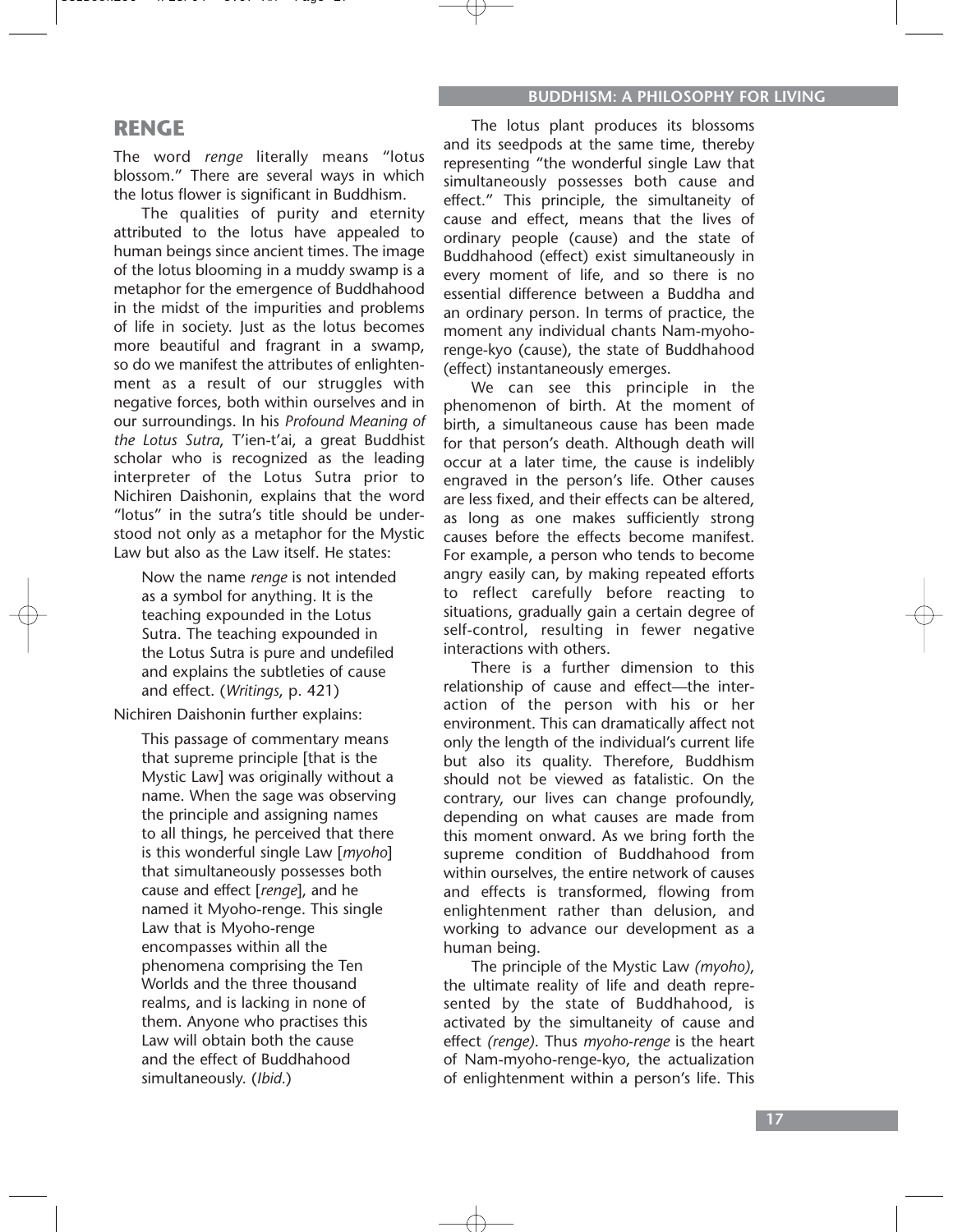## RENGE

The word *renge* literally means "lotus blossom." There are several ways in which the lotus flower is significant in Buddhism.

The qualities of purity and eternity attributed to the lotus have appealed to human beings since ancient times. The image of the lotus blooming in a muddy swamp is a metaphor for the emergence of Buddhahood in the midst of the impurities and problems of life in society. Just as the lotus becomes more beautiful and fragrant in a swamp, so do we manifest the attributes of enlightenment as a result of our struggles with negative forces, both within ourselves and in our surroundings. In his *Profound Meaning of the Lotus Sutra*, T'ien-t'ai, a great Buddhist scholar who is recognized as the leading interpreter of the Lotus Sutra prior to Nichiren Daishonin, explains that the word "lotus" in the sutra's title should be understood not only as a metaphor for the Mystic Law but also as the Law itself. He states:

> Now the name *renge* is not intended as a symbol for anything. It is the teaching expounded in the Lotus Sutra. The teaching expounded in the Lotus Sutra is pure and undefiled and explains the subtleties of cause and effect. (*Writings*, p. 421)

Nichiren Daishonin further explains:

> This passage of commentary means that supreme principle [that is the Mystic Law] was originally without a name. When the sage was observing the principle and assigning names to all things, he perceived that there is this wonderful single Law [*myoho*] that simultaneously possesses both cause and effect [*renge*], and he named it Myoho-renge. This single Law that is Myoho-renge encompasses within all the phenomena comprising the Ten Worlds and the three thousand realms, and is lacking in none of them. Anyone who practises this Law will obtain both the cause and the effect of Buddhahood simultaneously. (*Ibid.*)

The lotus plant produces its blossoms and its seedpods at the same time, thereby representing "the wonderful single Law that simultaneously possesses both cause and effect." This principle, the simultaneity of cause and effect, means that the lives of ordinary people (cause) and the state of Buddhahood (effect) exist simultaneously in every moment of life, and so there is no essential difference between a Buddha and an ordinary person. In terms of practice, the moment any individual chants Nam-myoho-renge-kyo (cause), the state of Buddhahood (effect) instantaneously emerges.

We can see this principle in the phenomenon of birth. At the moment of birth, a simultaneous cause has been made for that person's death. Although death will occur at a later time, the cause is indelibly engraved in the person's life. Other causes are less fixed, and their effects can be altered, as long as one makes sufficiently strong causes before the effects become manifest. For example, a person who tends to become angry easily can, by making repeated efforts to reflect carefully before reacting to situations, gradually gain a certain degree of self-control, resulting in fewer negative interactions with others.

There is a further dimension to this relationship of cause and effect—the interaction of the person with his or her environment. This can dramatically affect not only the length of the individual's current life but also its quality. Therefore, Buddhism should not be viewed as fatalistic. On the contrary, our lives can change profoundly, depending on what causes are made from this moment onward. As we bring forth the supreme condition of Buddhahood from within ourselves, the entire network of causes and effects is transformed, flowing from enlightenment rather than delusion, and working to advance our development as a human being.

The principle of the Mystic Law *(myoho)*, the ultimate reality of life and death represented by the state of Buddhahood, is activated by the simultaneity of cause and effect *(renge)*. Thus *myoho-renge* is the heart of Nam-myoho-renge-kyo, the actualization of enlightenment within a person's life. This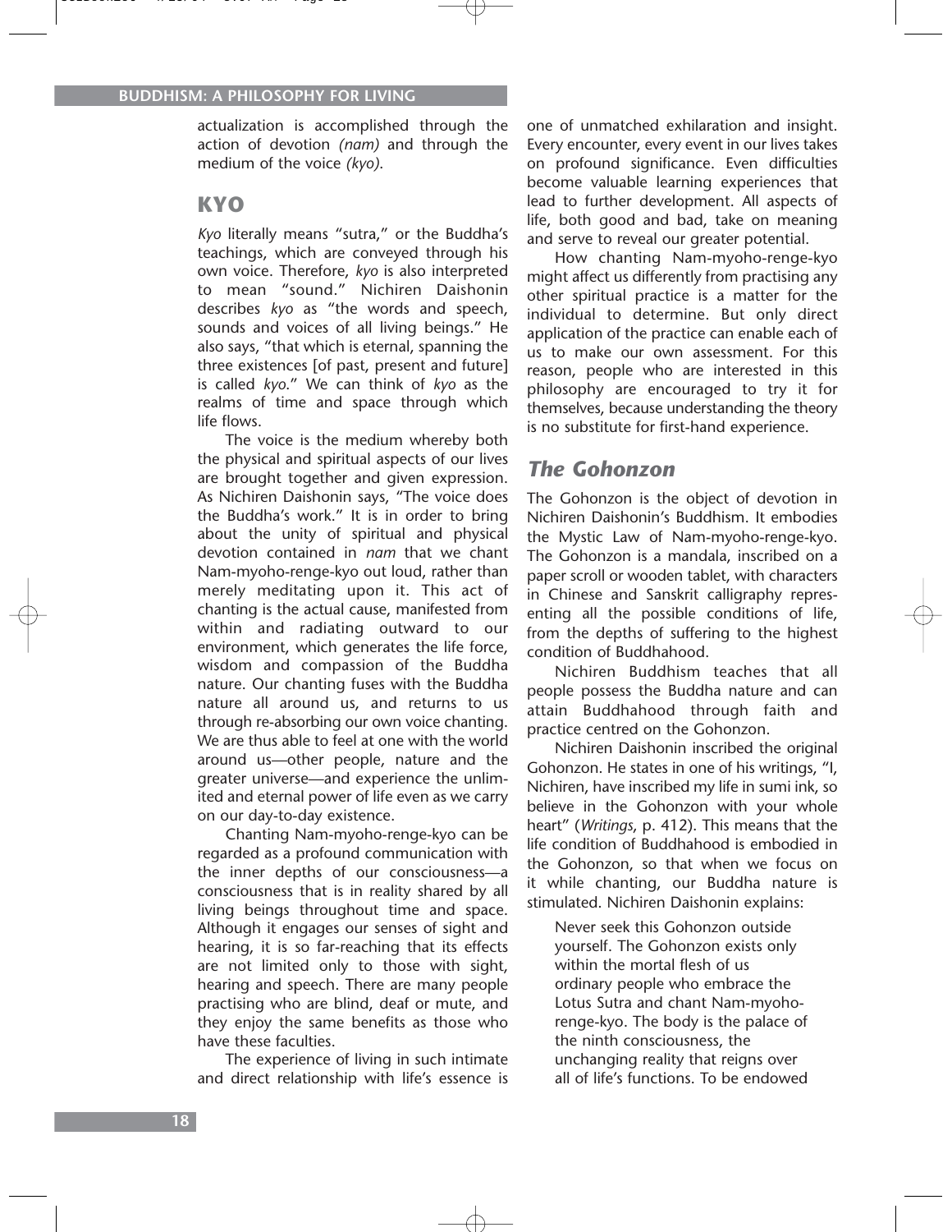actualization is accomplished through the action of devotion *(nam)* and through the medium of the voice *(kyo)*.

## KYO

*Kyo* literally means "sutra," or the Buddha's teachings, which are conveyed through his own voice. Therefore, *kyo* is also interpreted to mean "sound." Nichiren Daishonin describes *kyo* as "the words and speech, sounds and voices of all living beings." He also says, "that which is eternal, spanning the three existences [of past, present and future] is called *kyo*." We can think of *kyo* as the realms of time and space through which life flows.

The voice is the medium whereby both the physical and spiritual aspects of our lives are brought together and given expression. As Nichiren Daishonin says, "The voice does the Buddha's work." It is in order to bring about the unity of spiritual and physical devotion contained in *nam* that we chant Nam-myoho-renge-kyo out loud, rather than merely meditating upon it. This act of chanting is the actual cause, manifested from within and radiating outward to our environment, which generates the life force, wisdom and compassion of the Buddha nature. Our chanting fuses with the Buddha nature all around us, and returns to us through re-absorbing our own voice chanting. We are thus able to feel at one with the world around us—other people, nature and the greater universe—and experience the unlimited and eternal power of life even as we carry on our day-to-day existence.

Chanting Nam-myoho-renge-kyo can be regarded as a profound communication with the inner depths of our consciousness—a consciousness that is in reality shared by all living beings throughout time and space. Although it engages our senses of sight and hearing, it is so far-reaching that its effects are not limited only to those with sight, hearing and speech. There are many people practising who are blind, deaf or mute, and they enjoy the same benefits as those who have these faculties.

The experience of living in such intimate and direct relationship with life's essence is one of unmatched exhilaration and insight. Every encounter, every event in our lives takes on profound significance. Even difficulties become valuable learning experiences that lead to further development. All aspects of life, both good and bad, take on meaning and serve to reveal our greater potential.

How chanting Nam-myoho-renge-kyo might affect us differently from practising any other spiritual practice is a matter for the individual to determine. But only direct application of the practice can enable each of us to make our own assessment. For this reason, people who are interested in this philosophy are encouraged to try it for themselves, because understanding the theory is no substitute for first-hand experience.

## *The Gohonzon*

The Gohonzon is the object of devotion in Nichiren Daishonin's Buddhism. It embodies the Mystic Law of Nam-myoho-renge-kyo. The Gohonzon is a mandala, inscribed on a paper scroll or wooden tablet, with characters in Chinese and Sanskrit calligraphy representing all the possible conditions of life, from the depths of suffering to the highest condition of Buddhahood.

Nichiren Buddhism teaches that all people possess the Buddha nature and can attain Buddhahood through faith and practice centred on the Gohonzon.

Nichiren Daishonin inscribed the original Gohonzon. He states in one of his writings, "I, Nichiren, have inscribed my life in sumi ink, so believe in the Gohonzon with your whole heart" (*Writings*, p. 412). This means that the life condition of Buddhahood is embodied in the Gohonzon, so that when we focus on it while chanting, our Buddha nature is stimulated. Nichiren Daishonin explains:

> Never seek this Gohonzon outside yourself. The Gohonzon exists only within the mortal flesh of us ordinary people who embrace the Lotus Sutra and chant Nam-myoho-renge-kyo. The body is the palace of the ninth consciousness, the unchanging reality that reigns over all of life's functions. To be endowed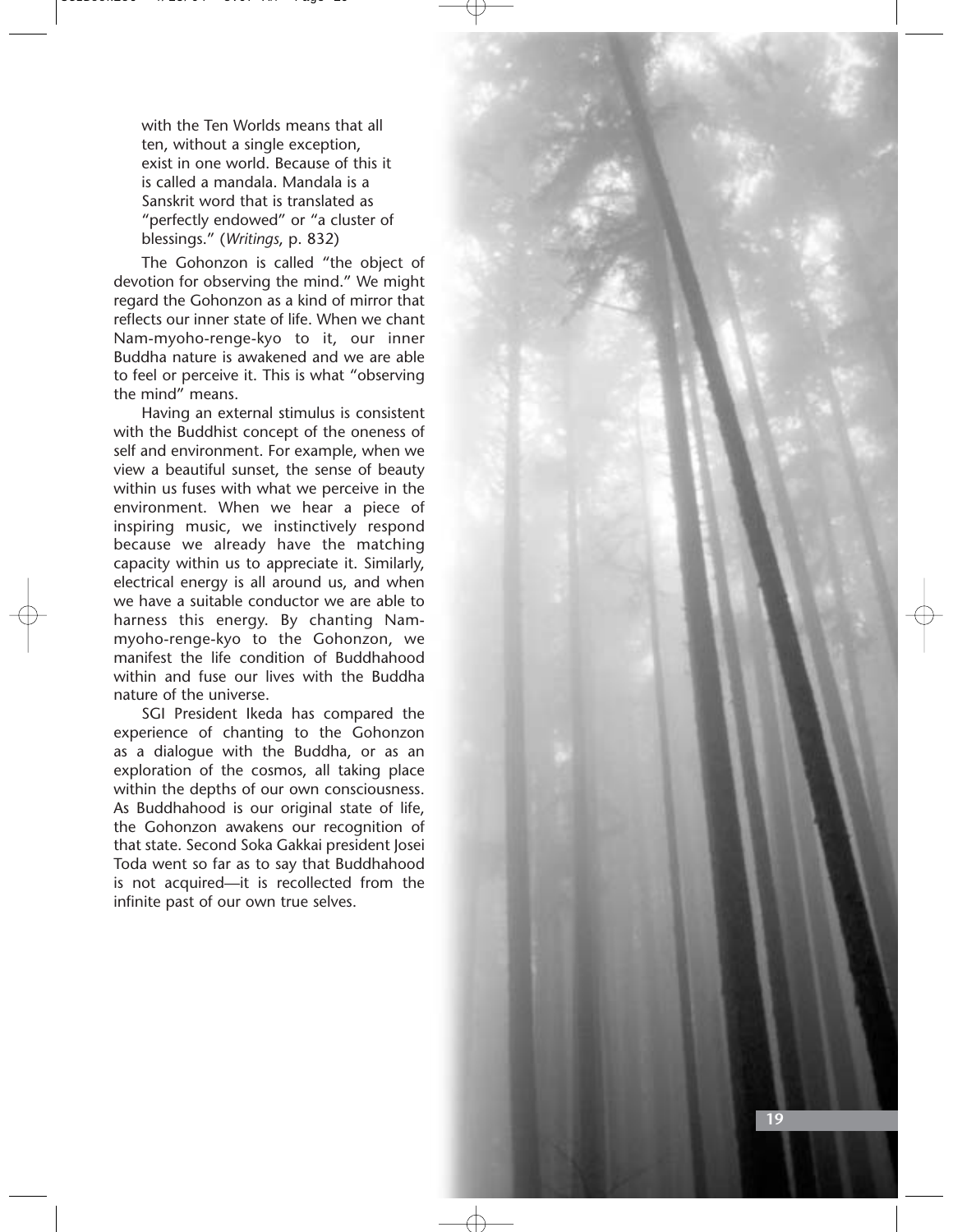with the Ten Worlds means that all ten, without a single exception, exist in one world. Because of this it is called a mandala. Mandala is a Sanskrit word that is translated as "perfectly endowed" or "a cluster of blessings." (*Writings*, p. 832)

The Gohonzon is called "the object of devotion for observing the mind." We might regard the Gohonzon as a kind of mirror that reflects our inner state of life. When we chant Nam-myoho-renge-kyo to it, our inner Buddha nature is awakened and we are able to feel or perceive it. This is what "observing the mind" means.

Having an external stimulus is consistent with the Buddhist concept of the oneness of self and environment. For example, when we view a beautiful sunset, the sense of beauty within us fuses with what we perceive in the environment. When we hear a piece of inspiring music, we instinctively respond because we already have the matching capacity within us to appreciate it. Similarly, electrical energy is all around us, and when we have a suitable conductor we are able to harness this energy. By chanting Nam-myoho-renge-kyo to the Gohonzon, we manifest the life condition of Buddhahood within and fuse our lives with the Buddha nature of the universe.

SGI President Ikeda has compared the experience of chanting to the Gohonzon as a dialogue with the Buddha, or as an exploration of the cosmos, all taking place within the depths of our own consciousness. As Buddhahood is our original state of life, the Gohonzon awakens our recognition of that state. Second Soka Gakkai president Josei Toda went so far as to say that Buddhahood is not acquired—it is recollected from the infinite past of our own true selves.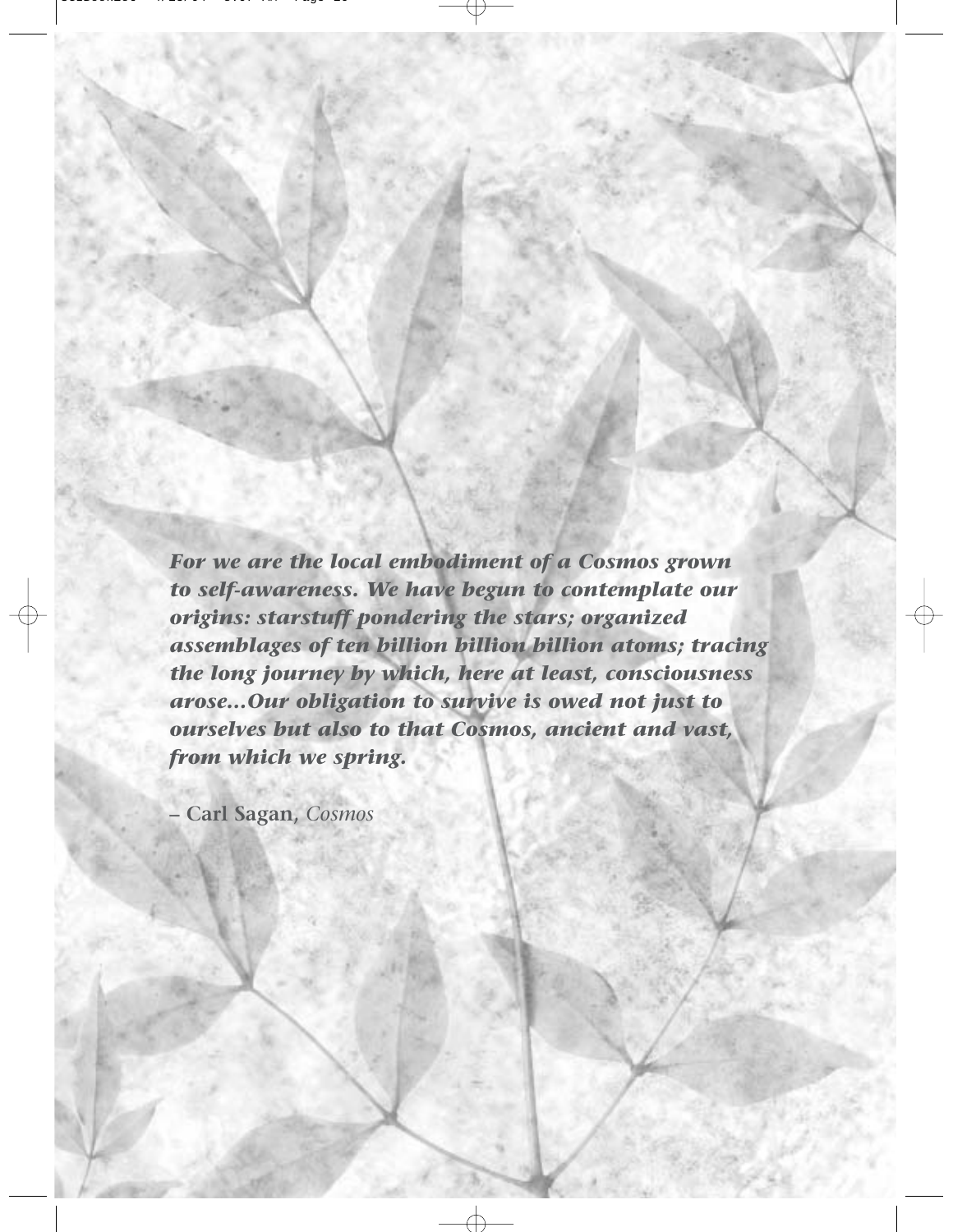***For we are the local embodiment of a Cosmos grown to self-awareness. We have begun to contemplate our origins: starstuff pondering the stars; organized assemblages of ten billion billion billion atoms; tracing the long journey by which, here at least, consciousness arose…Our obligation to survive is owed not just to ourselves but also to that Cosmos, ancient and vast, from which we spring.***

**– Carl Sagan,** *Cosmos*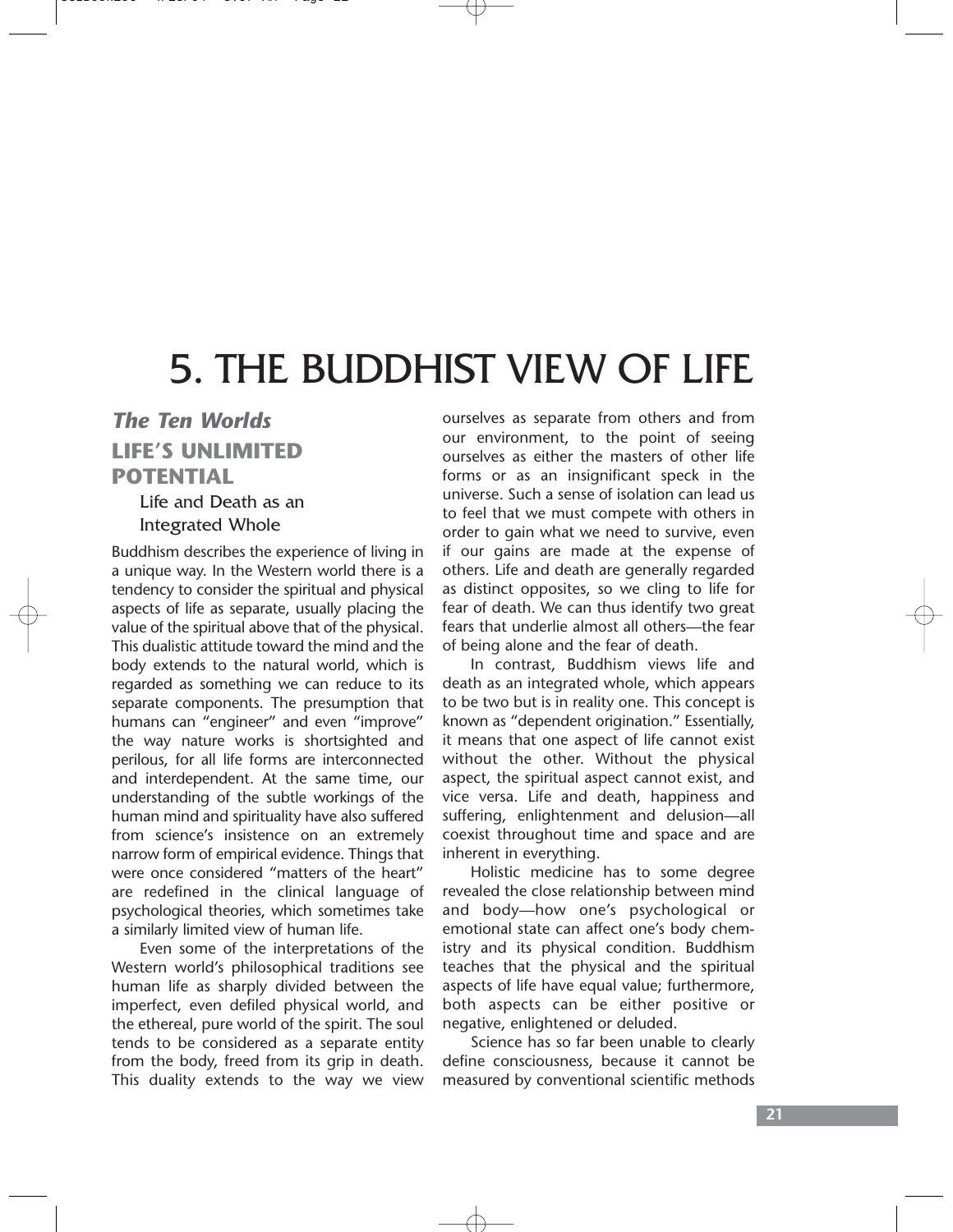# 5. THE BUDDHIST VIEW OF LIFE

## *The Ten Worlds*

## LIFE'S UNLIMITED POTENTIAL

### Life and Death as an Integrated Whole

Buddhism describes the experience of living in a unique way. In the Western world there is a tendency to consider the spiritual and physical aspects of life as separate, usually placing the value of the spiritual above that of the physical. This dualistic attitude toward the mind and the body extends to the natural world, which is regarded as something we can reduce to its separate components. The presumption that humans can "engineer" and even "improve" the way nature works is shortsighted and perilous, for all life forms are interconnected and interdependent. At the same time, our understanding of the subtle workings of the human mind and spirituality have also suffered from science's insistence on an extremely narrow form of empirical evidence. Things that were once considered "matters of the heart" are redefined in the clinical language of psychological theories, which sometimes take a similarly limited view of human life.

Even some of the interpretations of the Western world's philosophical traditions see human life as sharply divided between the imperfect, even defiled physical world, and the ethereal, pure world of the spirit. The soul tends to be considered as a separate entity from the body, freed from its grip in death. This duality extends to the way we view ourselves as separate from others and from our environment, to the point of seeing ourselves as either the masters of other life forms or as an insignificant speck in the universe. Such a sense of isolation can lead us to feel that we must compete with others in order to gain what we need to survive, even if our gains are made at the expense of others. Life and death are generally regarded as distinct opposites, so we cling to life for fear of death. We can thus identify two great fears that underlie almost all others—the fear of being alone and the fear of death.

In contrast, Buddhism views life and death as an integrated whole, which appears to be two but is in reality one. This concept is known as "dependent origination." Essentially, it means that one aspect of life cannot exist without the other. Without the physical aspect, the spiritual aspect cannot exist, and vice versa. Life and death, happiness and suffering, enlightenment and delusion—all coexist throughout time and space and are inherent in everything.

Holistic medicine has to some degree revealed the close relationship between mind and body—how one's psychological or emotional state can affect one's body chemistry and its physical condition. Buddhism teaches that the physical and the spiritual aspects of life have equal value; furthermore, both aspects can be either positive or negative, enlightened or deluded.

Science has so far been unable to clearly define consciousness, because it cannot be measured by conventional scientific methods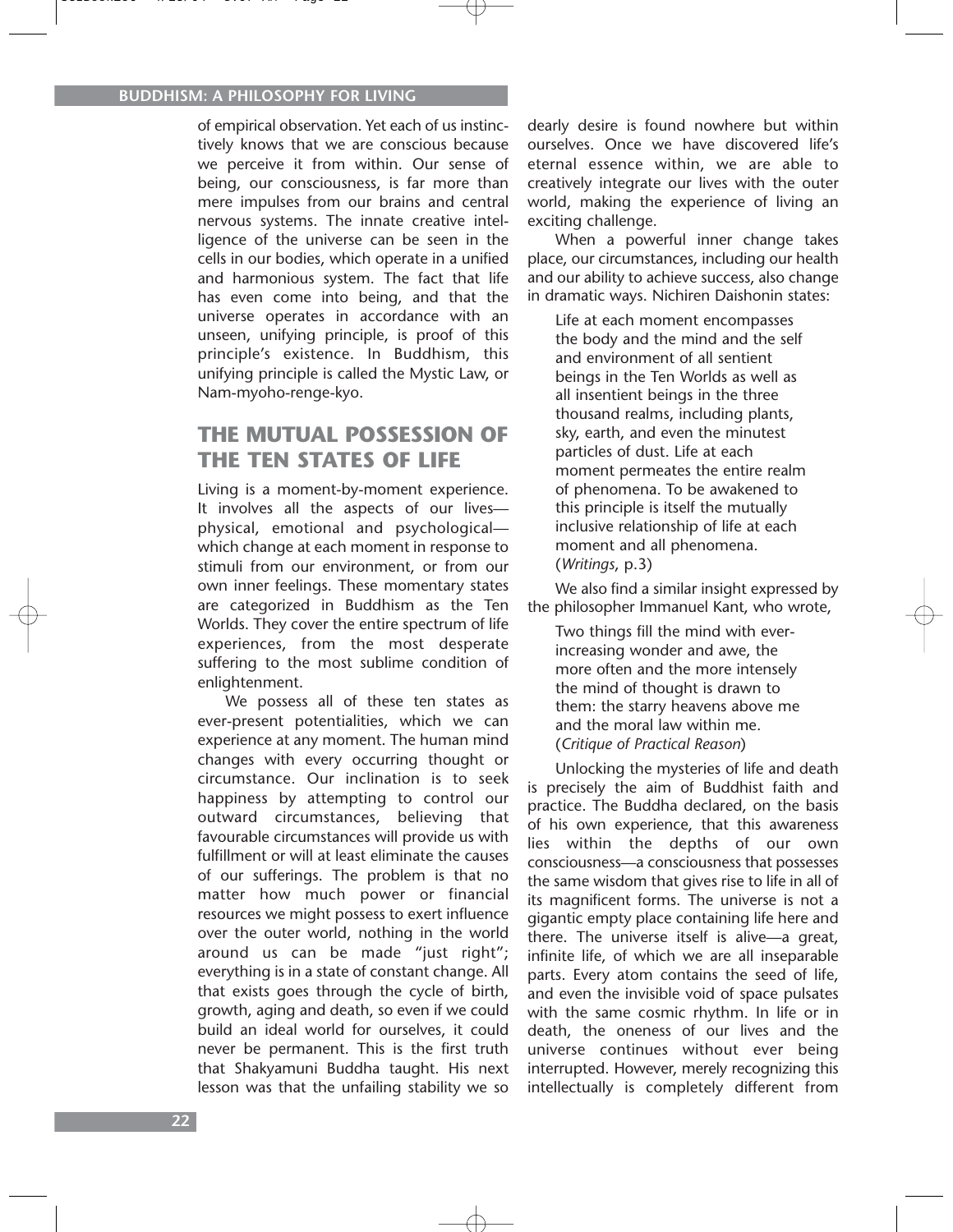of empirical observation. Yet each of us instinctively knows that we are conscious because we perceive it from within. Our sense of being, our consciousness, is far more than mere impulses from our brains and central nervous systems. The innate creative intelligence of the universe can be seen in the cells in our bodies, which operate in a unified and harmonious system. The fact that life has even come into being, and that the universe operates in accordance with an unseen, unifying principle, is proof of this principle's existence. In Buddhism, this unifying principle is called the Mystic Law, or Nam-myoho-renge-kyo.

## THE MUTUAL POSSESSION OF THE TEN STATES OF LIFE

Living is a moment-by-moment experience. It involves all the aspects of our lives—physical, emotional and psychological—which change at each moment in response to stimuli from our environment, or from our own inner feelings. These momentary states are categorized in Buddhism as the Ten Worlds. They cover the entire spectrum of life experiences, from the most desperate suffering to the most sublime condition of enlightenment.

We possess all of these ten states as ever-present potentialities, which we can experience at any moment. The human mind changes with every occurring thought or circumstance. Our inclination is to seek happiness by attempting to control our outward circumstances, believing that favourable circumstances will provide us with fulfillment or will at least eliminate the causes of our sufferings. The problem is that no matter how much power or financial resources we might possess to exert influence over the outer world, nothing in the world around us can be made "just right"; everything is in a state of constant change. All that exists goes through the cycle of birth, growth, aging and death, so even if we could build an ideal world for ourselves, it could never be permanent. This is the first truth that Shakyamuni Buddha taught. His next lesson was that the unfailing stability we so dearly desire is found nowhere but within ourselves. Once we have discovered life's eternal essence within, we are able to creatively integrate our lives with the outer world, making the experience of living an exciting challenge.

When a powerful inner change takes place, our circumstances, including our health and our ability to achieve success, also change in dramatic ways. Nichiren Daishonin states:

> Life at each moment encompasses the body and the mind and the self and environment of all sentient beings in the Ten Worlds as well as all insentient beings in the three thousand realms, including plants, sky, earth, and even the minutest particles of dust. Life at each moment permeates the entire realm of phenomena. To be awakened to this principle is itself the mutually inclusive relationship of life at each moment and all phenomena. (*Writings*, p.3)

We also find a similar insight expressed by the philosopher Immanuel Kant, who wrote,

> Two things fill the mind with ever-increasing wonder and awe, the more often and the more intensely the mind of thought is drawn to them: the starry heavens above me and the moral law within me. (*Critique of Practical Reason*)

Unlocking the mysteries of life and death is precisely the aim of Buddhist faith and practice. The Buddha declared, on the basis of his own experience, that this awareness lies within the depths of our own consciousness—a consciousness that possesses the same wisdom that gives rise to life in all of its magnificent forms. The universe is not a gigantic empty place containing life here and there. The universe itself is alive—a great, infinite life, of which we are all inseparable parts. Every atom contains the seed of life, and even the invisible void of space pulsates with the same cosmic rhythm. In life or in death, the oneness of our lives and the universe continues without ever being interrupted. However, merely recognizing this intellectually is completely different from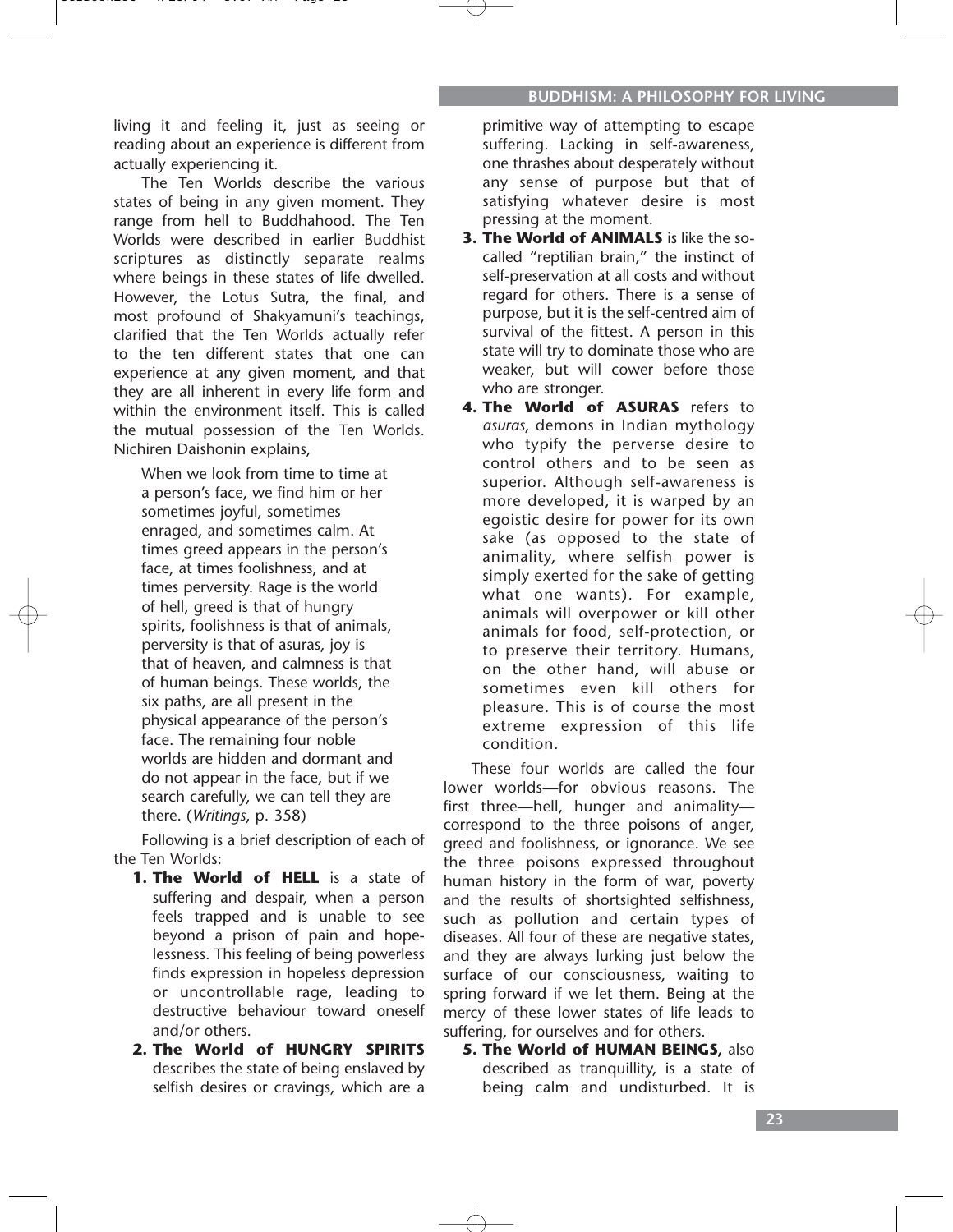living it and feeling it, just as seeing or reading about an experience is different from actually experiencing it.

The Ten Worlds describe the various states of being in any given moment. They range from hell to Buddhahood. The Ten Worlds were described in earlier Buddhist scriptures as distinctly separate realms where beings in these states of life dwelled. However, the Lotus Sutra, the final, and most profound of Shakyamuni's teachings, clarified that the Ten Worlds actually refer to the ten different states that one can experience at any given moment, and that they are all inherent in every life form and within the environment itself. This is called the mutual possession of the Ten Worlds. Nichiren Daishonin explains,

> When we look from time to time at a person's face, we find him or her sometimes joyful, sometimes enraged, and sometimes calm. At times greed appears in the person's face, at times foolishness, and at times perversity. Rage is the world of hell, greed is that of hungry spirits, foolishness is that of animals, perversity is that of asuras, joy is that of heaven, and calmness is that of human beings. These worlds, the six paths, are all present in the physical appearance of the person's face. The remaining four noble worlds are hidden and dormant and do not appear in the face, but if we search carefully, we can tell they are there. (*Writings*, p. 358)

Following is a brief description of each of the Ten Worlds:

1. **The World of HELL** is a state of suffering and despair, when a person feels trapped and is unable to see beyond a prison of pain and hopelessness. This feeling of being powerless finds expression in hopeless depression or uncontrollable rage, leading to destructive behaviour toward oneself and/or others.
2. **The World of HUNGRY SPIRITS** describes the state of being enslaved by selfish desires or cravings, which are a primitive way of attempting to escape suffering. Lacking in self-awareness, one thrashes about desperately without any sense of purpose but that of satisfying whatever desire is most pressing at the moment.
3. **The World of ANIMALS** is like the so-called "reptilian brain," the instinct of self-preservation at all costs and without regard for others. There is a sense of purpose, but it is the self-centred aim of survival of the fittest. A person in this state will try to dominate those who are weaker, but will cower before those who are stronger.
4. **The World of ASURAS** refers to *asuras*, demons in Indian mythology who typify the perverse desire to control others and to be seen as superior. Although self-awareness is more developed, it is warped by an egoistic desire for power for its own sake (as opposed to the state of animality, where selfish power is simply exerted for the sake of getting what one wants). For example, animals will overpower or kill other animals for food, self-protection, or to preserve their territory. Humans, on the other hand, will abuse or sometimes even kill others for pleasure. This is of course the most extreme expression of this life condition.

These four worlds are called the four lower worlds—for obvious reasons. The first three—hell, hunger and animality—correspond to the three poisons of anger, greed and foolishness, or ignorance. We see the three poisons expressed throughout human history in the form of war, poverty and the results of shortsighted selfishness, such as pollution and certain types of diseases. All four of these are negative states, and they are always lurking just below the surface of our consciousness, waiting to spring forward if we let them. Being at the mercy of these lower states of life leads to suffering, for ourselves and for others.

5. **The World of HUMAN BEINGS,** also described as tranquillity, is a state of being calm and undisturbed. It is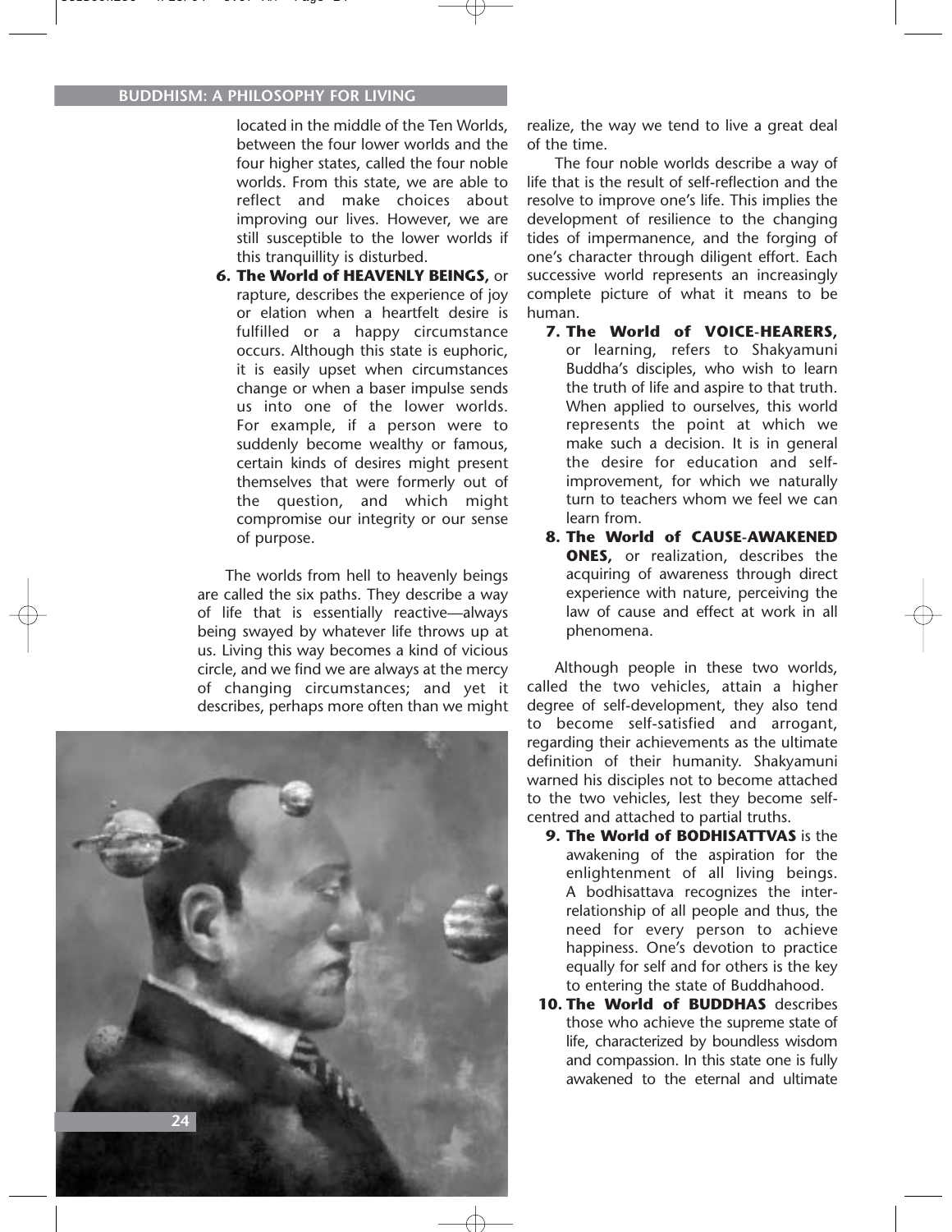located in the middle of the Ten Worlds, between the four lower worlds and the four higher states, called the four noble worlds. From this state, we are able to reflect and make choices about improving our lives. However, we are still susceptible to the lower worlds if this tranquillity is disturbed.

6. **The World of HEAVENLY BEINGS,** or rapture, describes the experience of joy or elation when a heartfelt desire is fulfilled or a happy circumstance occurs. Although this state is euphoric, it is easily upset when circumstances change or when a baser impulse sends us into one of the lower worlds. For example, if a person were to suddenly become wealthy or famous, certain kinds of desires might present themselves that were formerly out of the question, and which might compromise our integrity or our sense of purpose.

The worlds from hell to heavenly beings are called the six paths. They describe a way of life that is essentially reactive—always being swayed by whatever life throws up at us. Living this way becomes a kind of vicious circle, and we find we are always at the mercy of changing circumstances; and yet it describes, perhaps more often than we might realize, the way we tend to live a great deal of the time.

The four noble worlds describe a way of life that is the result of self-reflection and the resolve to improve one's life. This implies the development of resilience to the changing tides of impermanence, and the forging of one's character through diligent effort. Each successive world represents an increasingly complete picture of what it means to be human.

7. **The World of VOICE-HEARERS,** or learning, refers to Shakyamuni Buddha's disciples, who wish to learn the truth of life and aspire to that truth. When applied to ourselves, this world represents the point at which we make such a decision. It is in general the desire for education and self-improvement, for which we naturally turn to teachers whom we feel we can learn from.
8. **The World of CAUSE-AWAKENED ONES,** or realization, describes the acquiring of awareness through direct experience with nature, perceiving the law of cause and effect at work in all phenomena.

Although people in these two worlds, called the two vehicles, attain a higher degree of self-development, they also tend to become self-satisfied and arrogant, regarding their achievements as the ultimate definition of their humanity. Shakyamuni warned his disciples not to become attached to the two vehicles, lest they become self-centred and attached to partial truths.

9. **The World of BODHISATTVAS** is the awakening of the aspiration for the enlightenment of all living beings. A bodhisattava recognizes the inter-relationship of all people and thus, the need for every person to achieve happiness. One's devotion to practice equally for self and for others is the key to entering the state of Buddhahood.
10. **The World of BUDDHAS** describes those who achieve the supreme state of life, characterized by boundless wisdom and compassion. In this state one is fully awakened to the eternal and ultimate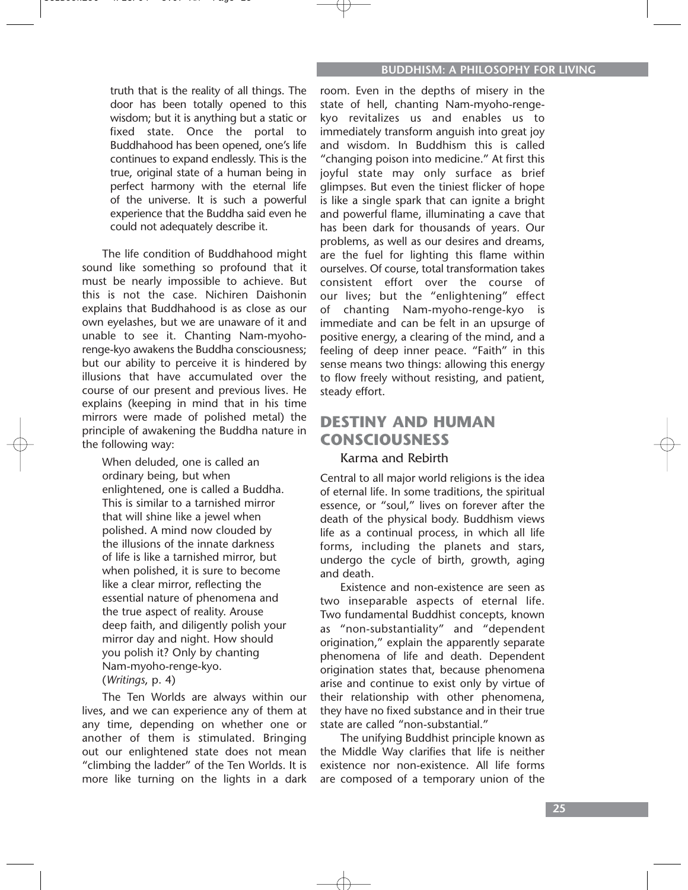> truth that is the reality of all things. The door has been totally opened to this wisdom; but it is anything but a static or fixed state. Once the portal to Buddhahood has been opened, one's life continues to expand endlessly. This is the true, original state of a human being in perfect harmony with the eternal life of the universe. It is such a powerful experience that the Buddha said even he could not adequately describe it.

The life condition of Buddhahood might sound like something so profound that it must be nearly impossible to achieve. But this is not the case. Nichiren Daishonin explains that Buddhahood is as close as our own eyelashes, but we are unaware of it and unable to see it. Chanting Nam-myoho-renge-kyo awakens the Buddha consciousness; but our ability to perceive it is hindered by illusions that have accumulated over the course of our present and previous lives. He explains (keeping in mind that in his time mirrors were made of polished metal) the principle of awakening the Buddha nature in the following way:

> When deluded, one is called an ordinary being, but when enlightened, one is called a Buddha. This is similar to a tarnished mirror that will shine like a jewel when polished. A mind now clouded by the illusions of the innate darkness of life is like a tarnished mirror, but when polished, it is sure to become like a clear mirror, reflecting the essential nature of phenomena and the true aspect of reality. Arouse deep faith, and diligently polish your mirror day and night. How should you polish it? Only by chanting Nam-myoho-renge-kyo.
> (*Writings*, p. 4)

The Ten Worlds are always within our lives, and we can experience any of them at any time, depending on whether one or another of them is stimulated. Bringing out our enlightened state does not mean "climbing the ladder" of the Ten Worlds. It is more like turning on the lights in a dark room. Even in the depths of misery in the state of hell, chanting Nam-myoho-renge-kyo revitalizes us and enables us to immediately transform anguish into great joy and wisdom. In Buddhism this is called "changing poison into medicine." At first this joyful state may only surface as brief glimpses. But even the tiniest flicker of hope is like a single spark that can ignite a bright and powerful flame, illuminating a cave that has been dark for thousands of years. Our problems, as well as our desires and dreams, are the fuel for lighting this flame within ourselves. Of course, total transformation takes consistent effort over the course of our lives; but the "enlightening" effect of chanting Nam-myoho-renge-kyo is immediate and can be felt in an upsurge of positive energy, a clearing of the mind, and a feeling of deep inner peace. "Faith" in this sense means two things: allowing this energy to flow freely without resisting, and patient, steady effort.

## DESTINY AND HUMAN CONSCIOUSNESS

### Karma and Rebirth

Central to all major world religions is the idea of eternal life. In some traditions, the spiritual essence, or "soul," lives on forever after the death of the physical body. Buddhism views life as a continual process, in which all life forms, including the planets and stars, undergo the cycle of birth, growth, aging and death.

Existence and non-existence are seen as two inseparable aspects of eternal life. Two fundamental Buddhist concepts, known as "non-substantiality" and "dependent origination," explain the apparently separate phenomena of life and death. Dependent origination states that, because phenomena arise and continue to exist only by virtue of their relationship with other phenomena, they have no fixed substance and in their true state are called "non-substantial."

The unifying Buddhist principle known as the Middle Way clarifies that life is neither existence nor non-existence. All life forms are composed of a temporary union of the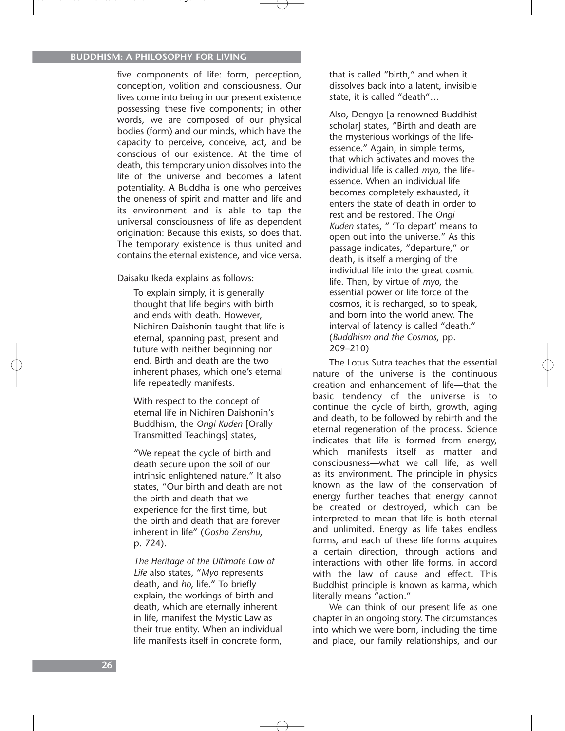five components of life: form, perception, conception, volition and consciousness. Our lives come into being in our present existence possessing these five components; in other words, we are composed of our physical bodies (form) and our minds, which have the capacity to perceive, conceive, act, and be conscious of our existence. At the time of death, this temporary union dissolves into the life of the universe and becomes a latent potentiality. A Buddha is one who perceives the oneness of spirit and matter and life and its environment and is able to tap the universal consciousness of life as dependent origination: Because this exists, so does that. The temporary existence is thus united and contains the eternal existence, and vice versa.

Daisaku Ikeda explains as follows:

> To explain simply, it is generally thought that life begins with birth and ends with death. However, Nichiren Daishonin taught that life is eternal, spanning past, present and future with neither beginning nor end. Birth and death are the two inherent phases, which one's eternal life repeatedly manifests.
>
> With respect to the concept of eternal life in Nichiren Daishonin's Buddhism, the *Ongi Kuden* [Orally Transmitted Teachings] states,
>
> "We repeat the cycle of birth and death secure upon the soil of our intrinsic enlightened nature." It also states, "Our birth and death are not the birth and death that we experience for the first time, but the birth and death that are forever inherent in life" (*Gosho Zenshu*, p. 724).
>
> *The Heritage of the Ultimate Law of Life* also states, "*Myo* represents death, and *ho*, life." To briefly explain, the workings of birth and death, which are eternally inherent in life, manifest the Mystic Law as their true entity. When an individual life manifests itself in concrete form, that is called "birth," and when it dissolves back into a latent, invisible state, it is called "death"…
>
> Also, Dengyo [a renowned Buddhist scholar] states, "Birth and death are the mysterious workings of the life-essence." Again, in simple terms, that which activates and moves the individual life is called *myo*, the life-essence. When an individual life becomes completely exhausted, it enters the state of death in order to rest and be restored. The *Ongi Kuden* states, " 'To depart' means to open out into the universe." As this passage indicates, "departure," or death, is itself a merging of the individual life into the great cosmic life. Then, by virtue of *myo*, the essential power or life force of the cosmos, it is recharged, so to speak, and born into the world anew. The interval of latency is called "death." (*Buddhism and the Cosmos*, pp. 209–210)

The Lotus Sutra teaches that the essential nature of the universe is the continuous creation and enhancement of life—that the basic tendency of the universe is to continue the cycle of birth, growth, aging and death, to be followed by rebirth and the eternal regeneration of the process. Science indicates that life is formed from energy, which manifests itself as matter and consciousness—what we call life, as well as its environment. The principle in physics known as the law of the conservation of energy further teaches that energy cannot be created or destroyed, which can be interpreted to mean that life is both eternal and unlimited. Energy as life takes endless forms, and each of these life forms acquires a certain direction, through actions and interactions with other life forms, in accord with the law of cause and effect. This Buddhist principle is known as karma, which literally means "action."

We can think of our present life as one chapter in an ongoing story. The circumstances into which we were born, including the time and place, our family relationships, and our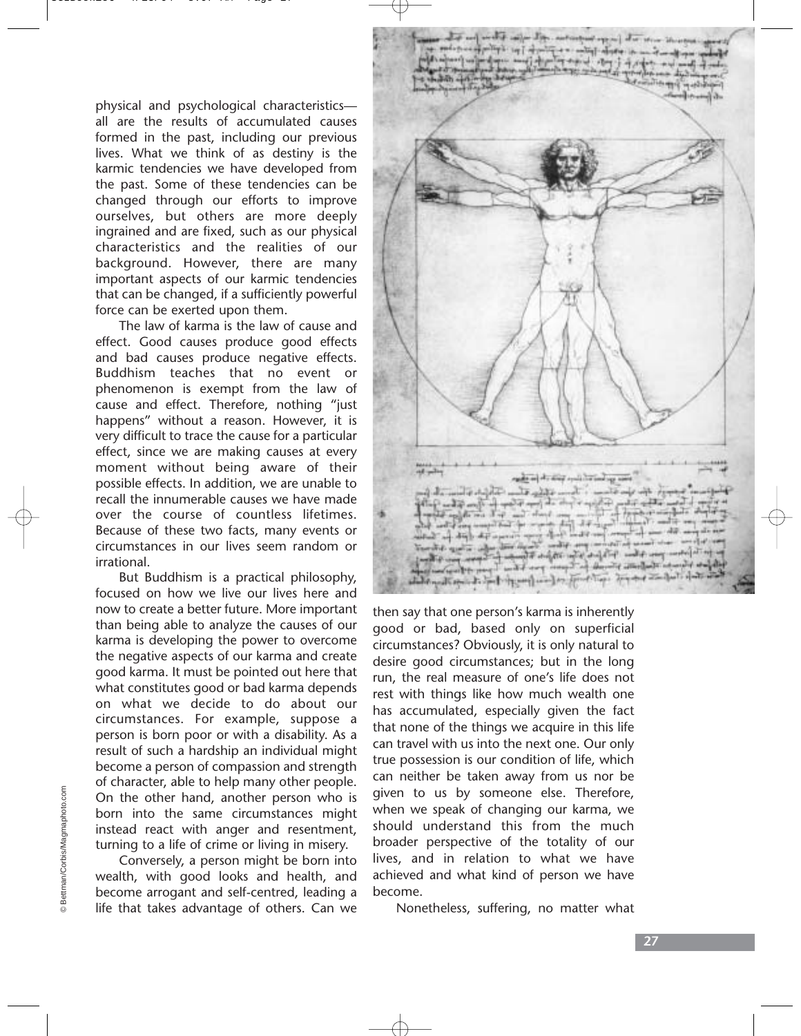physical and psychological characteristics—all are the results of accumulated causes formed in the past, including our previous lives. What we think of as destiny is the karmic tendencies we have developed from the past. Some of these tendencies can be changed through our efforts to improve ourselves, but others are more deeply ingrained and are fixed, such as our physical characteristics and the realities of our background. However, there are many important aspects of our karmic tendencies that can be changed, if a sufficiently powerful force can be exerted upon them.

The law of karma is the law of cause and effect. Good causes produce good effects and bad causes produce negative effects. Buddhism teaches that no event or phenomenon is exempt from the law of cause and effect. Therefore, nothing "just happens" without a reason. However, it is very difficult to trace the cause for a particular effect, since we are making causes at every moment without being aware of their possible effects. In addition, we are unable to recall the innumerable causes we have made over the course of countless lifetimes. Because of these two facts, many events or circumstances in our lives seem random or irrational.

But Buddhism is a practical philosophy, focused on how we live our lives here and now to create a better future. More important than being able to analyze the causes of our karma is developing the power to overcome the negative aspects of our karma and create good karma. It must be pointed out here that what constitutes good or bad karma depends on what we decide to do about our circumstances. For example, suppose a person is born poor or with a disability. As a result of such a hardship an individual might become a person of compassion and strength of character, able to help many other people. On the other hand, another person who is born into the same circumstances might instead react with anger and resentment, turning to a life of crime or living in misery.

Conversely, a person might be born into wealth, with good looks and health, and become arrogant and self-centred, leading a life that takes advantage of others. Can we then say that one person's karma is inherently good or bad, based only on superficial circumstances? Obviously, it is only natural to desire good circumstances; but in the long run, the real measure of one's life does not rest with things like how much wealth one has accumulated, especially given the fact that none of the things we acquire in this life can travel with us into the next one. Our only true possession is our condition of life, which can neither be taken away from us nor be given to us by someone else. Therefore, when we speak of changing our karma, we should understand this from the much broader perspective of the totality of our lives, and in relation to what we have achieved and what kind of person we have become.

Nonetheless, suffering, no matter what

© Bettman/Corbis/Magmaphoto.com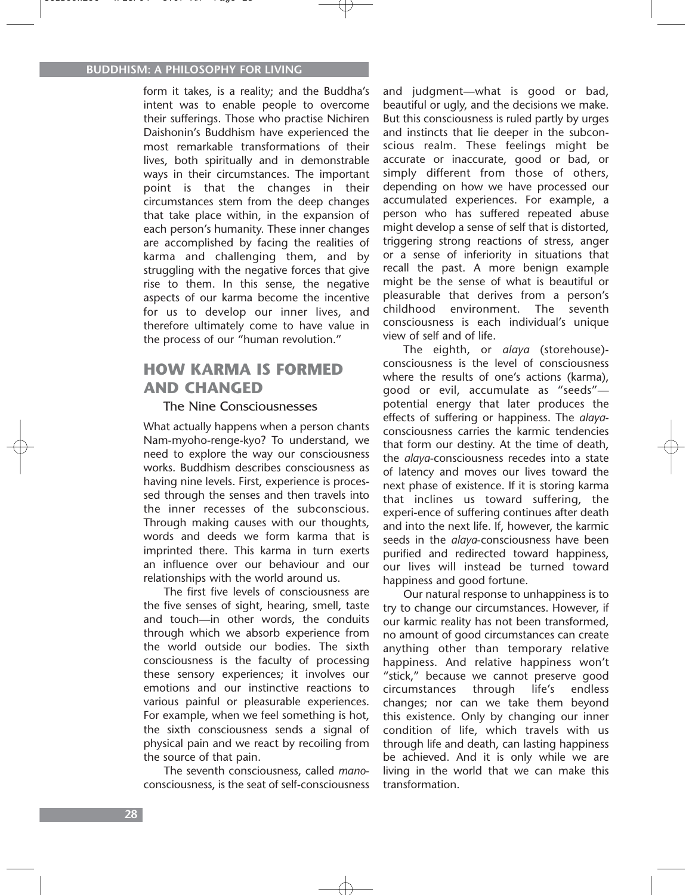form it takes, is a reality; and the Buddha's intent was to enable people to overcome their sufferings. Those who practise Nichiren Daishonin's Buddhism have experienced the most remarkable transformations of their lives, both spiritually and in demonstrable ways in their circumstances. The important point is that the changes in their circumstances stem from the deep changes that take place within, in the expansion of each person's humanity. These inner changes are accomplished by facing the realities of karma and challenging them, and by struggling with the negative forces that give rise to them. In this sense, the negative aspects of our karma become the incentive for us to develop our inner lives, and therefore ultimately come to have value in the process of our "human revolution."

## HOW KARMA IS FORMED AND CHANGED

### The Nine Consciousnesses

What actually happens when a person chants Nam-myoho-renge-kyo? To understand, we need to explore the way our consciousness works. Buddhism describes consciousness as having nine levels. First, experience is processed through the senses and then travels into the inner recesses of the subconscious. Through making causes with our thoughts, words and deeds we form karma that is imprinted there. This karma in turn exerts an influence over our behaviour and our relationships with the world around us.

The first five levels of consciousness are the five senses of sight, hearing, smell, taste and touch—in other words, the conduits through which we absorb experience from the world outside our bodies. The sixth consciousness is the faculty of processing these sensory experiences; it involves our emotions and our instinctive reactions to various painful or pleasurable experiences. For example, when we feel something is hot, the sixth consciousness sends a signal of physical pain and we react by recoiling from the source of that pain.

The seventh consciousness, called *mano*-consciousness, is the seat of self-consciousness and judgment—what is good or bad, beautiful or ugly, and the decisions we make. But this consciousness is ruled partly by urges and instincts that lie deeper in the subconscious realm. These feelings might be accurate or inaccurate, good or bad, or simply different from those of others, depending on how we have processed our accumulated experiences. For example, a person who has suffered repeated abuse might develop a sense of self that is distorted, triggering strong reactions of stress, anger or a sense of inferiority in situations that recall the past. A more benign example might be the sense of what is beautiful or pleasurable that derives from a person's childhood environment. The seventh consciousness is each individual's unique view of self and of life.

The eighth, or *alaya* (storehouse)-consciousness is the level of consciousness where the results of one's actions (karma), good or evil, accumulate as "seeds"—potential energy that later produces the effects of suffering or happiness. The *alaya*-consciousness carries the karmic tendencies that form our destiny. At the time of death, the *alaya*-consciousness recedes into a state of latency and moves our lives toward the next phase of existence. If it is storing karma that inclines us toward suffering, the experience of suffering continues after death and into the next life. If, however, the karmic seeds in the *alaya*-consciousness have been purified and redirected toward happiness, our lives will instead be turned toward happiness and good fortune.

Our natural response to unhappiness is to try to change our circumstances. However, if our karmic reality has not been transformed, no amount of good circumstances can create anything other than temporary relative happiness. And relative happiness won't "stick," because we cannot preserve good circumstances through life's endless changes; nor can we take them beyond this existence. Only by changing our inner condition of life, which travels with us through life and death, can lasting happiness be achieved. And it is only while we are living in the world that we can make this transformation.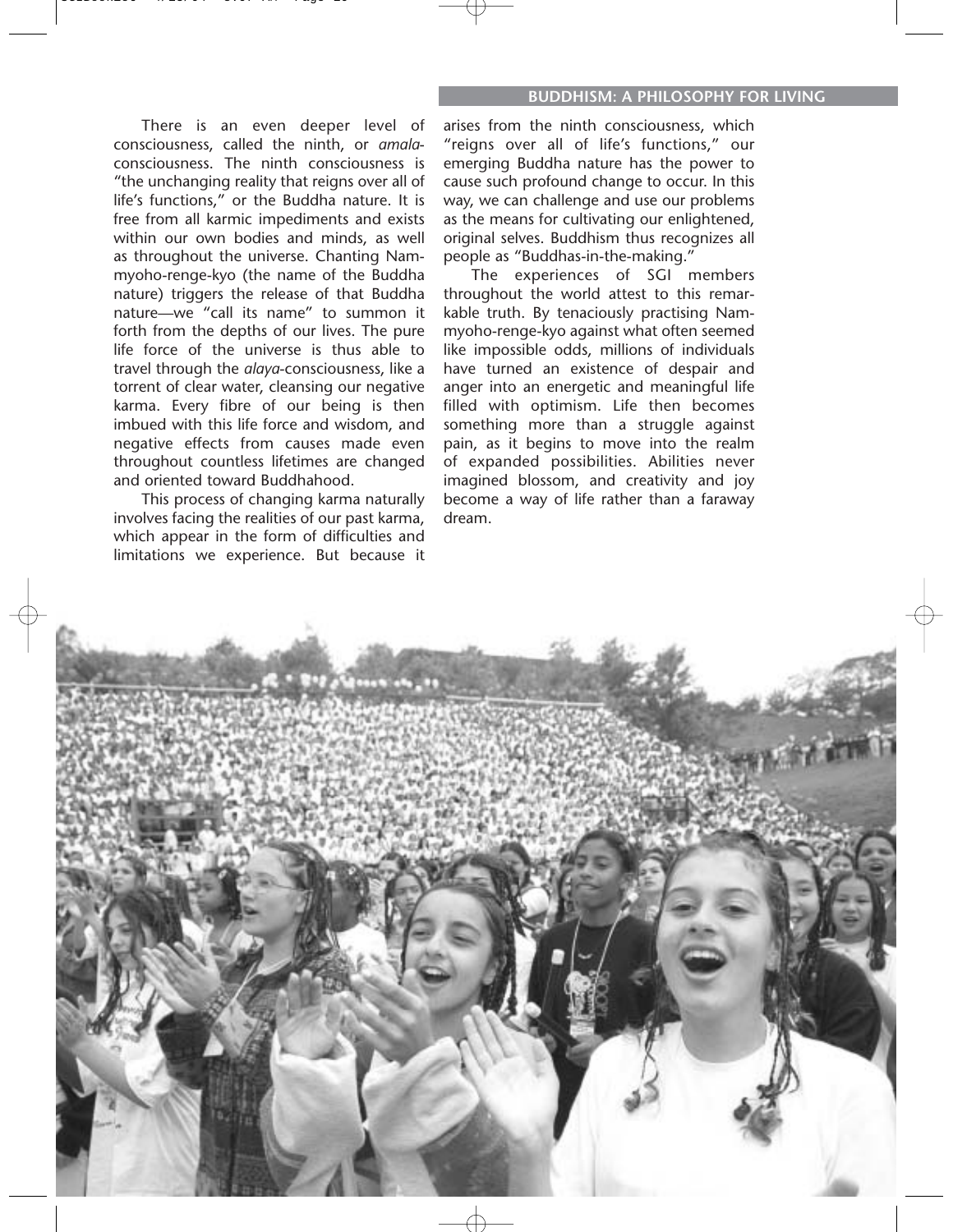There is an even deeper level of consciousness, called the ninth, or *amala*-consciousness. The ninth consciousness is "the unchanging reality that reigns over all of life's functions," or the Buddha nature. It is free from all karmic impediments and exists within our own bodies and minds, as well as throughout the universe. Chanting Nam-myoho-renge-kyo (the name of the Buddha nature) triggers the release of that Buddha nature—we "call its name" to summon it forth from the depths of our lives. The pure life force of the universe is thus able to travel through the *alaya*-consciousness, like a torrent of clear water, cleansing our negative karma. Every fibre of our being is then imbued with this life force and wisdom, and negative effects from causes made even throughout countless lifetimes are changed and oriented toward Buddhahood.

This process of changing karma naturally involves facing the realities of our past karma, which appear in the form of difficulties and limitations we experience. But because it arises from the ninth consciousness, which "reigns over all of life's functions," our emerging Buddha nature has the power to cause such profound change to occur. In this way, we can challenge and use our problems as the means for cultivating our enlightened, original selves. Buddhism thus recognizes all people as "Buddhas-in-the-making."

The experiences of SGI members throughout the world attest to this remarkable truth. By tenaciously practising Nam-myoho-renge-kyo against what often seemed like impossible odds, millions of individuals have turned an existence of despair and anger into an energetic and meaningful life filled with optimism. Life then becomes something more than a struggle against pain, as it begins to move into the realm of expanded possibilities. Abilities never imagined blossom, and creativity and joy become a way of life rather than a faraway dream.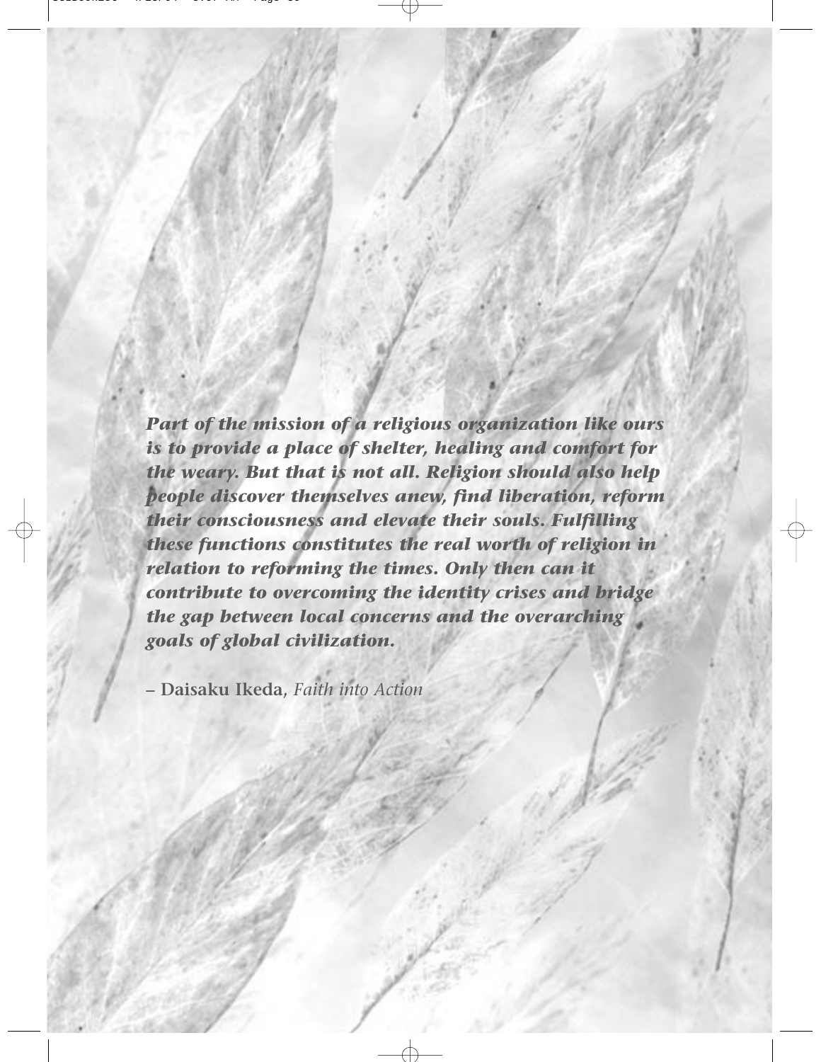***Part of the mission of a religious organization like ours is to provide a place of shelter, healing and comfort for the weary. But that is not all. Religion should also help people discover themselves anew, find liberation, reform their consciousness and elevate their souls. Fulfilling these functions constitutes the real worth of religion in relation to reforming the times. Only then can it contribute to overcoming the identity crises and bridge the gap between local concerns and the overarching goals of global civilization.***

– **Daisaku Ikeda**, *Faith into Action*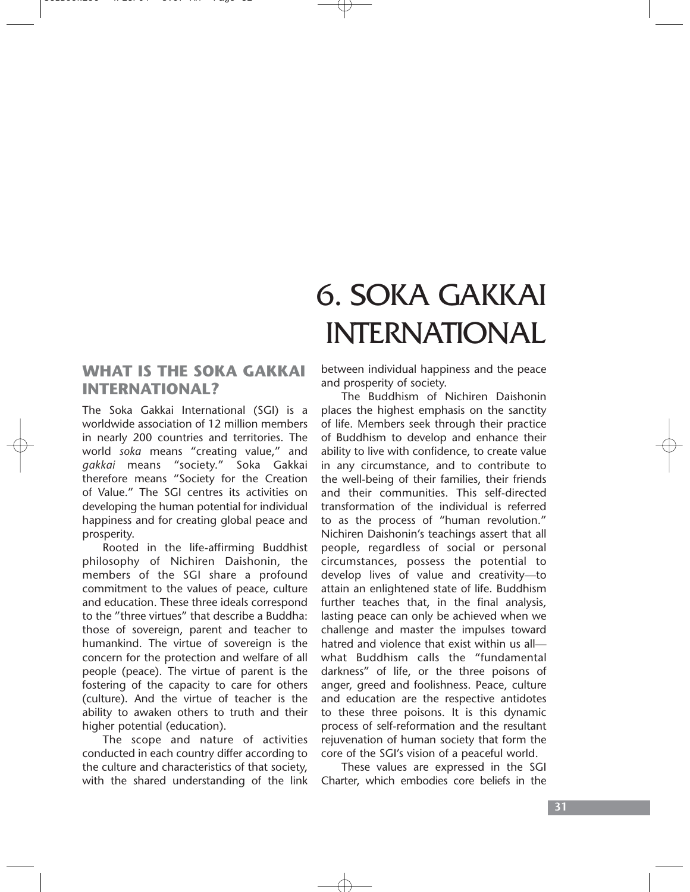# 6. SOKA GAKKAI INTERNATIONAL

## WHAT IS THE SOKA GAKKAI INTERNATIONAL?

The Soka Gakkai International (SGI) is a worldwide association of 12 million members in nearly 200 countries and territories. The world *soka* means "creating value," and *gakkai* means "society." Soka Gakkai therefore means "Society for the Creation of Value." The SGI centres its activities on developing the human potential for individual happiness and for creating global peace and prosperity.

Rooted in the life-affirming Buddhist philosophy of Nichiren Daishonin, the members of the SGI share a profound commitment to the values of peace, culture and education. These three ideals correspond to the "three virtues" that describe a Buddha: those of sovereign, parent and teacher to humankind. The virtue of sovereign is the concern for the protection and welfare of all people (peace). The virtue of parent is the fostering of the capacity to care for others (culture). And the virtue of teacher is the ability to awaken others to truth and their higher potential (education).

The scope and nature of activities conducted in each country differ according to the culture and characteristics of that society, with the shared understanding of the link between individual happiness and the peace and prosperity of society.

The Buddhism of Nichiren Daishonin places the highest emphasis on the sanctity of life. Members seek through their practice of Buddhism to develop and enhance their ability to live with confidence, to create value in any circumstance, and to contribute to the well-being of their families, their friends and their communities. This self-directed transformation of the individual is referred to as the process of "human revolution." Nichiren Daishonin's teachings assert that all people, regardless of social or personal circumstances, possess the potential to develop lives of value and creativity—to attain an enlightened state of life. Buddhism further teaches that, in the final analysis, lasting peace can only be achieved when we challenge and master the impulses toward hatred and violence that exist within us all—what Buddhism calls the "fundamental darkness" of life, or the three poisons of anger, greed and foolishness. Peace, culture and education are the respective antidotes to these three poisons. It is this dynamic process of self-reformation and the resultant rejuvenation of human society that form the core of the SGI's vision of a peaceful world.

These values are expressed in the SGI Charter, which embodies core beliefs in the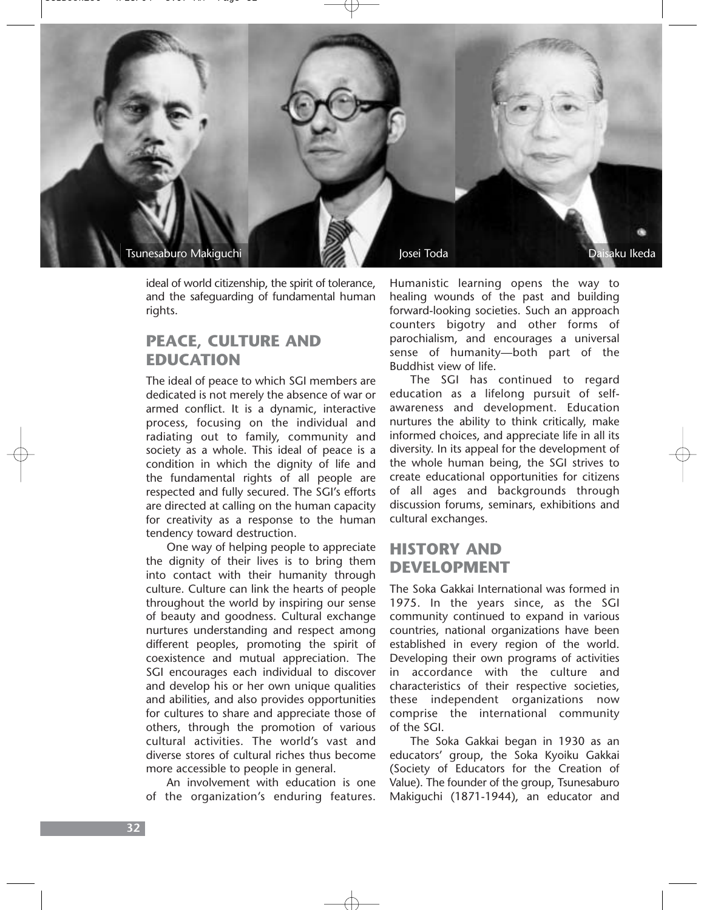Tsunesaburo Makiguchi Josei Toda Daisaku Ikeda

ideal of world citizenship, the spirit of tolerance, and the safeguarding of fundamental human rights.

## PEACE, CULTURE AND EDUCATION

The ideal of peace to which SGI members are dedicated is not merely the absence of war or armed conflict. It is a dynamic, interactive process, focusing on the individual and radiating out to family, community and society as a whole. This ideal of peace is a condition in which the dignity of life and the fundamental rights of all people are respected and fully secured. The SGI's efforts are directed at calling on the human capacity for creativity as a response to the human tendency toward destruction.

One way of helping people to appreciate the dignity of their lives is to bring them into contact with their humanity through culture. Culture can link the hearts of people throughout the world by inspiring our sense of beauty and goodness. Cultural exchange nurtures understanding and respect among different peoples, promoting the spirit of coexistence and mutual appreciation. The SGI encourages each individual to discover and develop his or her own unique qualities and abilities, and also provides opportunities for cultures to share and appreciate those of others, through the promotion of various cultural activities. The world's vast and diverse stores of cultural riches thus become more accessible to people in general.

An involvement with education is one of the organization's enduring features. Humanistic learning opens the way to healing wounds of the past and building forward-looking societies. Such an approach counters bigotry and other forms of parochialism, and encourages a universal sense of humanity—both part of the Buddhist view of life.

The SGI has continued to regard education as a lifelong pursuit of self-awareness and development. Education nurtures the ability to think critically, make informed choices, and appreciate life in all its diversity. In its appeal for the development of the whole human being, the SGI strives to create educational opportunities for citizens of all ages and backgrounds through discussion forums, seminars, exhibitions and cultural exchanges.

## HISTORY AND DEVELOPMENT

The Soka Gakkai International was formed in 1975. In the years since, as the SGI community continued to expand in various countries, national organizations have been established in every region of the world. Developing their own programs of activities in accordance with the culture and characteristics of their respective societies, these independent organizations now comprise the international community of the SGI.

The Soka Gakkai began in 1930 as an educators' group, the Soka Kyoiku Gakkai (Society of Educators for the Creation of Value). The founder of the group, Tsunesaburo Makiguchi (1871-1944), an educator and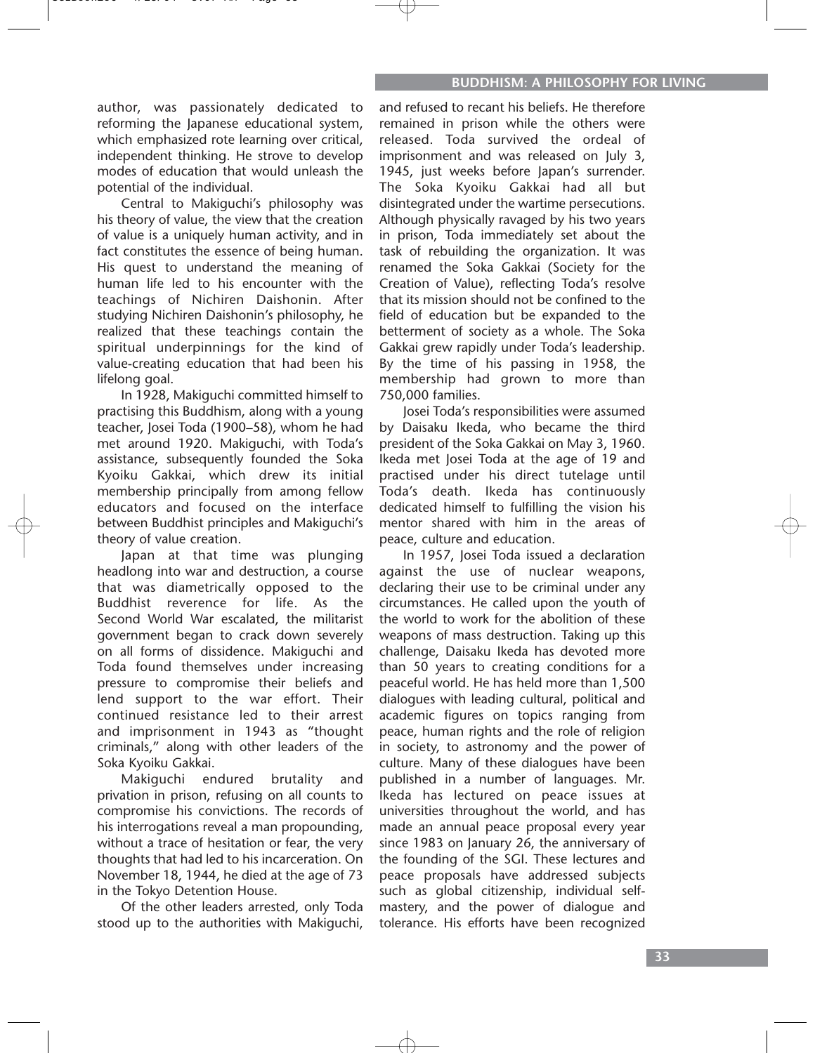author, was passionately dedicated to reforming the Japanese educational system, which emphasized rote learning over critical, independent thinking. He strove to develop modes of education that would unleash the potential of the individual.

Central to Makiguchi's philosophy was his theory of value, the view that the creation of value is a uniquely human activity, and in fact constitutes the essence of being human. His quest to understand the meaning of human life led to his encounter with the teachings of Nichiren Daishonin. After studying Nichiren Daishonin's philosophy, he realized that these teachings contain the spiritual underpinnings for the kind of value-creating education that had been his lifelong goal.

In 1928, Makiguchi committed himself to practising this Buddhism, along with a young teacher, Josei Toda (1900–58), whom he had met around 1920. Makiguchi, with Toda's assistance, subsequently founded the Soka Kyoiku Gakkai, which drew its initial membership principally from among fellow educators and focused on the interface between Buddhist principles and Makiguchi's theory of value creation.

Japan at that time was plunging headlong into war and destruction, a course that was diametrically opposed to the Buddhist reverence for life. As the Second World War escalated, the militarist government began to crack down severely on all forms of dissidence. Makiguchi and Toda found themselves under increasing pressure to compromise their beliefs and lend support to the war effort. Their continued resistance led to their arrest and imprisonment in 1943 as "thought criminals," along with other leaders of the Soka Kyoiku Gakkai.

Makiguchi endured brutality and privation in prison, refusing on all counts to compromise his convictions. The records of his interrogations reveal a man propounding, without a trace of hesitation or fear, the very thoughts that had led to his incarceration. On November 18, 1944, he died at the age of 73 in the Tokyo Detention House.

Of the other leaders arrested, only Toda stood up to the authorities with Makiguchi, and refused to recant his beliefs. He therefore remained in prison while the others were released. Toda survived the ordeal of imprisonment and was released on July 3, 1945, just weeks before Japan's surrender. The Soka Kyoiku Gakkai had all but disintegrated under the wartime persecutions. Although physically ravaged by his two years in prison, Toda immediately set about the task of rebuilding the organization. It was renamed the Soka Gakkai (Society for the Creation of Value), reflecting Toda's resolve that its mission should not be confined to the field of education but be expanded to the betterment of society as a whole. The Soka Gakkai grew rapidly under Toda's leadership. By the time of his passing in 1958, the membership had grown to more than 750,000 families.

Josei Toda's responsibilities were assumed by Daisaku Ikeda, who became the third president of the Soka Gakkai on May 3, 1960. Ikeda met Josei Toda at the age of 19 and practised under his direct tutelage until Toda's death. Ikeda has continuously dedicated himself to fulfilling the vision his mentor shared with him in the areas of peace, culture and education.

In 1957, Josei Toda issued a declaration against the use of nuclear weapons, declaring their use to be criminal under any circumstances. He called upon the youth of the world to work for the abolition of these weapons of mass destruction. Taking up this challenge, Daisaku Ikeda has devoted more than 50 years to creating conditions for a peaceful world. He has held more than 1,500 dialogues with leading cultural, political and academic figures on topics ranging from peace, human rights and the role of religion in society, to astronomy and the power of culture. Many of these dialogues have been published in a number of languages. Mr. Ikeda has lectured on peace issues at universities throughout the world, and has made an annual peace proposal every year since 1983 on January 26, the anniversary of the founding of the SGI. These lectures and peace proposals have addressed subjects such as global citizenship, individual self-mastery, and the power of dialogue and tolerance. His efforts have been recognized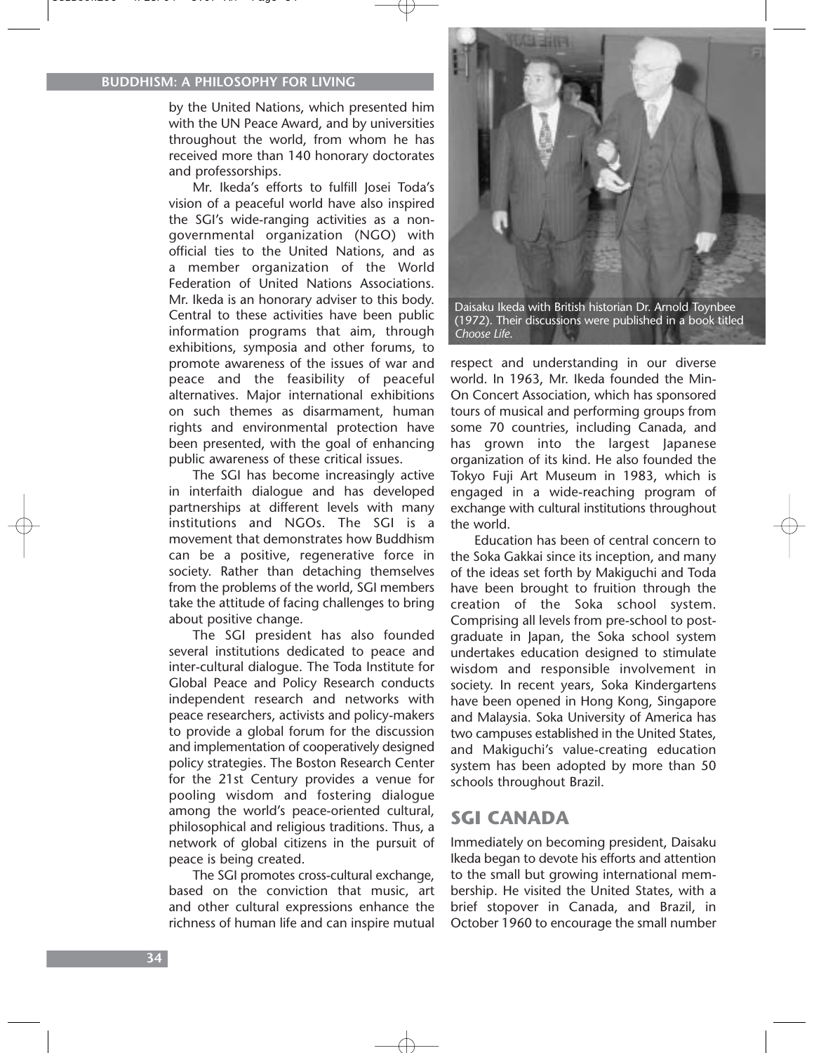by the United Nations, which presented him with the UN Peace Award, and by universities throughout the world, from whom he has received more than 140 honorary doctorates and professorships.

Mr. Ikeda's efforts to fulfill Josei Toda's vision of a peaceful world have also inspired the SGI's wide-ranging activities as a non-governmental organization (NGO) with official ties to the United Nations, and as a member organization of the World Federation of United Nations Associations. Mr. Ikeda is an honorary adviser to this body. Central to these activities have been public information programs that aim, through exhibitions, symposia and other forums, to promote awareness of the issues of war and peace and the feasibility of peaceful alternatives. Major international exhibitions on such themes as disarmament, human rights and environmental protection have been presented, with the goal of enhancing public awareness of these critical issues.

The SGI has become increasingly active in interfaith dialogue and has developed partnerships at different levels with many institutions and NGOs. The SGI is a movement that demonstrates how Buddhism can be a positive, regenerative force in society. Rather than detaching themselves from the problems of the world, SGI members take the attitude of facing challenges to bring about positive change.

The SGI president has also founded several institutions dedicated to peace and inter-cultural dialogue. The Toda Institute for Global Peace and Policy Research conducts independent research and networks with peace researchers, activists and policy-makers to provide a global forum for the discussion and implementation of cooperatively designed policy strategies. The Boston Research Center for the 21st Century provides a venue for pooling wisdom and fostering dialogue among the world's peace-oriented cultural, philosophical and religious traditions. Thus, a network of global citizens in the pursuit of peace is being created.

The SGI promotes cross-cultural exchange, based on the conviction that music, art and other cultural expressions enhance the richness of human life and can inspire mutual respect and understanding in our diverse world. In 1963, Mr. Ikeda founded the Min-On Concert Association, which has sponsored tours of musical and performing groups from some 70 countries, including Canada, and has grown into the largest Japanese organization of its kind. He also founded the Tokyo Fuji Art Museum in 1983, which is engaged in a wide-reaching program of exchange with cultural institutions throughout the world.

Daisaku Ikeda with British historian Dr. Arnold Toynbee (1972). Their discussions were published in a book titled *Choose Life*.

Education has been of central concern to the Soka Gakkai since its inception, and many of the ideas set forth by Makiguchi and Toda have been brought to fruition through the creation of the Soka school system. Comprising all levels from pre-school to post-graduate in Japan, the Soka school system undertakes education designed to stimulate wisdom and responsible involvement in society. In recent years, Soka Kindergartens have been opened in Hong Kong, Singapore and Malaysia. Soka University of America has two campuses established in the United States, and Makiguchi's value-creating education system has been adopted by more than 50 schools throughout Brazil.

## SGI CANADA

Immediately on becoming president, Daisaku Ikeda began to devote his efforts and attention to the small but growing international membership. He visited the United States, with a brief stopover in Canada, and Brazil, in October 1960 to encourage the small number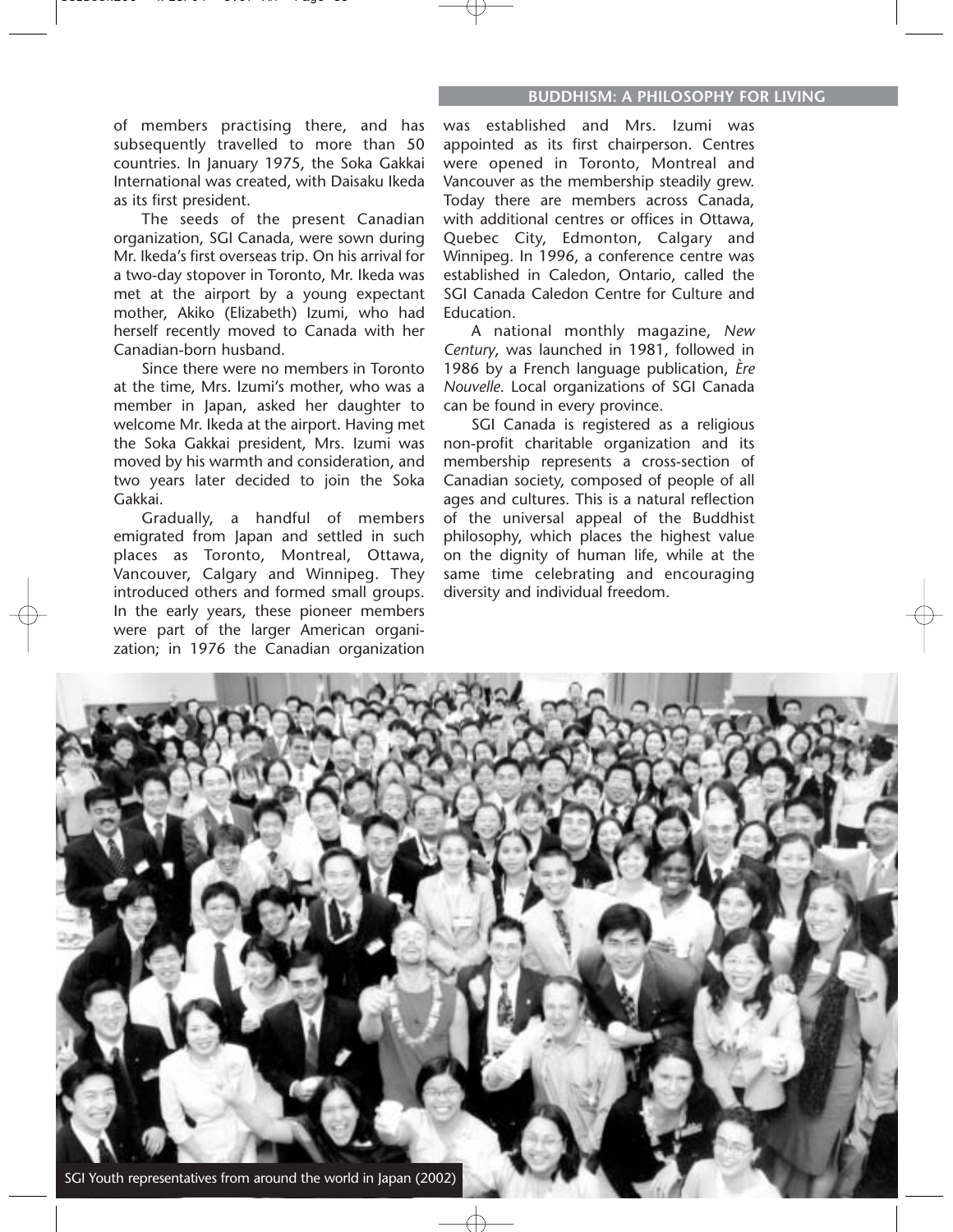of members practising there, and has subsequently travelled to more than 50 countries. In January 1975, the Soka Gakkai International was created, with Daisaku Ikeda as its first president.

The seeds of the present Canadian organization, SGI Canada, were sown during Mr. Ikeda's first overseas trip. On his arrival for a two-day stopover in Toronto, Mr. Ikeda was met at the airport by a young expectant mother, Akiko (Elizabeth) Izumi, who had herself recently moved to Canada with her Canadian-born husband.

Since there were no members in Toronto at the time, Mrs. Izumi's mother, who was a member in Japan, asked her daughter to welcome Mr. Ikeda at the airport. Having met the Soka Gakkai president, Mrs. Izumi was moved by his warmth and consideration, and two years later decided to join the Soka Gakkai.

Gradually, a handful of members emigrated from Japan and settled in such places as Toronto, Montreal, Ottawa, Vancouver, Calgary and Winnipeg. They introduced others and formed small groups. In the early years, these pioneer members were part of the larger American organization; in 1976 the Canadian organization was established and Mrs. Izumi was appointed as its first chairperson. Centres were opened in Toronto, Montreal and Vancouver as the membership steadily grew. Today there are members across Canada, with additional centres or offices in Ottawa, Quebec City, Edmonton, Calgary and Winnipeg. In 1996, a conference centre was established in Caledon, Ontario, called the SGI Canada Caledon Centre for Culture and Education.

A national monthly magazine, *New Century*, was launched in 1981, followed in 1986 by a French language publication, *Ère Nouvelle*. Local organizations of SGI Canada can be found in every province.

SGI Canada is registered as a religious non-profit charitable organization and its membership represents a cross-section of Canadian society, composed of people of all ages and cultures. This is a natural reflection of the universal appeal of the Buddhist philosophy, which places the highest value on the dignity of human life, while at the same time celebrating and encouraging diversity and individual freedom.

SGI Youth representatives from around the world in Japan (2002)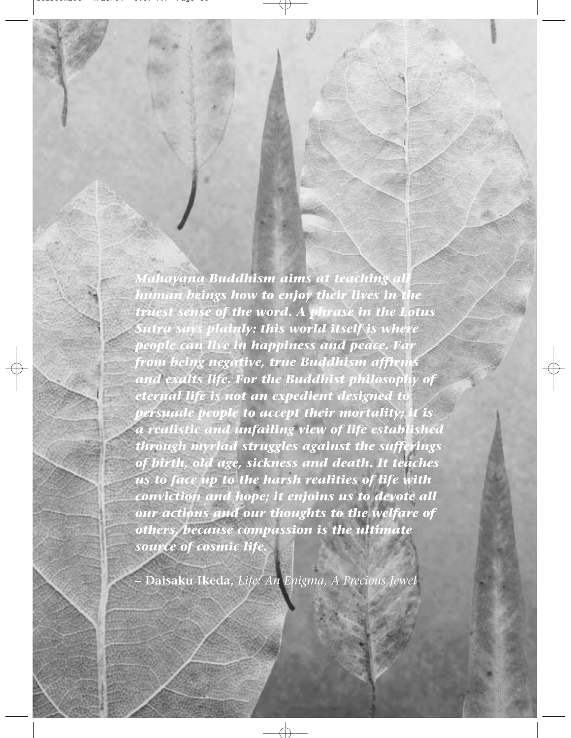***Mahayana Buddhism aims at teaching all human beings how to enjoy their lives in the truest sense of the word. A phrase in the Lotus Sutra says plainly: this world itself is where people can live in happiness and peace. Far from being negative, true Buddhism affirms and exalts life. For the Buddhist philosophy of eternal life is not an expedient designed to persuade people to accept their mortality; it is a realistic and unfailing view of life established through myriad struggles against the sufferings of birth, old age, sickness and death. It teaches us to face up to the harsh realities of life with conviction and hope; it enjoins us to devote all our actions and our thoughts to the welfare of others, because compassion is the ultimate source of cosmic life.***

– **Daisaku Ikeda**, *Life: An Enigma, A Precious Jewel*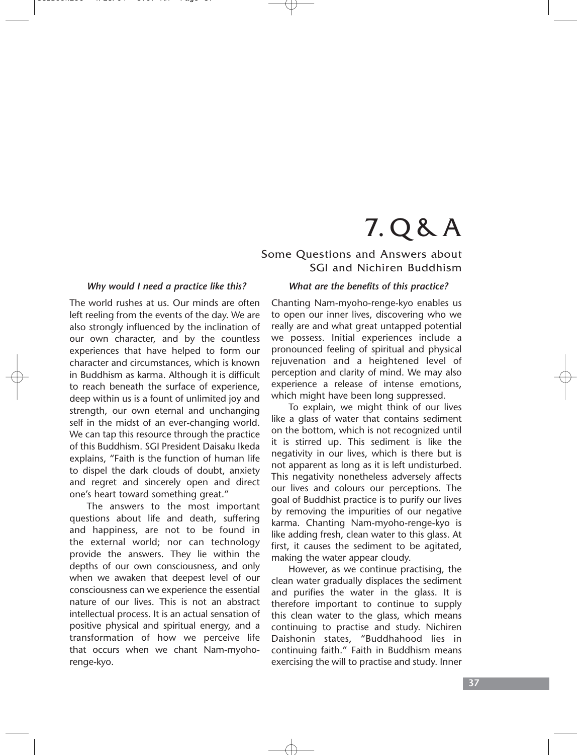# 7. Q & A

## Some Questions and Answers about SGI and Nichiren Buddhism

***Why would I need a practice like this?***

The world rushes at us. Our minds are often left reeling from the events of the day. We are also strongly influenced by the inclination of our own character, and by the countless experiences that have helped to form our character and circumstances, which is known in Buddhism as karma. Although it is difficult to reach beneath the surface of experience, deep within us is a fount of unlimited joy and strength, our own eternal and unchanging self in the midst of an ever-changing world. We can tap this resource through the practice of this Buddhism. SGI President Daisaku Ikeda explains, "Faith is the function of human life to dispel the dark clouds of doubt, anxiety and regret and sincerely open and direct one's heart toward something great."

The answers to the most important questions about life and death, suffering and happiness, are not to be found in the external world; nor can technology provide the answers. They lie within the depths of our own consciousness, and only when we awaken that deepest level of our consciousness can we experience the essential nature of our lives. This is not an abstract intellectual process. It is an actual sensation of positive physical and spiritual energy, and a transformation of how we perceive life that occurs when we chant Nam-myoho-renge-kyo.

***What are the benefits of this practice?***

Chanting Nam-myoho-renge-kyo enables us to open our inner lives, discovering who we really are and what great untapped potential we possess. Initial experiences include a pronounced feeling of spiritual and physical rejuvenation and a heightened level of perception and clarity of mind. We may also experience a release of intense emotions, which might have been long suppressed.

To explain, we might think of our lives like a glass of water that contains sediment on the bottom, which is not recognized until it is stirred up. This sediment is like the negativity in our lives, which is there but is not apparent as long as it is left undisturbed. This negativity nonetheless adversely affects our lives and colours our perceptions. The goal of Buddhist practice is to purify our lives by removing the impurities of our negative karma. Chanting Nam-myoho-renge-kyo is like adding fresh, clean water to this glass. At first, it causes the sediment to be agitated, making the water appear cloudy.

However, as we continue practising, the clean water gradually displaces the sediment and purifies the water in the glass. It is therefore important to continue to supply this clean water to the glass, which means continuing to practise and study. Nichiren Daishonin states, "Buddhahood lies in continuing faith." Faith in Buddhism means exercising the will to practise and study. Inner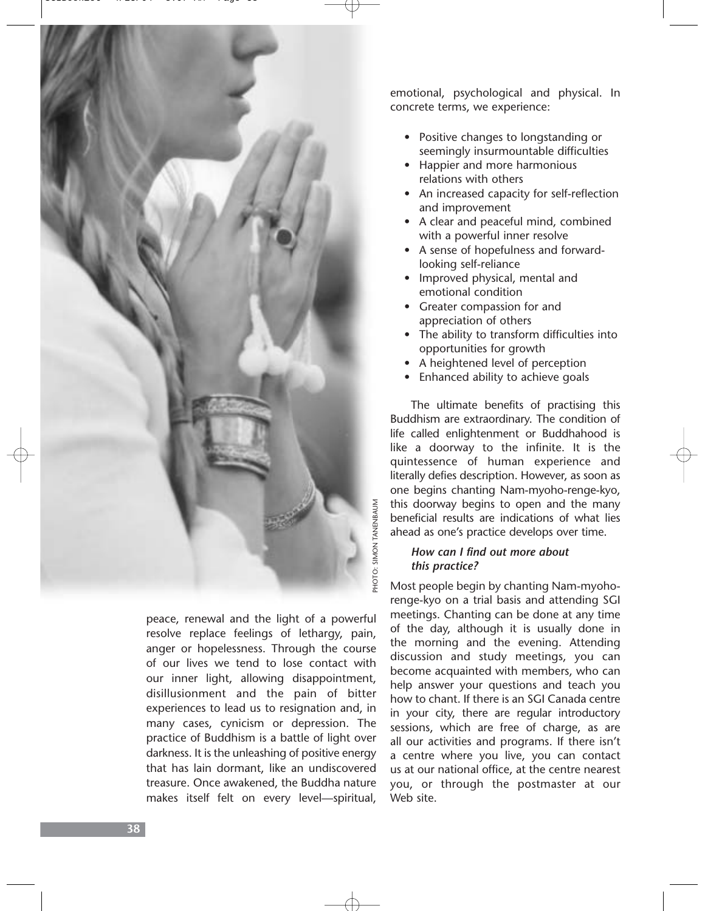peace, renewal and the light of a powerful resolve replace feelings of lethargy, pain, anger or hopelessness. Through the course of our lives we tend to lose contact with our inner light, allowing disappointment, disillusionment and the pain of bitter experiences to lead us to resignation and, in many cases, cynicism or depression. The practice of Buddhism is a battle of light over darkness. It is the unleashing of positive energy that has lain dormant, like an undiscovered treasure. Once awakened, the Buddha nature makes itself felt on every level—spiritual, emotional, psychological and physical. In concrete terms, we experience:

- Positive changes to longstanding or seemingly insurmountable difficulties
- Happier and more harmonious relations with others
- An increased capacity for self-reflection and improvement
- A clear and peaceful mind, combined with a powerful inner resolve
- A sense of hopefulness and forward-looking self-reliance
- Improved physical, mental and emotional condition
- Greater compassion for and appreciation of others
- The ability to transform difficulties into opportunities for growth
- A heightened level of perception
- Enhanced ability to achieve goals

The ultimate benefits of practising this Buddhism are extraordinary. The condition of life called enlightenment or Buddhahood is like a doorway to the infinite. It is the quintessence of human experience and literally defies description. However, as soon as one begins chanting Nam-myoho-renge-kyo, this doorway begins to open and the many beneficial results are indications of what lies ahead as one's practice develops over time.

### *How can I find out more about this practice?*

Most people begin by chanting Nam-myoho-renge-kyo on a trial basis and attending SGI meetings. Chanting can be done at any time of the day, although it is usually done in the morning and the evening. Attending discussion and study meetings, you can become acquainted with members, who can help answer your questions and teach you how to chant. If there is an SGI Canada centre in your city, there are regular introductory sessions, which are free of charge, as are all our activities and programs. If there isn't a centre where you live, you can contact us at our national office, at the centre nearest you, or through the postmaster at our Web site.

PHOTO: SIMON TANENBAUM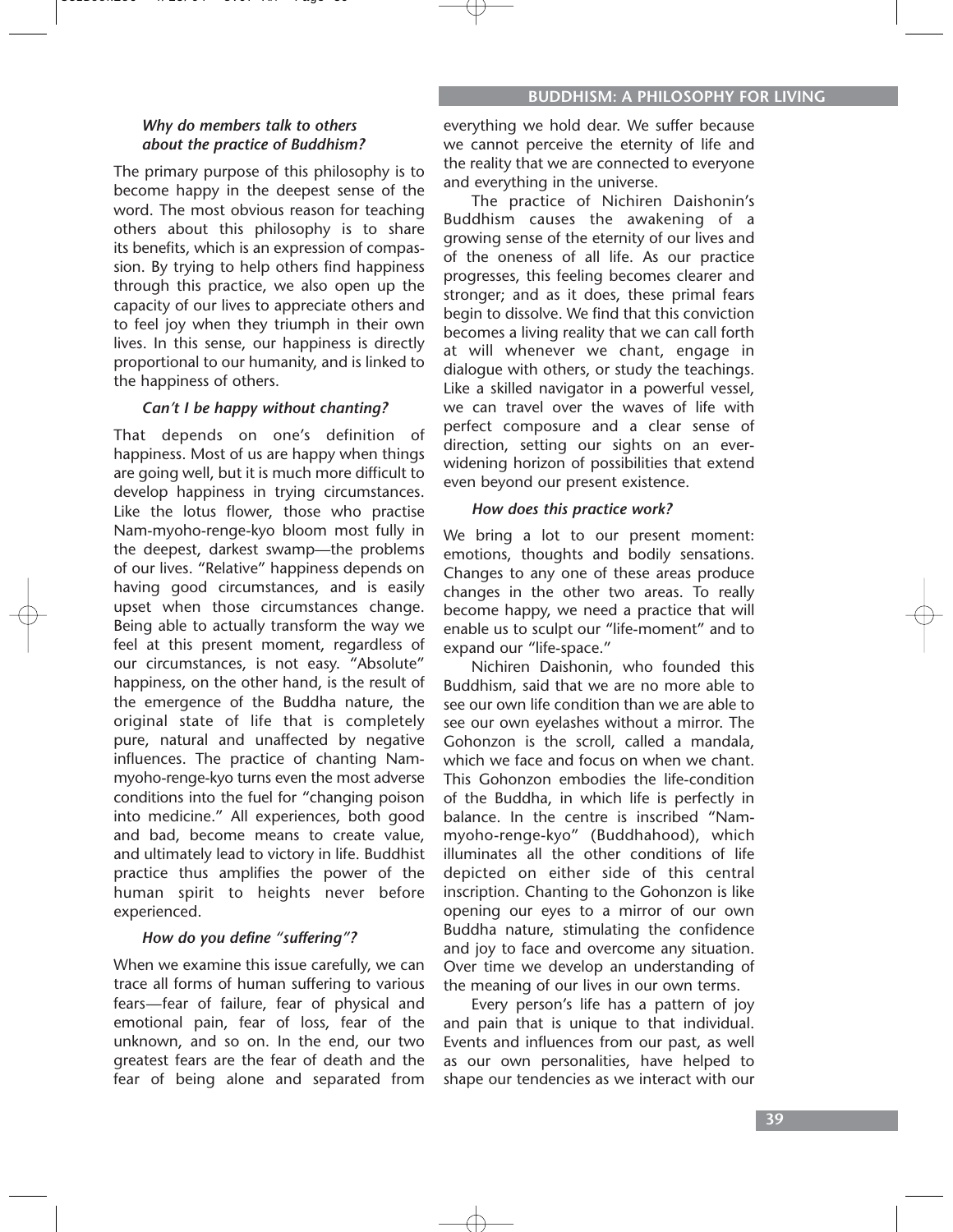### *Why do members talk to others about the practice of Buddhism?*

The primary purpose of this philosophy is to become happy in the deepest sense of the word. The most obvious reason for teaching others about this philosophy is to share its benefits, which is an expression of compassion. By trying to help others find happiness through this practice, we also open up the capacity of our lives to appreciate others and to feel joy when they triumph in their own lives. In this sense, our happiness is directly proportional to our humanity, and is linked to the happiness of others.

### *Can't I be happy without chanting?*

That depends on one's definition of happiness. Most of us are happy when things are going well, but it is much more difficult to develop happiness in trying circumstances. Like the lotus flower, those who practise Nam-myoho-renge-kyo bloom most fully in the deepest, darkest swamp—the problems of our lives. "Relative" happiness depends on having good circumstances, and is easily upset when those circumstances change. Being able to actually transform the way we feel at this present moment, regardless of our circumstances, is not easy. "Absolute" happiness, on the other hand, is the result of the emergence of the Buddha nature, the original state of life that is completely pure, natural and unaffected by negative influences. The practice of chanting Nam-myoho-renge-kyo turns even the most adverse conditions into the fuel for "changing poison into medicine." All experiences, both good and bad, become means to create value, and ultimately lead to victory in life. Buddhist practice thus amplifies the power of the human spirit to heights never before experienced.

### *How do you define "suffering"?*

When we examine this issue carefully, we can trace all forms of human suffering to various fears—fear of failure, fear of physical and emotional pain, fear of loss, fear of the unknown, and so on. In the end, our two greatest fears are the fear of death and the fear of being alone and separated from everything we hold dear. We suffer because we cannot perceive the eternity of life and the reality that we are connected to everyone and everything in the universe.

The practice of Nichiren Daishonin's Buddhism causes the awakening of a growing sense of the eternity of our lives and of the oneness of all life. As our practice progresses, this feeling becomes clearer and stronger; and as it does, these primal fears begin to dissolve. We find that this conviction becomes a living reality that we can call forth at will whenever we chant, engage in dialogue with others, or study the teachings. Like a skilled navigator in a powerful vessel, we can travel over the waves of life with perfect composure and a clear sense of direction, setting our sights on an ever-widening horizon of possibilities that extend even beyond our present existence.

### *How does this practice work?*

We bring a lot to our present moment: emotions, thoughts and bodily sensations. Changes to any one of these areas produce changes in the other two areas. To really become happy, we need a practice that will enable us to sculpt our "life-moment" and to expand our "life-space."

Nichiren Daishonin, who founded this Buddhism, said that we are no more able to see our own life condition than we are able to see our own eyelashes without a mirror. The Gohonzon is the scroll, called a mandala, which we face and focus on when we chant. This Gohonzon embodies the life-condition of the Buddha, in which life is perfectly in balance. In the centre is inscribed "Nam-myoho-renge-kyo" (Buddhahood), which illuminates all the other conditions of life depicted on either side of this central inscription. Chanting to the Gohonzon is like opening our eyes to a mirror of our own Buddha nature, stimulating the confidence and joy to face and overcome any situation. Over time we develop an understanding of the meaning of our lives in our own terms.

Every person's life has a pattern of joy and pain that is unique to that individual. Events and influences from our past, as well as our own personalities, have helped to shape our tendencies as we interact with our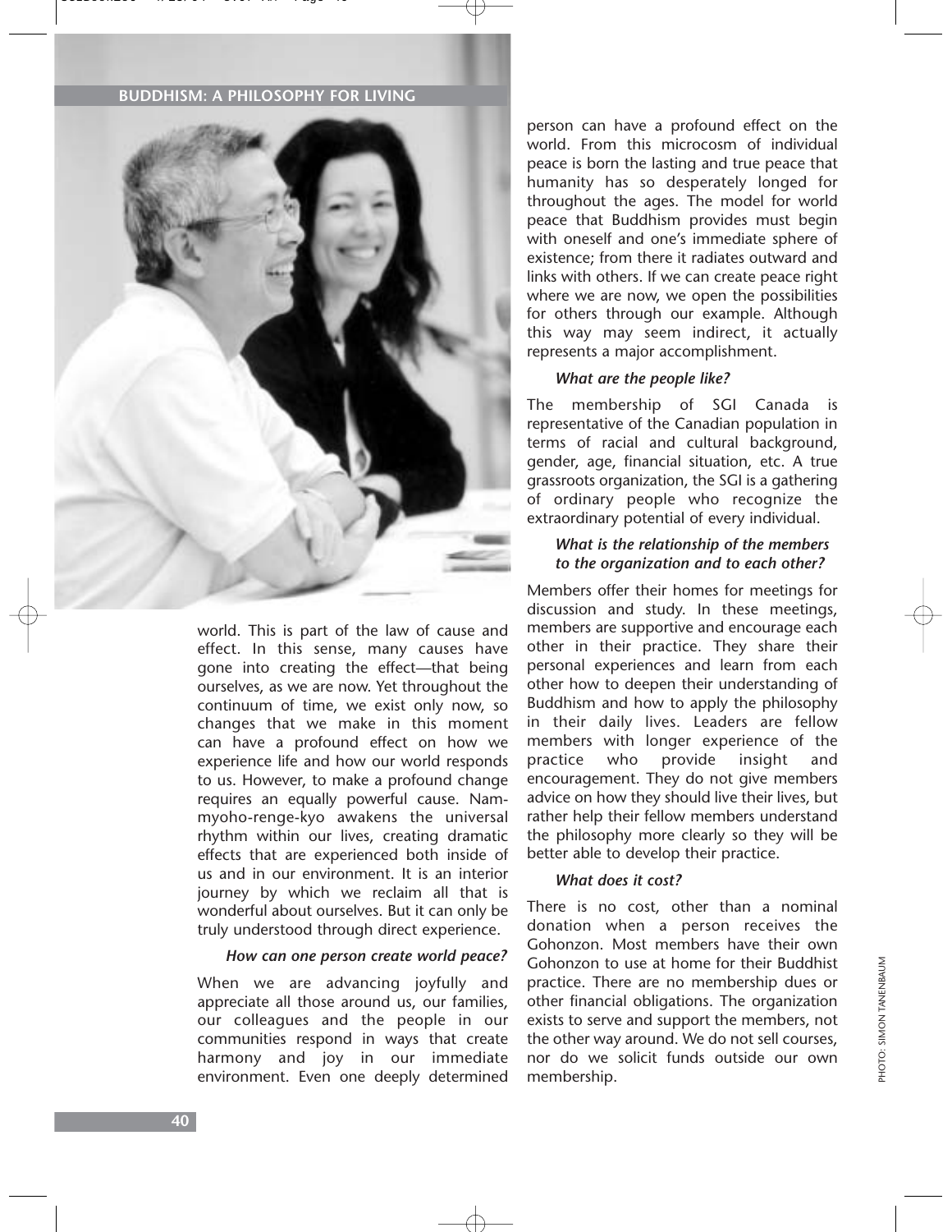world. This is part of the law of cause and effect. In this sense, many causes have gone into creating the effect—that being ourselves, as we are now. Yet throughout the continuum of time, we exist only now, so changes that we make in this moment can have a profound effect on how we experience life and how our world responds to us. However, to make a profound change requires an equally powerful cause. Nam-myoho-renge-kyo awakens the universal rhythm within our lives, creating dramatic effects that are experienced both inside of us and in our environment. It is an interior journey by which we reclaim all that is wonderful about ourselves. But it can only be truly understood through direct experience.

### *How can one person create world peace?*

When we are advancing joyfully and appreciate all those around us, our families, our colleagues and the people in our communities respond in ways that create harmony and joy in our immediate environment. Even one deeply determined person can have a profound effect on the world. From this microcosm of individual peace is born the lasting and true peace that humanity has so desperately longed for throughout the ages. The model for world peace that Buddhism provides must begin with oneself and one's immediate sphere of existence; from there it radiates outward and links with others. If we can create peace right where we are now, we open the possibilities for others through our example. Although this way may seem indirect, it actually represents a major accomplishment.

### *What are the people like?*

The membership of SGI Canada is representative of the Canadian population in terms of racial and cultural background, gender, age, financial situation, etc. A true grassroots organization, the SGI is a gathering of ordinary people who recognize the extraordinary potential of every individual.

### *What is the relationship of the members to the organization and to each other?*

Members offer their homes for meetings for discussion and study. In these meetings, members are supportive and encourage each other in their practice. They share their personal experiences and learn from each other how to deepen their understanding of Buddhism and how to apply the philosophy in their daily lives. Leaders are fellow members with longer experience of the practice who provide insight and encouragement. They do not give members advice on how they should live their lives, but rather help their fellow members understand the philosophy more clearly so they will be better able to develop their practice.

### *What does it cost?*

There is no cost, other than a nominal donation when a person receives the Gohonzon. Most members have their own Gohonzon to use at home for their Buddhist practice. There are no membership dues or other financial obligations. The organization exists to serve and support the members, not the other way around. We do not sell courses, nor do we solicit funds outside our own membership.

PHOTO: SIMON TANENBAUM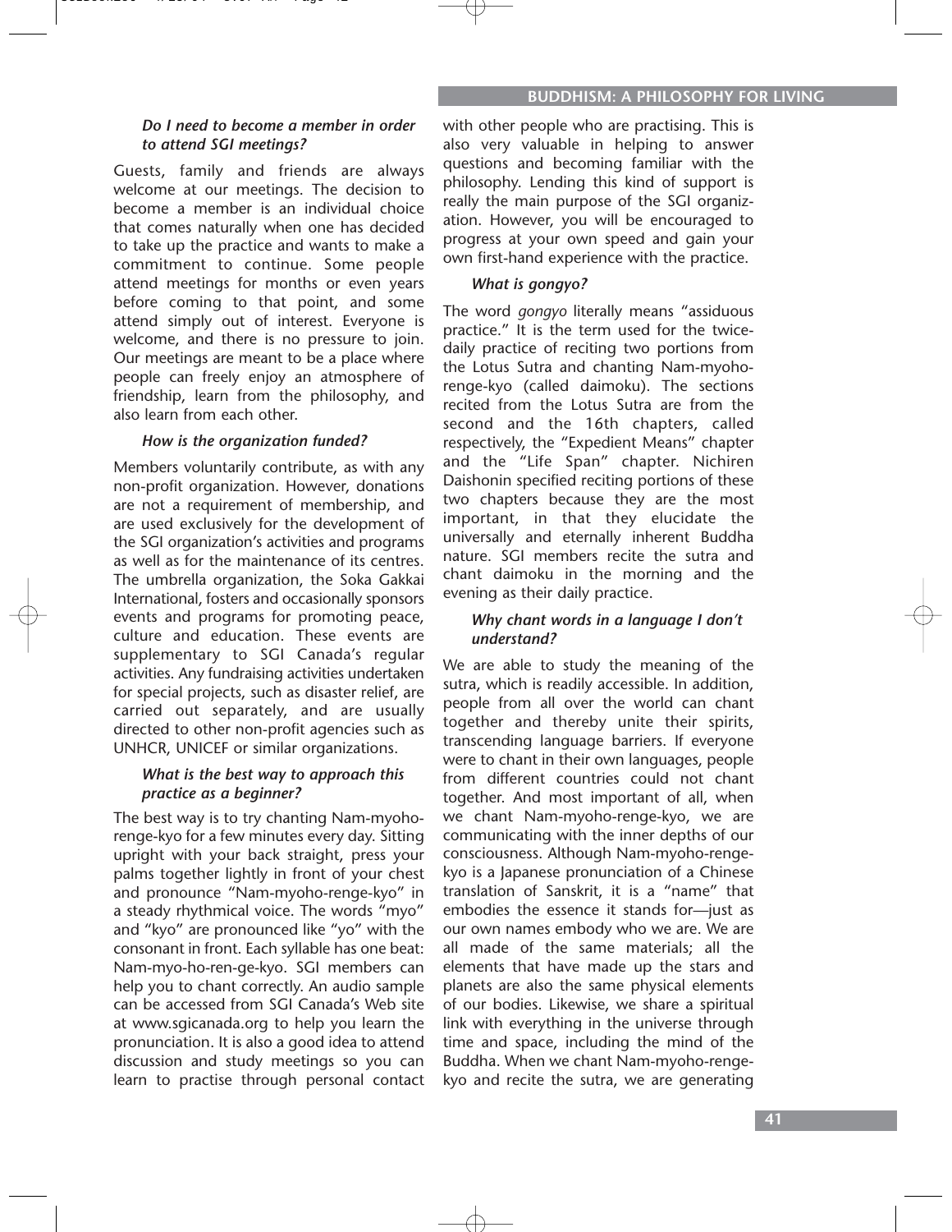### *Do I need to become a member in order to attend SGI meetings?*

Guests, family and friends are always welcome at our meetings. The decision to become a member is an individual choice that comes naturally when one has decided to take up the practice and wants to make a commitment to continue. Some people attend meetings for months or even years before coming to that point, and some attend simply out of interest. Everyone is welcome, and there is no pressure to join. Our meetings are meant to be a place where people can freely enjoy an atmosphere of friendship, learn from the philosophy, and also learn from each other.

### *How is the organization funded?*

Members voluntarily contribute, as with any non-profit organization. However, donations are not a requirement of membership, and are used exclusively for the development of the SGI organization's activities and programs as well as for the maintenance of its centres. The umbrella organization, the Soka Gakkai International, fosters and occasionally sponsors events and programs for promoting peace, culture and education. These events are supplementary to SGI Canada's regular activities. Any fundraising activities undertaken for special projects, such as disaster relief, are carried out separately, and are usually directed to other non-profit agencies such as UNHCR, UNICEF or similar organizations.

### *What is the best way to approach this practice as a beginner?*

The best way is to try chanting Nam-myoho-renge-kyo for a few minutes every day. Sitting upright with your back straight, press your palms together lightly in front of your chest and pronounce "Nam-myoho-renge-kyo" in a steady rhythmical voice. The words "myo" and "kyo" are pronounced like "yo" with the consonant in front. Each syllable has one beat: Nam-myo-ho-ren-ge-kyo. SGI members can help you to chant correctly. An audio sample can be accessed from SGI Canada's Web site at www.sgicanada.org to help you learn the pronunciation. It is also a good idea to attend discussion and study meetings so you can learn to practise through personal contact with other people who are practising. This is also very valuable in helping to answer questions and becoming familiar with the philosophy. Lending this kind of support is really the main purpose of the SGI organization. However, you will be encouraged to progress at your own speed and gain your own first-hand experience with the practice.

### *What is gongyo?*

The word *gongyo* literally means "assiduous practice." It is the term used for the twice-daily practice of reciting two portions from the Lotus Sutra and chanting Nam-myoho-renge-kyo (called daimoku). The sections recited from the Lotus Sutra are from the second and the 16th chapters, called respectively, the "Expedient Means" chapter and the "Life Span" chapter. Nichiren Daishonin specified reciting portions of these two chapters because they are the most important, in that they elucidate the universally and eternally inherent Buddha nature. SGI members recite the sutra and chant daimoku in the morning and the evening as their daily practice.

### *Why chant words in a language I don't understand?*

We are able to study the meaning of the sutra, which is readily accessible. In addition, people from all over the world can chant together and thereby unite their spirits, transcending language barriers. If everyone were to chant in their own languages, people from different countries could not chant together. And most important of all, when we chant Nam-myoho-renge-kyo, we are communicating with the inner depths of our consciousness. Although Nam-myoho-renge-kyo is a Japanese pronunciation of a Chinese translation of Sanskrit, it is a "name" that embodies the essence it stands for—just as our own names embody who we are. We are all made of the same materials; all the elements that have made up the stars and planets are also the same physical elements of our bodies. Likewise, we share a spiritual link with everything in the universe through time and space, including the mind of the Buddha. When we chant Nam-myoho-renge-kyo and recite the sutra, we are generating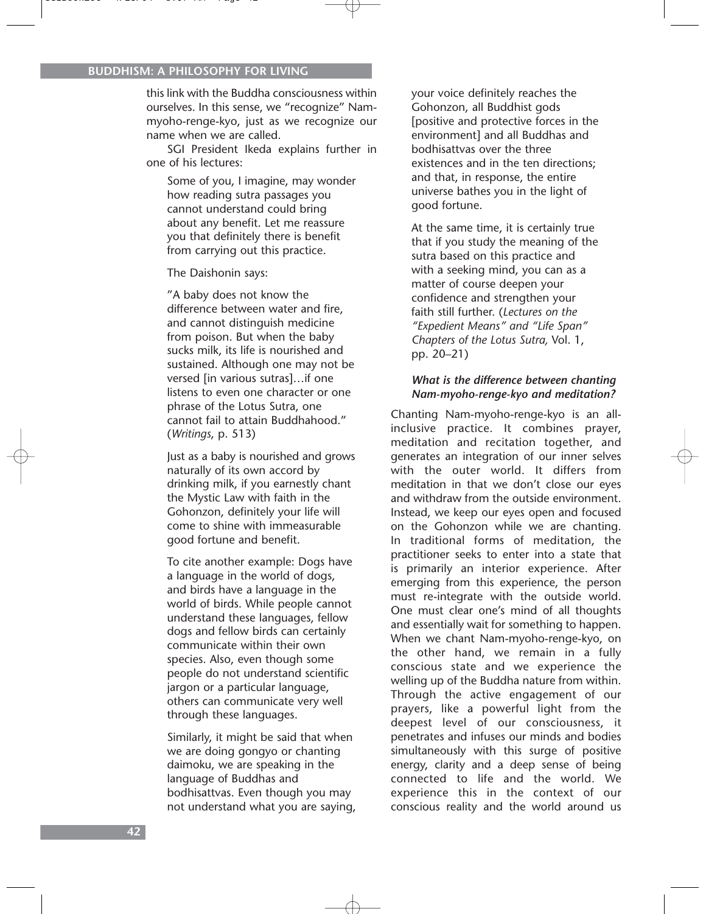this link with the Buddha consciousness within ourselves. In this sense, we "recognize" Nam-myoho-renge-kyo, just as we recognize our name when we are called.

SGI President Ikeda explains further in one of his lectures:

> Some of you, I imagine, may wonder how reading sutra passages you cannot understand could bring about any benefit. Let me reassure you that definitely there is benefit from carrying out this practice.
>
> The Daishonin says:
>
> "A baby does not know the difference between water and fire, and cannot distinguish medicine from poison. But when the baby sucks milk, its life is nourished and sustained. Although one may not be versed [in various sutras]…if one listens to even one character or one phrase of the Lotus Sutra, one cannot fail to attain Buddhahood." (*Writings*, p. 513)
>
> Just as a baby is nourished and grows naturally of its own accord by drinking milk, if you earnestly chant the Mystic Law with faith in the Gohonzon, definitely your life will come to shine with immeasurable good fortune and benefit.
>
> To cite another example: Dogs have a language in the world of dogs, and birds have a language in the world of birds. While people cannot understand these languages, fellow dogs and fellow birds can certainly communicate within their own species. Also, even though some people do not understand scientific jargon or a particular language, others can communicate very well through these languages.
>
> Similarly, it might be said that when we are doing gongyo or chanting daimoku, we are speaking in the language of Buddhas and bodhisattvas. Even though you may not understand what you are saying, your voice definitely reaches the Gohonzon, all Buddhist gods [positive and protective forces in the environment] and all Buddhas and bodhisattvas over the three existences and in the ten directions; and that, in response, the entire universe bathes you in the light of good fortune.
>
> At the same time, it is certainly true that if you study the meaning of the sutra based on this practice and with a seeking mind, you can as a matter of course deepen your confidence and strengthen your faith still further. (*Lectures on the "Expedient Means" and "Life Span" Chapters of the Lotus Sutra,* Vol. 1, pp. 20–21)

***What is the difference between chanting Nam-myoho-renge-kyo and meditation?***

Chanting Nam-myoho-renge-kyo is an all-inclusive practice. It combines prayer, meditation and recitation together, and generates an integration of our inner selves with the outer world. It differs from meditation in that we don't close our eyes and withdraw from the outside environment. Instead, we keep our eyes open and focused on the Gohonzon while we are chanting. In traditional forms of meditation, the practitioner seeks to enter into a state that is primarily an interior experience. After emerging from this experience, the person must re-integrate with the outside world. One must clear one's mind of all thoughts and essentially wait for something to happen. When we chant Nam-myoho-renge-kyo, on the other hand, we remain in a fully conscious state and we experience the welling up of the Buddha nature from within. Through the active engagement of our prayers, like a powerful light from the deepest level of our consciousness, it penetrates and infuses our minds and bodies simultaneously with this surge of positive energy, clarity and a deep sense of being connected to life and the world. We experience this in the context of our conscious reality and the world around us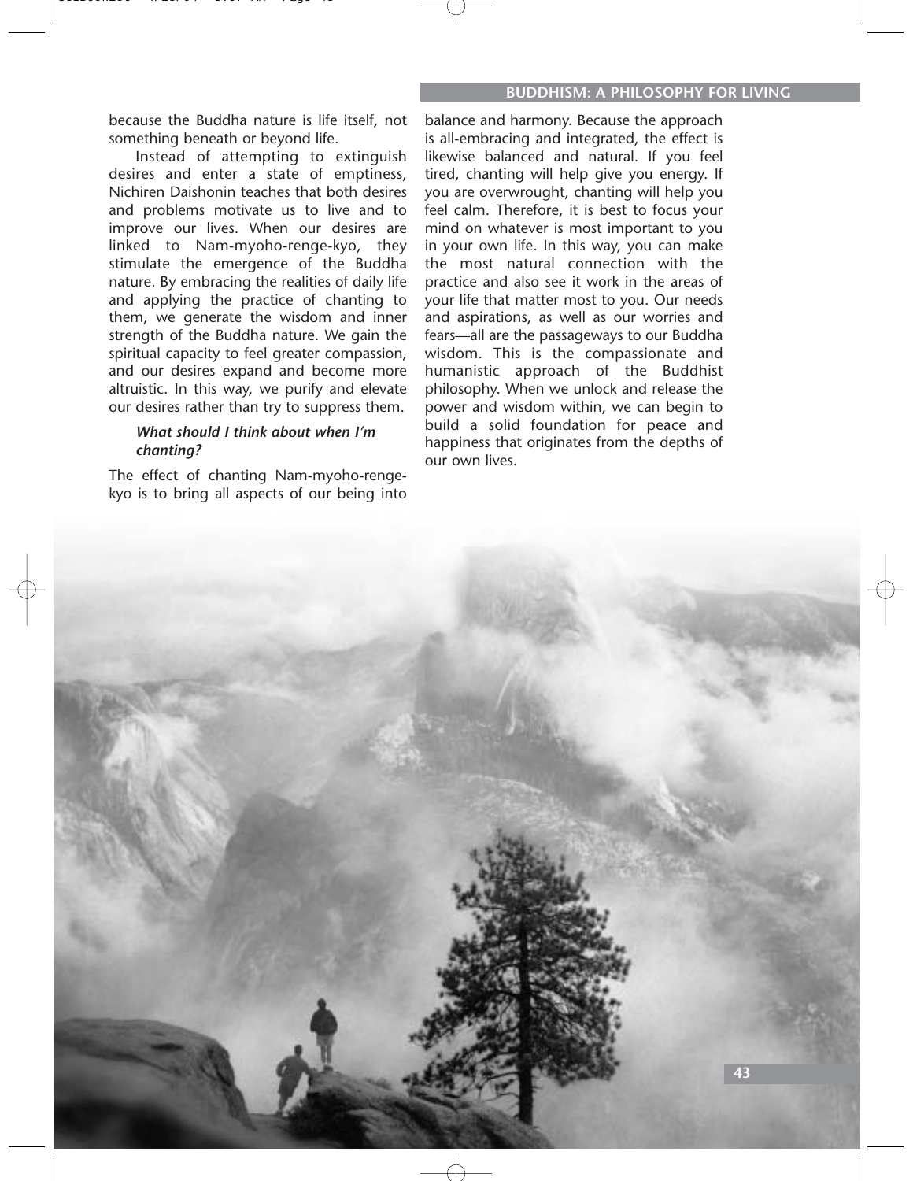because the Buddha nature is life itself, not something beneath or beyond life.

Instead of attempting to extinguish desires and enter a state of emptiness, Nichiren Daishonin teaches that both desires and problems motivate us to live and to improve our lives. When our desires are linked to Nam-myoho-renge-kyo, they stimulate the emergence of the Buddha nature. By embracing the realities of daily life and applying the practice of chanting to them, we generate the wisdom and inner strength of the Buddha nature. We gain the spiritual capacity to feel greater compassion, and our desires expand and become more altruistic. In this way, we purify and elevate our desires rather than try to suppress them.

### *What should I think about when I'm chanting?*

The effect of chanting Nam-myoho-renge-kyo is to bring all aspects of our being into balance and harmony. Because the approach is all-embracing and integrated, the effect is likewise balanced and natural. If you feel tired, chanting will help give you energy. If you are overwrought, chanting will help you feel calm. Therefore, it is best to focus your mind on whatever is most important to you in your own life. In this way, you can make the most natural connection with the practice and also see it work in the areas of your life that matter most to you. Our needs and aspirations, as well as our worries and fears—all are the passageways to our Buddha wisdom. This is the compassionate and humanistic approach of the Buddhist philosophy. When we unlock and release the power and wisdom within, we can begin to build a solid foundation for peace and happiness that originates from the depths of our own lives.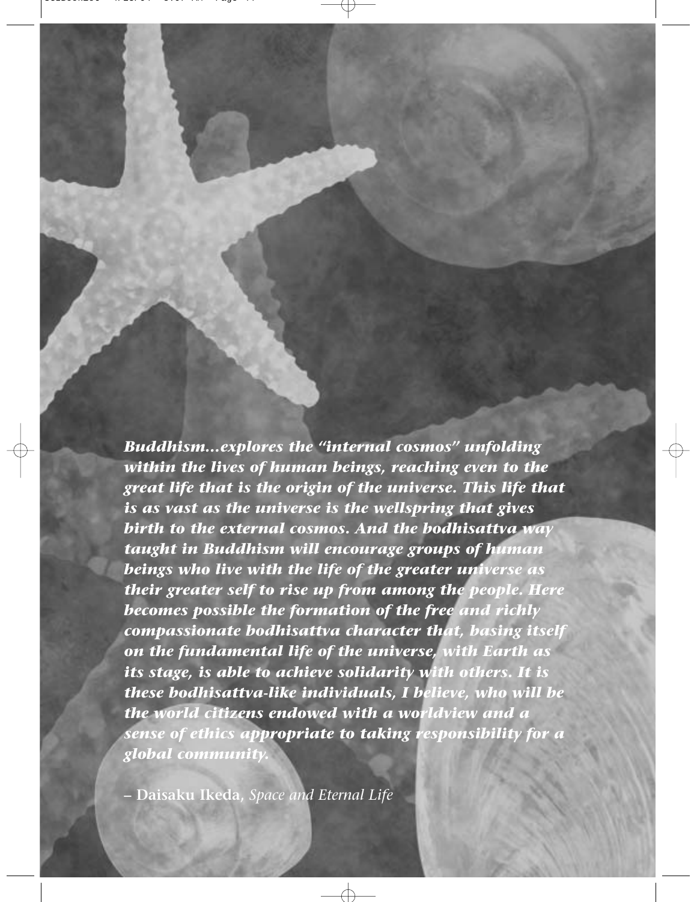***Buddhism...explores the "internal cosmos" unfolding within the lives of human beings, reaching even to the great life that is the origin of the universe. This life that is as vast as the universe is the wellspring that gives birth to the external cosmos. And the bodhisattva way taught in Buddhism will encourage groups of human beings who live with the life of the greater universe as their greater self to rise up from among the people. Here becomes possible the formation of the free and richly compassionate bodhisattva character that, basing itself on the fundamental life of the universe, with Earth as its stage, is able to achieve solidarity with others. It is these bodhisattva-like individuals, I believe, who will be the world citizens endowed with a worldview and a sense of ethics appropriate to taking responsibility for a global community.***

– **Daisaku Ikeda**, *Space and Eternal Life*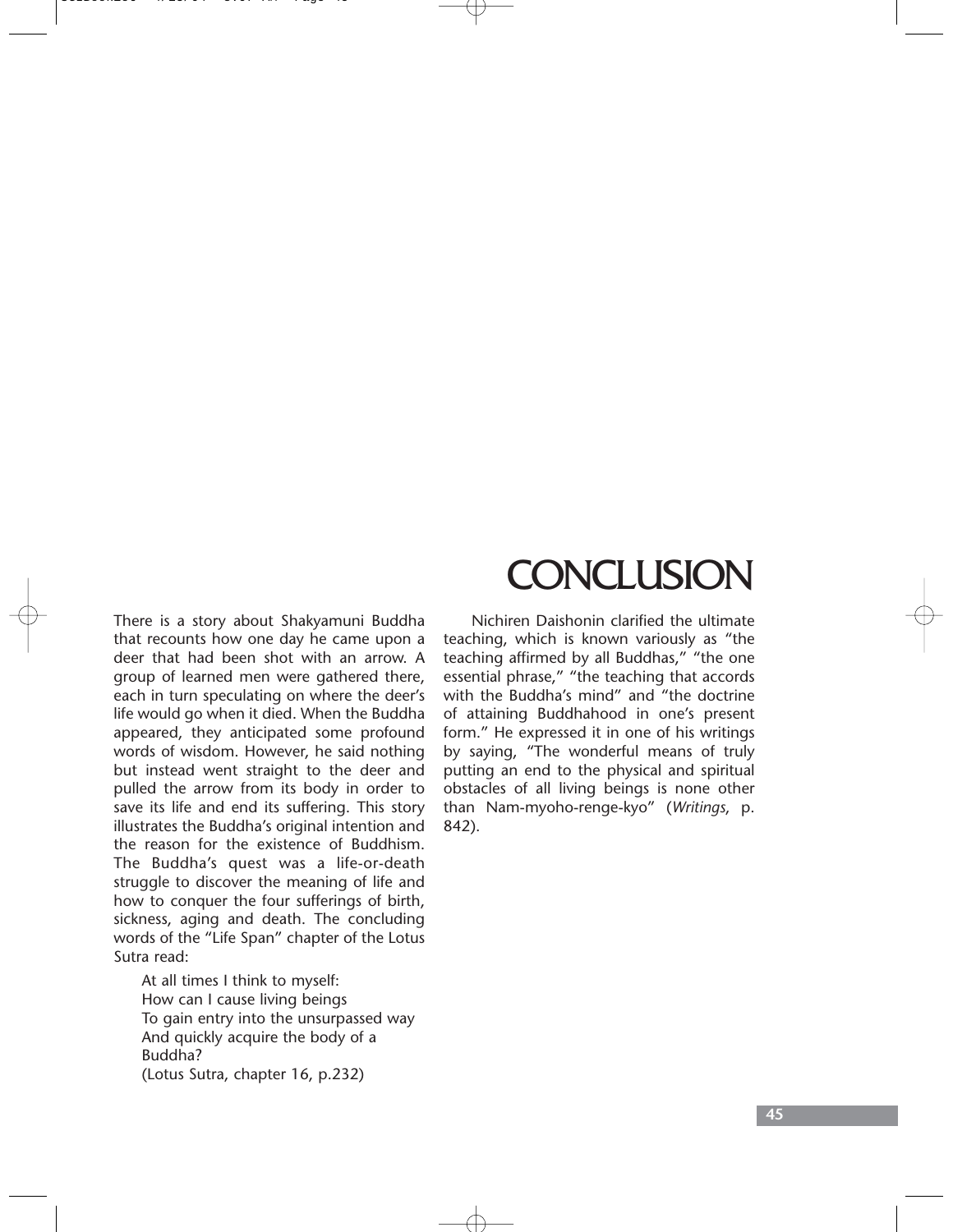# CONCLUSION

There is a story about Shakyamuni Buddha that recounts how one day he came upon a deer that had been shot with an arrow. A group of learned men were gathered there, each in turn speculating on where the deer's life would go when it died. When the Buddha appeared, they anticipated some profound words of wisdom. However, he said nothing but instead went straight to the deer and pulled the arrow from its body in order to save its life and end its suffering. This story illustrates the Buddha's original intention and the reason for the existence of Buddhism. The Buddha's quest was a life-or-death struggle to discover the meaning of life and how to conquer the four sufferings of birth, sickness, aging and death. The concluding words of the "Life Span" chapter of the Lotus Sutra read:

> At all times I think to myself:
> How can I cause living beings
> To gain entry into the unsurpassed way
> And quickly acquire the body of a Buddha?
> (Lotus Sutra, chapter 16, p.232)

Nichiren Daishonin clarified the ultimate teaching, which is known variously as "the teaching affirmed by all Buddhas," "the one essential phrase," "the teaching that accords with the Buddha's mind" and "the doctrine of attaining Buddhahood in one's present form." He expressed it in one of his writings by saying, "The wonderful means of truly putting an end to the physical and spiritual obstacles of all living beings is none other than Nam-myoho-renge-kyo" (*Writings*, p. 842).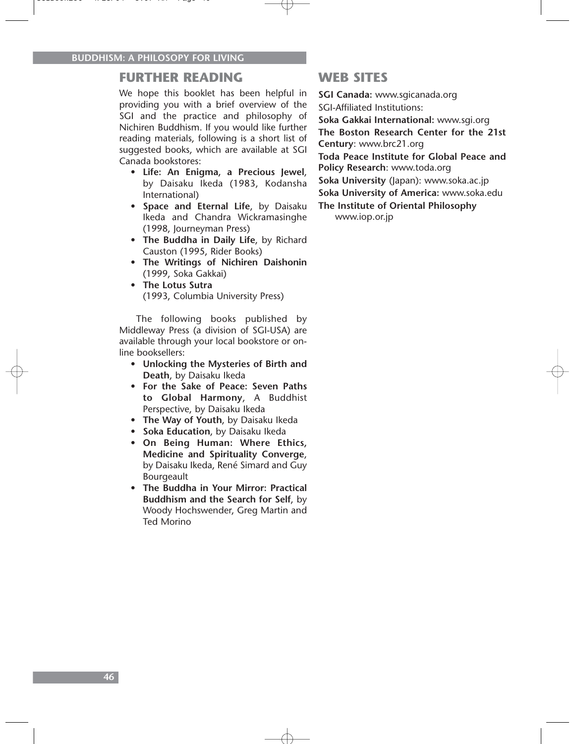## FURTHER READING

We hope this booklet has been helpful in providing you with a brief overview of the SGI and the practice and philosophy of Nichiren Buddhism. If you would like further reading materials, following is a short list of suggested books, which are available at SGI Canada bookstores:

- **Life: An Enigma, a Precious Jewel**, by Daisaku Ikeda (1983, Kodansha International)
- **Space and Eternal Life**, by Daisaku Ikeda and Chandra Wickramasinghe (1998, Journeyman Press)
- **The Buddha in Daily Life**, by Richard Causton (1995, Rider Books)
- **The Writings of Nichiren Daishonin** (1999, Soka Gakkai)
- **The Lotus Sutra** (1993, Columbia University Press)

The following books published by Middleway Press (a division of SGI-USA) are available through your local bookstore or on-line booksellers:

- **Unlocking the Mysteries of Birth and Death**, by Daisaku Ikeda
- **For the Sake of Peace: Seven Paths to Global Harmony**, A Buddhist Perspective, by Daisaku Ikeda
- **The Way of Youth**, by Daisaku Ikeda
- **Soka Education**, by Daisaku Ikeda
- **On Being Human: Where Ethics, Medicine and Spirituality Converge**, by Daisaku Ikeda, René Simard and Guy Bourgeault
- **The Buddha in Your Mirror: Practical Buddhism and the Search for Self**, by Woody Hochswender, Greg Martin and Ted Morino

## WEB SITES

**SGI Canada:** www.sgicanada.org

SGI-Affiliated Institutions:

**Soka Gakkai International:** www.sgi.org

**The Boston Research Center for the 21st Century**: www.brc21.org

**Toda Peace Institute for Global Peace and Policy Research**: www.toda.org

**Soka University** (Japan): www.soka.ac.jp

**Soka University of America:** www.soka.edu

**The Institute of Oriental Philosophy** www.iop.or.jp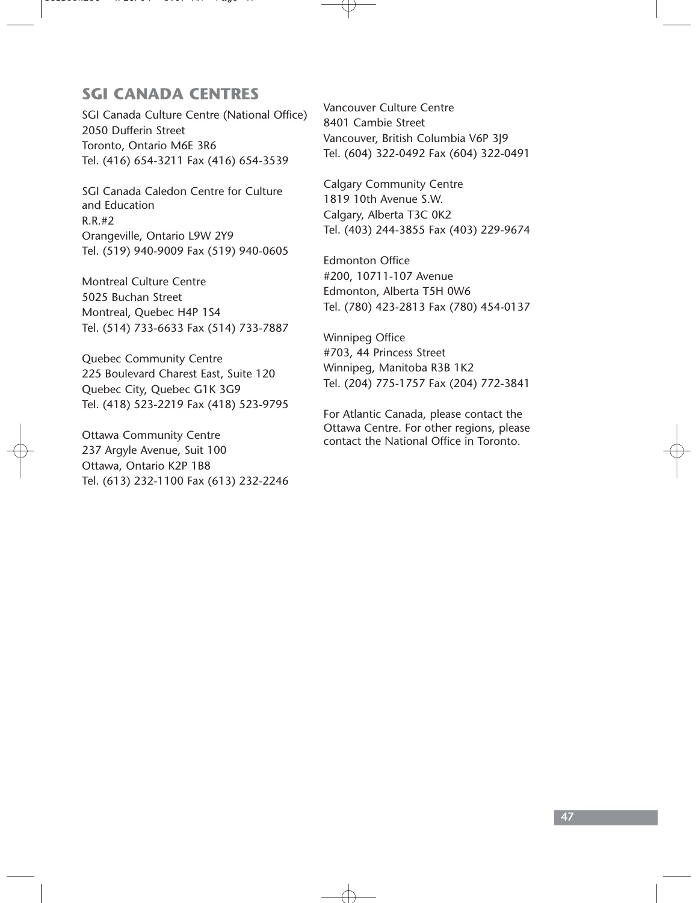## SGI CANADA CENTRES

SGI Canada Culture Centre (National Office)
2050 Dufferin Street
Toronto, Ontario M6E 3R6
Tel. (416) 654-3211 Fax (416) 654-3539

SGI Canada Caledon Centre for Culture and Education
R.R.#2
Orangeville, Ontario L9W 2Y9
Tel. (519) 940-9009 Fax (519) 940-0605

Montreal Culture Centre
5025 Buchan Street
Montreal, Quebec H4P 1S4
Tel. (514) 733-6633 Fax (514) 733-7887

Quebec Community Centre
225 Boulevard Charest East, Suite 120
Quebec City, Quebec G1K 3G9
Tel. (418) 523-2219 Fax (418) 523-9795

Ottawa Community Centre
237 Argyle Avenue, Suit 100
Ottawa, Ontario K2P 1B8
Tel. (613) 232-1100 Fax (613) 232-2246

Vancouver Culture Centre
8401 Cambie Street
Vancouver, British Columbia V6P 3J9
Tel. (604) 322-0492 Fax (604) 322-0491

Calgary Community Centre
1819 10th Avenue S.W.
Calgary, Alberta T3C 0K2
Tel. (403) 244-3855 Fax (403) 229-9674

Edmonton Office
#200, 10711-107 Avenue
Edmonton, Alberta T5H 0W6
Tel. (780) 423-2813 Fax (780) 454-0137

Winnipeg Office
#703, 44 Princess Street
Winnipeg, Manitoba R3B 1K2
Tel. (204) 775-1757 Fax (204) 772-3841

For Atlantic Canada, please contact the Ottawa Centre. For other regions, please contact the National Office in Toronto.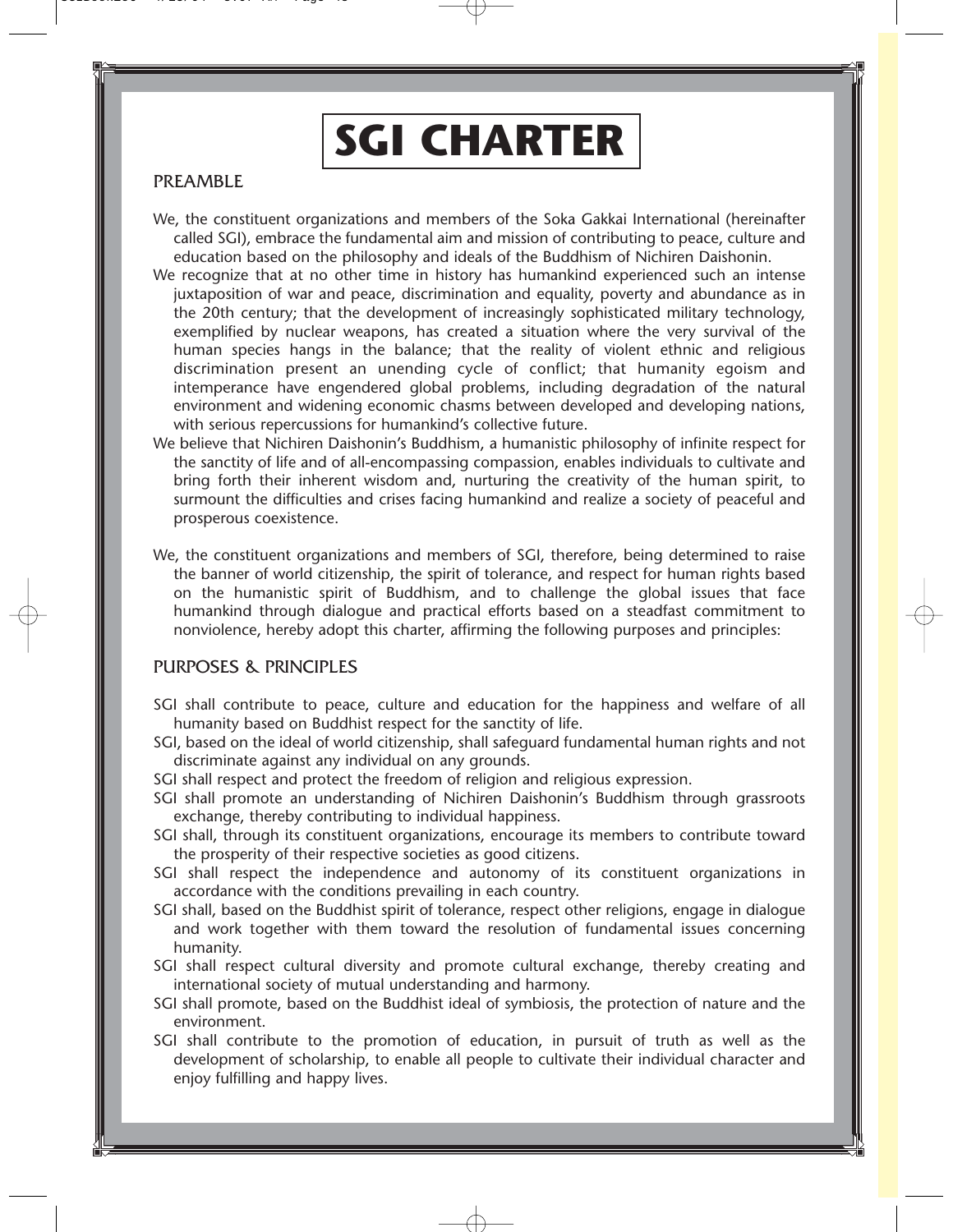# SGI CHARTER

## PREAMBLE

We, the constituent organizations and members of the Soka Gakkai International (hereinafter called SGI), embrace the fundamental aim and mission of contributing to peace, culture and education based on the philosophy and ideals of the Buddhism of Nichiren Daishonin.

We recognize that at no other time in history has humankind experienced such an intense juxtaposition of war and peace, discrimination and equality, poverty and abundance as in the 20th century; that the development of increasingly sophisticated military technology, exemplified by nuclear weapons, has created a situation where the very survival of the human species hangs in the balance; that the reality of violent ethnic and religious discrimination present an unending cycle of conflict; that humanity egoism and intemperance have engendered global problems, including degradation of the natural environment and widening economic chasms between developed and developing nations, with serious repercussions for humankind's collective future.

We believe that Nichiren Daishonin's Buddhism, a humanistic philosophy of infinite respect for the sanctity of life and of all-encompassing compassion, enables individuals to cultivate and bring forth their inherent wisdom and, nurturing the creativity of the human spirit, to surmount the difficulties and crises facing humankind and realize a society of peaceful and prosperous coexistence.

We, the constituent organizations and members of SGI, therefore, being determined to raise the banner of world citizenship, the spirit of tolerance, and respect for human rights based on the humanistic spirit of Buddhism, and to challenge the global issues that face humankind through dialogue and practical efforts based on a steadfast commitment to nonviolence, hereby adopt this charter, affirming the following purposes and principles:

## PURPOSES & PRINCIPLES

SGI shall contribute to peace, culture and education for the happiness and welfare of all humanity based on Buddhist respect for the sanctity of life.

SGI, based on the ideal of world citizenship, shall safeguard fundamental human rights and not discriminate against any individual on any grounds.

SGI shall respect and protect the freedom of religion and religious expression.

SGI shall promote an understanding of Nichiren Daishonin's Buddhism through grassroots exchange, thereby contributing to individual happiness.

SGI shall, through its constituent organizations, encourage its members to contribute toward the prosperity of their respective societies as good citizens.

SGI shall respect the independence and autonomy of its constituent organizations in accordance with the conditions prevailing in each country.

SGI shall, based on the Buddhist spirit of tolerance, respect other religions, engage in dialogue and work together with them toward the resolution of fundamental issues concerning humanity.

SGI shall respect cultural diversity and promote cultural exchange, thereby creating and international society of mutual understanding and harmony.

SGI shall promote, based on the Buddhist ideal of symbiosis, the protection of nature and the environment.

SGI shall contribute to the promotion of education, in pursuit of truth as well as the development of scholarship, to enable all people to cultivate their individual character and enjoy fulfilling and happy lives.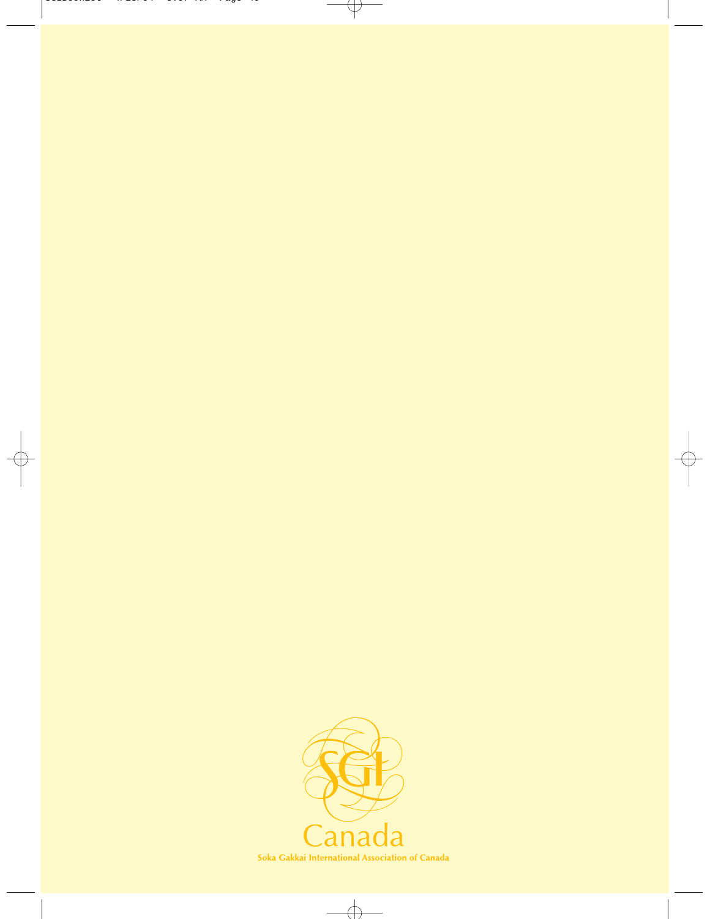Canada

Soka Gakkai International Association of Canada